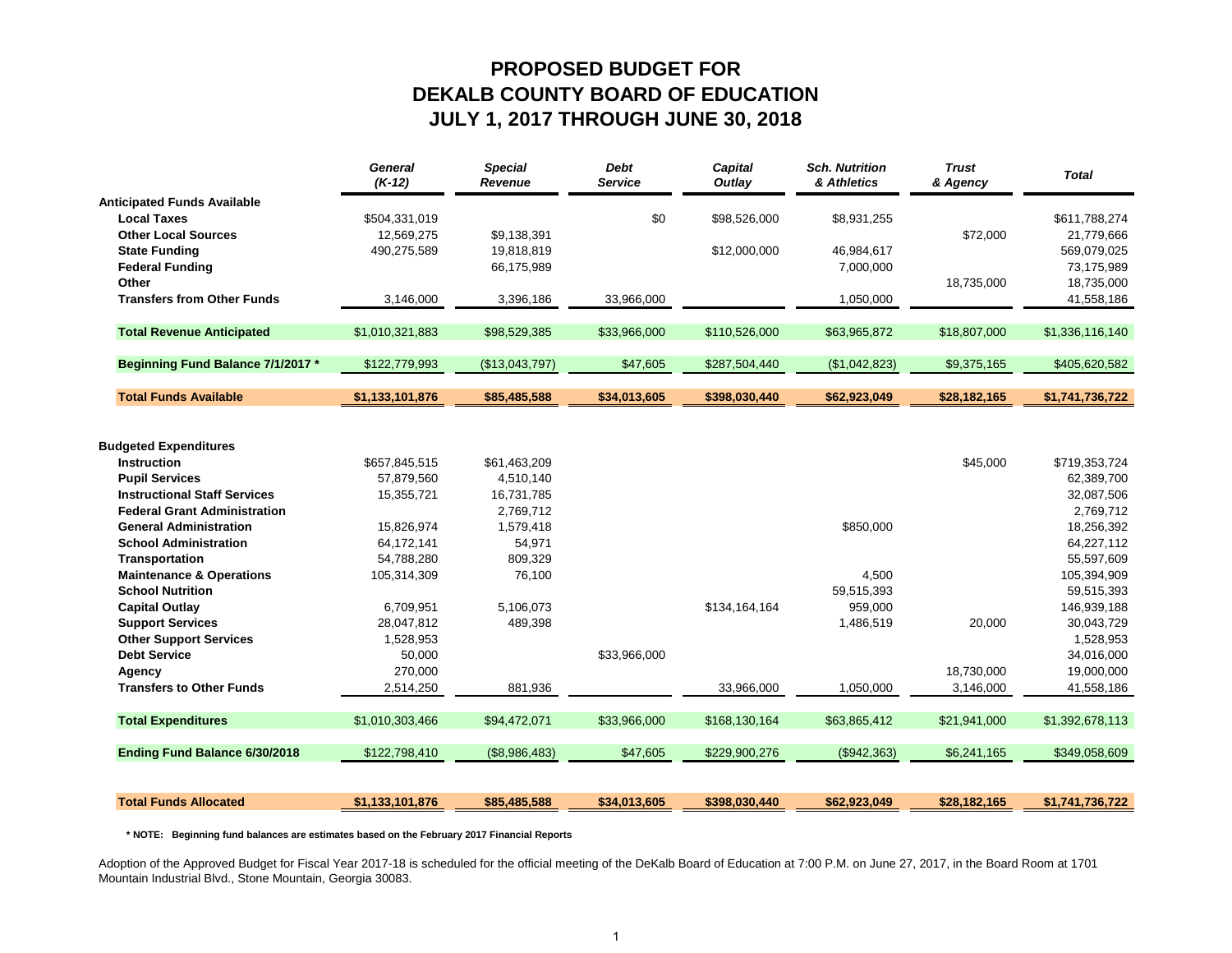# PROPOSED BUDGET FOR
# DEKALB COUNTY BOARD OF EDUCATION
# JULY 1, 2017 THROUGH JUNE 30, 2018

| | *General (K-12)* | *Special Revenue* | *Debt Service* | *Capital Outlay* | *Sch. Nutrition & Athletics* | *Trust & Agency* | *Total* |
|---|---|---|---|---|---|---|---|
| **Anticipated Funds Available** | | | | | | | |
| **Local Taxes** | $504,331,019 | | $0 | $98,526,000 | $8,931,255 | | $611,788,274 |
| **Other Local Sources** | 12,569,275 | $9,138,391 | | | | $72,000 | 21,779,666 |
| **State Funding** | 490,275,589 | 19,818,819 | | $12,000,000 | 46,984,617 | | 569,079,025 |
| **Federal Funding** | | 66,175,989 | | | 7,000,000 | | 73,175,989 |
| **Other** | | | | | | 18,735,000 | 18,735,000 |
| **Transfers from Other Funds** | 3,146,000 | 3,396,186 | 33,966,000 | | 1,050,000 | | 41,558,186 |
| **Total Revenue Anticipated** | $1,010,321,883 | $98,529,385 | $33,966,000 | $110,526,000 | $63,965,872 | $18,807,000 | $1,336,116,140 |
| **Beginning Fund Balance 7/1/2017 *** | $122,779,993 | ($13,043,797) | $47,605 | $287,504,440 | ($1,042,823) | $9,375,165 | $405,620,582 |
| **Total Funds Available** | **$1,133,101,876** | **$85,485,588** | **$34,013,605** | **$398,030,440** | **$62,923,049** | **$28,182,165** | **$1,741,736,722** |
| **Budgeted Expenditures** | | | | | | | |
| **Instruction** | $657,845,515 | $61,463,209 | | | | $45,000 | $719,353,724 |
| **Pupil Services** | 57,879,560 | 4,510,140 | | | | | 62,389,700 |
| **Instructional Staff Services** | 15,355,721 | 16,731,785 | | | | | 32,087,506 |
| **Federal Grant Administration** | | 2,769,712 | | | | | 2,769,712 |
| **General Administration** | 15,826,974 | 1,579,418 | | | $850,000 | | 18,256,392 |
| **School Administration** | 64,172,141 | 54,971 | | | | | 64,227,112 |
| **Transportation** | 54,788,280 | 809,329 | | | | | 55,597,609 |
| **Maintenance & Operations** | 105,314,309 | 76,100 | | | 4,500 | | 105,394,909 |
| **School Nutrition** | | | | | 59,515,393 | | 59,515,393 |
| **Capital Outlay** | 6,709,951 | 5,106,073 | | $134,164,164 | 959,000 | | 146,939,188 |
| **Support Services** | 28,047,812 | 489,398 | | | 1,486,519 | 20,000 | 30,043,729 |
| **Other Support Services** | 1,528,953 | | | | | | 1,528,953 |
| **Debt Service** | 50,000 | | $33,966,000 | | | | 34,016,000 |
| **Agency** | 270,000 | | | | | 18,730,000 | 19,000,000 |
| **Transfers to Other Funds** | 2,514,250 | 881,936 | | 33,966,000 | 1,050,000 | 3,146,000 | 41,558,186 |
| **Total Expenditures** | $1,010,303,466 | $94,472,071 | $33,966,000 | $168,130,164 | $63,865,412 | $21,941,000 | $1,392,678,113 |
| **Ending Fund Balance 6/30/2018** | $122,798,410 | ($8,986,483) | $47,605 | $229,900,276 | ($942,363) | $6,241,165 | $349,058,609 |
| **Total Funds Allocated** | **$1,133,101,876** | **$85,485,588** | **$34,013,605** | **$398,030,440** | **$62,923,049** | **$28,182,165** | **$1,741,736,722** |

**\* NOTE: Beginning fund balances are estimates based on the February 2017 Financial Reports**

Adoption of the Approved Budget for Fiscal Year 2017-18 is scheduled for the official meeting of the DeKalb Board of Education at 7:00 P.M. on June 27, 2017, in the Board Room at 1701 Mountain Industrial Blvd., Stone Mountain, Georgia 30083.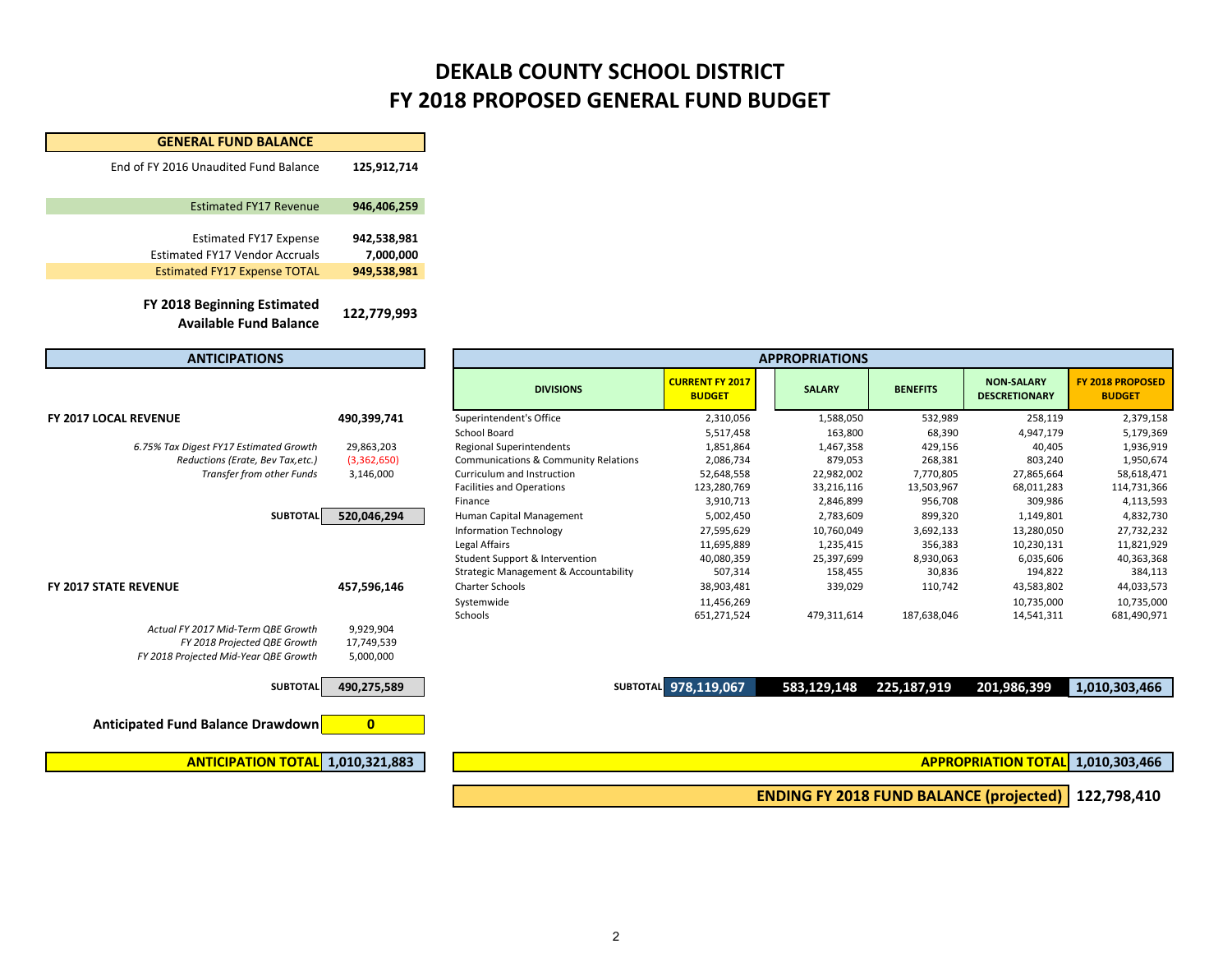# DEKALB COUNTY SCHOOL DISTRICT
# FY 2018 PROPOSED GENERAL FUND BUDGET

| GENERAL FUND BALANCE | |
|---|---|
| End of FY 2016 Unaudited Fund Balance | **125,912,714** |
| Estimated FY17 Revenue | **946,406,259** |
| Estimated FY17 Expense | **942,538,981** |
| Estimated FY17 Vendor Accruals | **7,000,000** |
| Estimated FY17 Expense TOTAL | **949,538,981** |
| **FY 2018 Beginning Estimated Available Fund Balance** | **122,779,993** |

## ANTICIPATIONS

| | |
|---|---|
| **FY 2017 LOCAL REVENUE** | **490,399,741** |
| *6.75% Tax Digest FY17 Estimated Growth* | 29,863,203 |
| *Reductions (Erate, Bev Tax,etc.)* | (3,362,650) |
| *Transfer from other Funds* | 3,146,000 |
| **SUBTOTAL** | **520,046,294** |
| **FY 2017 STATE REVENUE** | **457,596,146** |
| *Actual FY 2017 Mid-Term QBE Growth* | 9,929,904 |
| *FY 2018 Projected QBE Growth* | 17,749,539 |
| *FY 2018 Projected Mid-Year QBE Growth* | 5,000,000 |
| **SUBTOTAL** | **490,275,589** |
| **Anticipated Fund Balance Drawdown** | **0** |
| **ANTICIPATION TOTAL** | **1,010,321,883** |

## APPROPRIATIONS

| DIVISIONS | CURRENT FY 2017 BUDGET | SALARY | BENEFITS | NON-SALARY DESCRETIONARY | FY 2018 PROPOSED BUDGET |
|---|---|---|---|---|---|
| Superintendent's Office | 2,310,056 | 1,588,050 | 532,989 | 258,119 | 2,379,158 |
| School Board | 5,517,458 | 163,800 | 68,390 | 4,947,179 | 5,179,369 |
| Regional Superintendents | 1,851,864 | 1,467,358 | 429,156 | 40,405 | 1,936,919 |
| Communications & Community Relations | 2,086,734 | 879,053 | 268,381 | 803,240 | 1,950,674 |
| Curriculum and Instruction | 52,648,558 | 22,982,002 | 7,770,805 | 27,865,664 | 58,618,471 |
| Facilities and Operations | 123,280,769 | 33,216,116 | 13,503,967 | 68,011,283 | 114,731,366 |
| Finance | 3,910,713 | 2,846,899 | 956,708 | 309,986 | 4,113,593 |
| Human Capital Management | 5,002,450 | 2,783,609 | 899,320 | 1,149,801 | 4,832,730 |
| Information Technology | 27,595,629 | 10,760,049 | 3,692,133 | 13,280,050 | 27,732,232 |
| Legal Affairs | 11,695,889 | 1,235,415 | 356,383 | 10,230,131 | 11,821,929 |
| Student Support & Intervention | 40,080,359 | 25,397,699 | 8,930,063 | 6,035,606 | 40,363,368 |
| Strategic Management & Accountability | 507,314 | 158,455 | 30,836 | 194,822 | 384,113 |
| Charter Schools | 38,903,481 | 339,029 | 110,742 | 43,583,802 | 44,033,573 |
| Systemwide | 11,456,269 | | | 10,735,000 | 10,735,000 |
| Schools | 651,271,524 | 479,311,614 | 187,638,046 | 14,541,311 | 681,490,971 |
| **SUBTOTAL** | **978,119,067** | **583,129,148** | **225,187,919** | **201,986,399** | **1,010,303,466** |
| **APPROPRIATION TOTAL** | | | | | **1,010,303,466** |
| **ENDING FY 2018 FUND BALANCE (projected)** | | | | | **122,798,410** |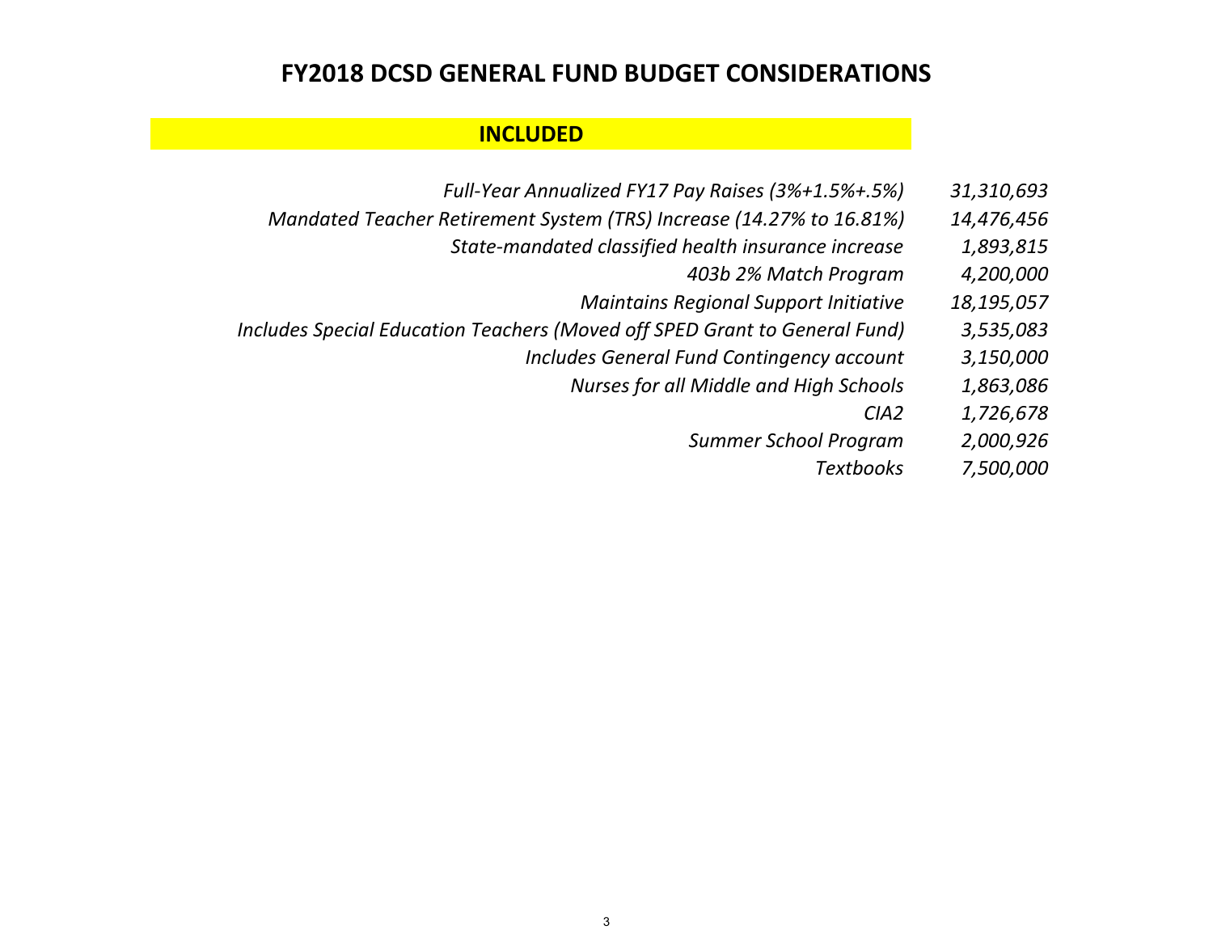# FY2018 DCSD GENERAL FUND BUDGET CONSIDERATIONS

## INCLUDED

| Item | Amount |
| --- | --- |
| *Full-Year Annualized FY17 Pay Raises (3%+1.5%+.5%)* | *31,310,693* |
| *Mandated Teacher Retirement System (TRS) Increase (14.27% to 16.81%)* | *14,476,456* |
| *State-mandated classified health insurance increase* | *1,893,815* |
| *403b 2% Match Program* | *4,200,000* |
| *Maintains Regional Support Initiative* | *18,195,057* |
| *Includes Special Education Teachers (Moved off SPED Grant to General Fund)* | *3,535,083* |
| *Includes General Fund Contingency account* | *3,150,000* |
| *Nurses for all Middle and High Schools* | *1,863,086* |
| *CIA2* | *1,726,678* |
| *Summer School Program* | *2,000,926* |
| *Textbooks* | *7,500,000* |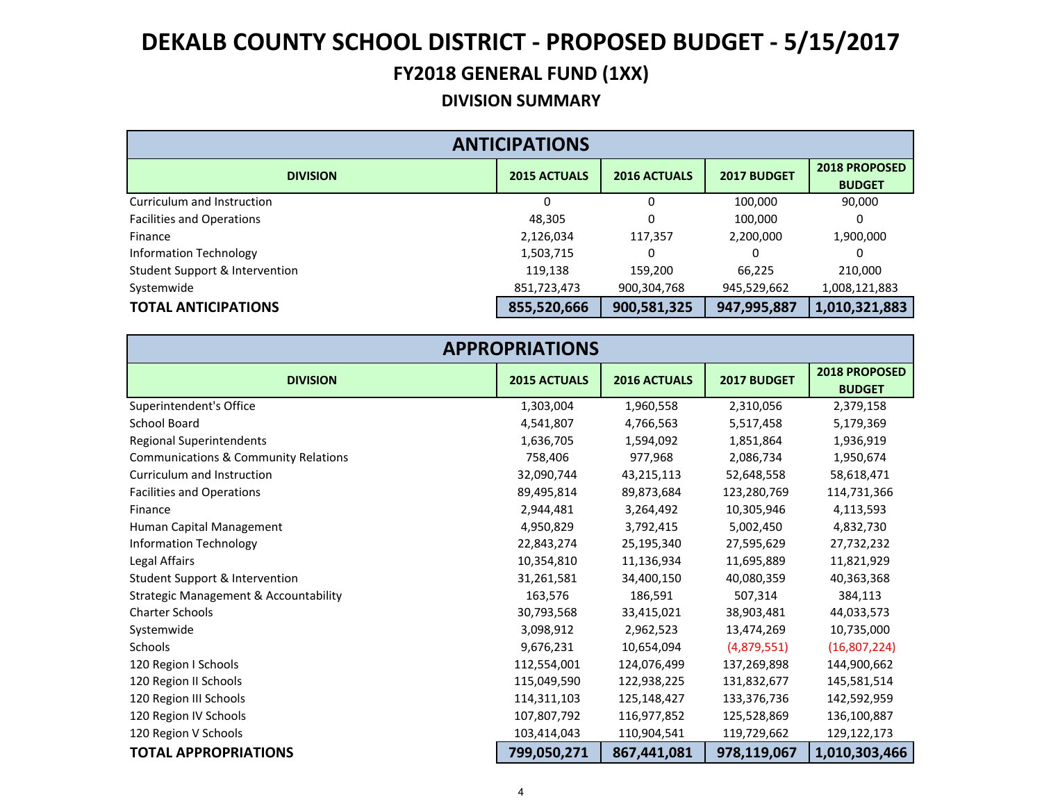# DEKALB COUNTY SCHOOL DISTRICT - PROPOSED BUDGET - 5/15/2017

## FY2018 GENERAL FUND (1XX)

### DIVISION SUMMARY

| ANTICIPATIONS | | | | |
|---|---|---|---|---|
| **DIVISION** | **2015 ACTUALS** | **2016 ACTUALS** | **2017 BUDGET** | **2018 PROPOSED BUDGET** |
| Curriculum and Instruction | 0 | 0 | 100,000 | 90,000 |
| Facilities and Operations | 48,305 | 0 | 100,000 | 0 |
| Finance | 2,126,034 | 117,357 | 2,200,000 | 1,900,000 |
| Information Technology | 1,503,715 | 0 | 0 | 0 |
| Student Support & Intervention | 119,138 | 159,200 | 66,225 | 210,000 |
| Systemwide | 851,723,473 | 900,304,768 | 945,529,662 | 1,008,121,883 |
| **TOTAL ANTICIPATIONS** | **855,520,666** | **900,581,325** | **947,995,887** | **1,010,321,883** |

| APPROPRIATIONS | | | | |
|---|---|---|---|---|
| **DIVISION** | **2015 ACTUALS** | **2016 ACTUALS** | **2017 BUDGET** | **2018 PROPOSED BUDGET** |
| Superintendent's Office | 1,303,004 | 1,960,558 | 2,310,056 | 2,379,158 |
| School Board | 4,541,807 | 4,766,563 | 5,517,458 | 5,179,369 |
| Regional Superintendents | 1,636,705 | 1,594,092 | 1,851,864 | 1,936,919 |
| Communications & Community Relations | 758,406 | 977,968 | 2,086,734 | 1,950,674 |
| Curriculum and Instruction | 32,090,744 | 43,215,113 | 52,648,558 | 58,618,471 |
| Facilities and Operations | 89,495,814 | 89,873,684 | 123,280,769 | 114,731,366 |
| Finance | 2,944,481 | 3,264,492 | 10,305,946 | 4,113,593 |
| Human Capital Management | 4,950,829 | 3,792,415 | 5,002,450 | 4,832,730 |
| Information Technology | 22,843,274 | 25,195,340 | 27,595,629 | 27,732,232 |
| Legal Affairs | 10,354,810 | 11,136,934 | 11,695,889 | 11,821,929 |
| Student Support & Intervention | 31,261,581 | 34,400,150 | 40,080,359 | 40,363,368 |
| Strategic Management & Accountability | 163,576 | 186,591 | 507,314 | 384,113 |
| Charter Schools | 30,793,568 | 33,415,021 | 38,903,481 | 44,033,573 |
| Systemwide | 3,098,912 | 2,962,523 | 13,474,269 | 10,735,000 |
| Schools | 9,676,231 | 10,654,094 | (4,879,551) | (16,807,224) |
| 120 Region I Schools | 112,554,001 | 124,076,499 | 137,269,898 | 144,900,662 |
| 120 Region II Schools | 115,049,590 | 122,938,225 | 131,832,677 | 145,581,514 |
| 120 Region III Schools | 114,311,103 | 125,148,427 | 133,376,736 | 142,592,959 |
| 120 Region IV Schools | 107,807,792 | 116,977,852 | 125,528,869 | 136,100,887 |
| 120 Region V Schools | 103,414,043 | 110,904,541 | 119,729,662 | 129,122,173 |
| **TOTAL APPROPRIATIONS** | **799,050,271** | **867,441,081** | **978,119,067** | **1,010,303,466** |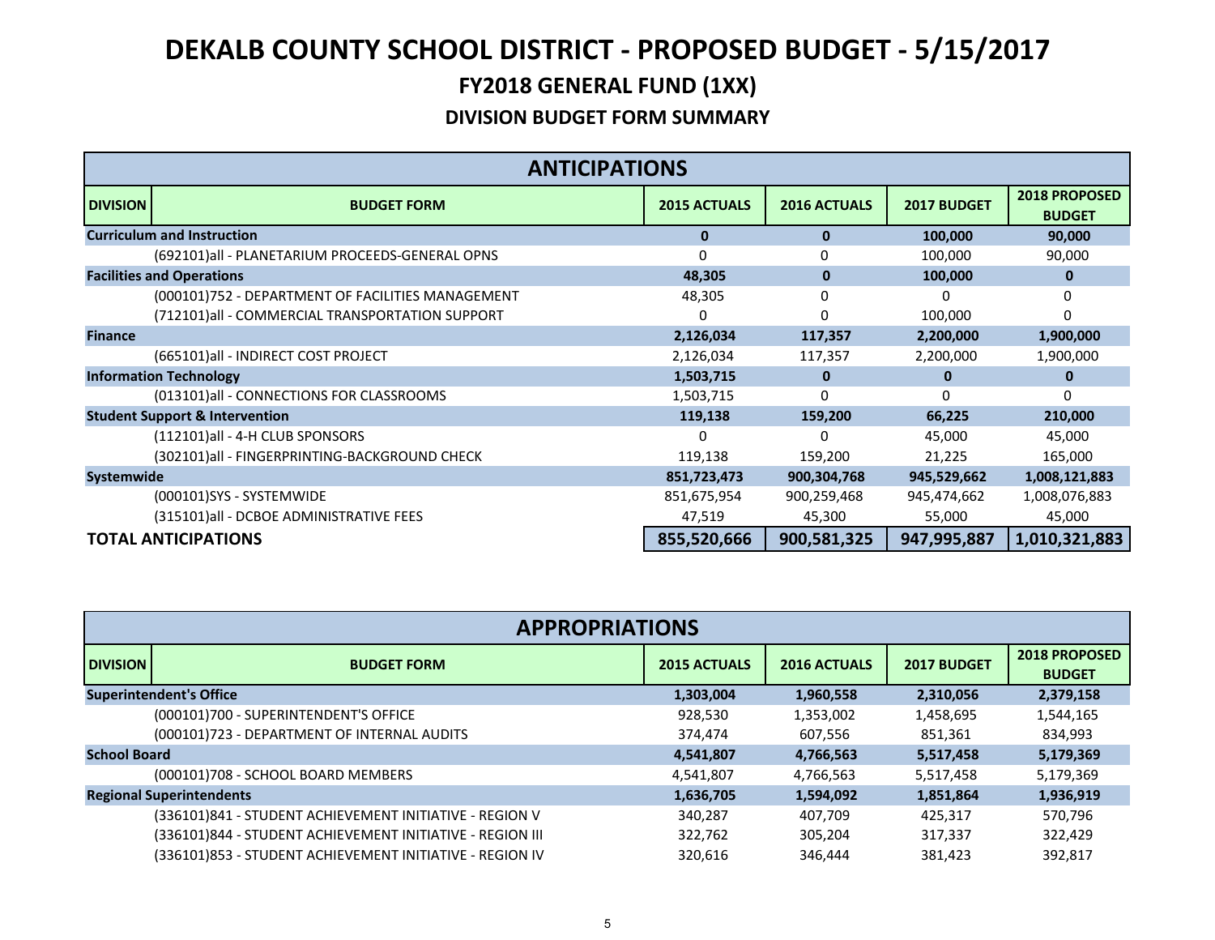# DEKALB COUNTY SCHOOL DISTRICT - PROPOSED BUDGET - 5/15/2017

## FY2018 GENERAL FUND (1XX)

### DIVISION BUDGET FORM SUMMARY

| ANTICIPATIONS | | | | | |
|---|---|---|---|---|---|
| **DIVISION** | **BUDGET FORM** | **2015 ACTUALS** | **2016 ACTUALS** | **2017 BUDGET** | **2018 PROPOSED BUDGET** |
| **Curriculum and Instruction** | | **0** | **0** | **100,000** | **90,000** |
| | (692101)all - PLANETARIUM PROCEEDS-GENERAL OPNS | 0 | 0 | 100,000 | 90,000 |
| **Facilities and Operations** | | **48,305** | **0** | **100,000** | **0** |
| | (000101)752 - DEPARTMENT OF FACILITIES MANAGEMENT | 48,305 | 0 | 0 | 0 |
| | (712101)all - COMMERCIAL TRANSPORTATION SUPPORT | 0 | 0 | 100,000 | 0 |
| **Finance** | | **2,126,034** | **117,357** | **2,200,000** | **1,900,000** |
| | (665101)all - INDIRECT COST PROJECT | 2,126,034 | 117,357 | 2,200,000 | 1,900,000 |
| **Information Technology** | | **1,503,715** | **0** | **0** | **0** |
| | (013101)all - CONNECTIONS FOR CLASSROOMS | 1,503,715 | 0 | 0 | 0 |
| **Student Support & Intervention** | | **119,138** | **159,200** | **66,225** | **210,000** |
| | (112101)all - 4-H CLUB SPONSORS | 0 | 0 | 45,000 | 45,000 |
| | (302101)all - FINGERPRINTING-BACKGROUND CHECK | 119,138 | 159,200 | 21,225 | 165,000 |
| **Systemwide** | | **851,723,473** | **900,304,768** | **945,529,662** | **1,008,121,883** |
| | (000101)SYS - SYSTEMWIDE | 851,675,954 | 900,259,468 | 945,474,662 | 1,008,076,883 |
| | (315101)all - DCBOE ADMINISTRATIVE FEES | 47,519 | 45,300 | 55,000 | 45,000 |
| **TOTAL ANTICIPATIONS** | | **855,520,666** | **900,581,325** | **947,995,887** | **1,010,321,883** |

| APPROPRIATIONS | | | | | |
|---|---|---|---|---|---|
| **DIVISION** | **BUDGET FORM** | **2015 ACTUALS** | **2016 ACTUALS** | **2017 BUDGET** | **2018 PROPOSED BUDGET** |
| **Superintendent's Office** | | **1,303,004** | **1,960,558** | **2,310,056** | **2,379,158** |
| | (000101)700 - SUPERINTENDENT'S OFFICE | 928,530 | 1,353,002 | 1,458,695 | 1,544,165 |
| | (000101)723 - DEPARTMENT OF INTERNAL AUDITS | 374,474 | 607,556 | 851,361 | 834,993 |
| **School Board** | | **4,541,807** | **4,766,563** | **5,517,458** | **5,179,369** |
| | (000101)708 - SCHOOL BOARD MEMBERS | 4,541,807 | 4,766,563 | 5,517,458 | 5,179,369 |
| **Regional Superintendents** | | **1,636,705** | **1,594,092** | **1,851,864** | **1,936,919** |
| | (336101)841 - STUDENT ACHIEVEMENT INITIATIVE - REGION V | 340,287 | 407,709 | 425,317 | 570,796 |
| | (336101)844 - STUDENT ACHIEVEMENT INITIATIVE - REGION III | 322,762 | 305,204 | 317,337 | 322,429 |
| | (336101)853 - STUDENT ACHIEVEMENT INITIATIVE - REGION IV | 320,616 | 346,444 | 381,423 | 392,817 |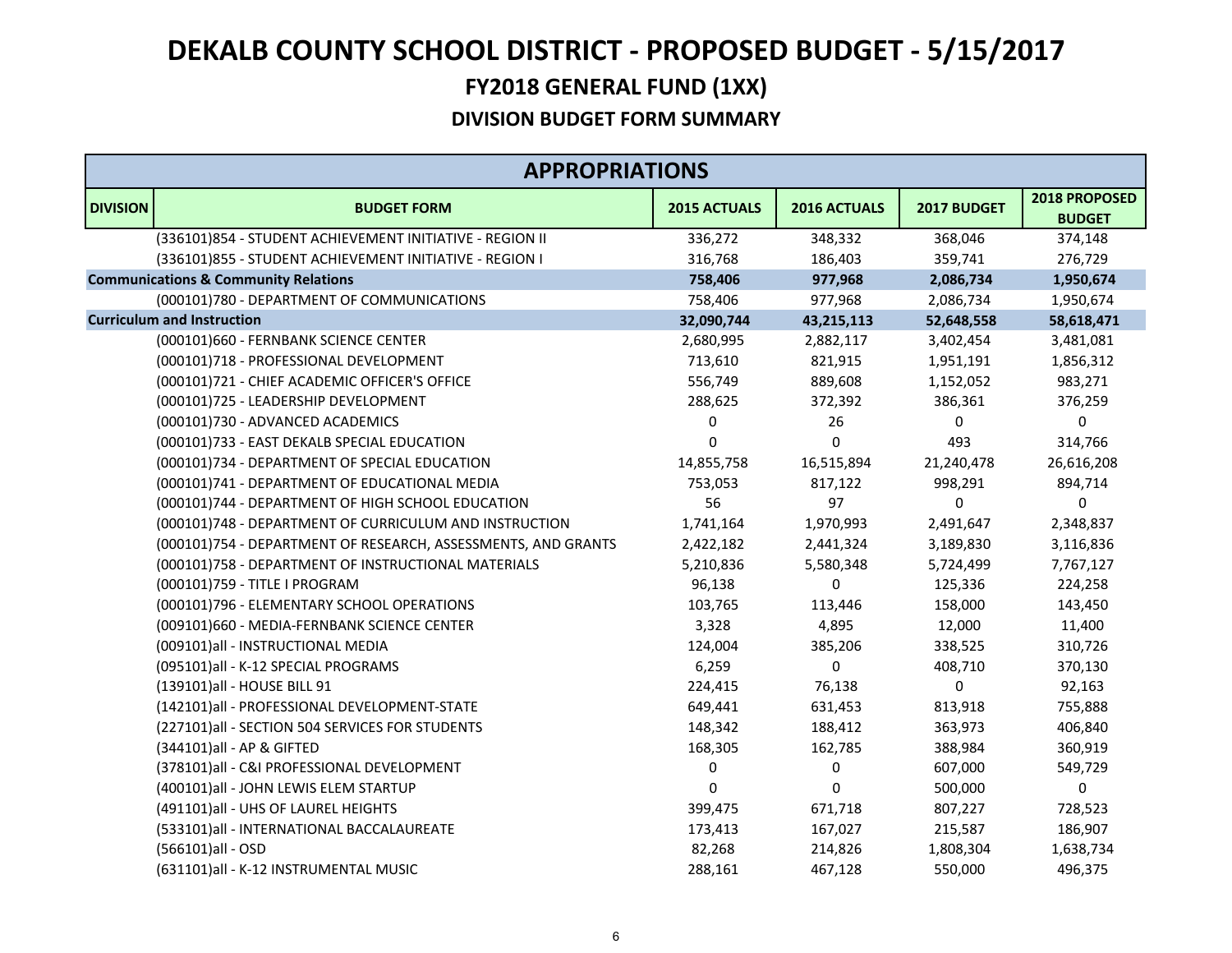# DEKALB COUNTY SCHOOL DISTRICT - PROPOSED BUDGET - 5/15/2017

## FY2018 GENERAL FUND (1XX)

### DIVISION BUDGET FORM SUMMARY

| APPROPRIATIONS | | | | | |
|---|---|---|---|---|---|
| **DIVISION** | **BUDGET FORM** | **2015 ACTUALS** | **2016 ACTUALS** | **2017 BUDGET** | **2018 PROPOSED BUDGET** |
| | (336101)854 - STUDENT ACHIEVEMENT INITIATIVE - REGION II | 336,272 | 348,332 | 368,046 | 374,148 |
| | (336101)855 - STUDENT ACHIEVEMENT INITIATIVE - REGION I | 316,768 | 186,403 | 359,741 | 276,729 |
| **Communications & Community Relations** | | **758,406** | **977,968** | **2,086,734** | **1,950,674** |
| | (000101)780 - DEPARTMENT OF COMMUNICATIONS | 758,406 | 977,968 | 2,086,734 | 1,950,674 |
| **Curriculum and Instruction** | | **32,090,744** | **43,215,113** | **52,648,558** | **58,618,471** |
| | (000101)660 - FERNBANK SCIENCE CENTER | 2,680,995 | 2,882,117 | 3,402,454 | 3,481,081 |
| | (000101)718 - PROFESSIONAL DEVELOPMENT | 713,610 | 821,915 | 1,951,191 | 1,856,312 |
| | (000101)721 - CHIEF ACADEMIC OFFICER'S OFFICE | 556,749 | 889,608 | 1,152,052 | 983,271 |
| | (000101)725 - LEADERSHIP DEVELOPMENT | 288,625 | 372,392 | 386,361 | 376,259 |
| | (000101)730 - ADVANCED ACADEMICS | 0 | 26 | 0 | 0 |
| | (000101)733 - EAST DEKALB SPECIAL EDUCATION | 0 | 0 | 493 | 314,766 |
| | (000101)734 - DEPARTMENT OF SPECIAL EDUCATION | 14,855,758 | 16,515,894 | 21,240,478 | 26,616,208 |
| | (000101)741 - DEPARTMENT OF EDUCATIONAL MEDIA | 753,053 | 817,122 | 998,291 | 894,714 |
| | (000101)744 - DEPARTMENT OF HIGH SCHOOL EDUCATION | 56 | 97 | 0 | 0 |
| | (000101)748 - DEPARTMENT OF CURRICULUM AND INSTRUCTION | 1,741,164 | 1,970,993 | 2,491,647 | 2,348,837 |
| | (000101)754 - DEPARTMENT OF RESEARCH, ASSESSMENTS, AND GRANTS | 2,422,182 | 2,441,324 | 3,189,830 | 3,116,836 |
| | (000101)758 - DEPARTMENT OF INSTRUCTIONAL MATERIALS | 5,210,836 | 5,580,348 | 5,724,499 | 7,767,127 |
| | (000101)759 - TITLE I PROGRAM | 96,138 | 0 | 125,336 | 224,258 |
| | (000101)796 - ELEMENTARY SCHOOL OPERATIONS | 103,765 | 113,446 | 158,000 | 143,450 |
| | (009101)660 - MEDIA-FERNBANK SCIENCE CENTER | 3,328 | 4,895 | 12,000 | 11,400 |
| | (009101)all - INSTRUCTIONAL MEDIA | 124,004 | 385,206 | 338,525 | 310,726 |
| | (095101)all - K-12 SPECIAL PROGRAMS | 6,259 | 0 | 408,710 | 370,130 |
| | (139101)all - HOUSE BILL 91 | 224,415 | 76,138 | 0 | 92,163 |
| | (142101)all - PROFESSIONAL DEVELOPMENT-STATE | 649,441 | 631,453 | 813,918 | 755,888 |
| | (227101)all - SECTION 504 SERVICES FOR STUDENTS | 148,342 | 188,412 | 363,973 | 406,840 |
| | (344101)all - AP & GIFTED | 168,305 | 162,785 | 388,984 | 360,919 |
| | (378101)all - C&I PROFESSIONAL DEVELOPMENT | 0 | 0 | 607,000 | 549,729 |
| | (400101)all - JOHN LEWIS ELEM STARTUP | 0 | 0 | 500,000 | 0 |
| | (491101)all - UHS OF LAUREL HEIGHTS | 399,475 | 671,718 | 807,227 | 728,523 |
| | (533101)all - INTERNATIONAL BACCALAUREATE | 173,413 | 167,027 | 215,587 | 186,907 |
| | (566101)all - OSD | 82,268 | 214,826 | 1,808,304 | 1,638,734 |
| | (631101)all - K-12 INSTRUMENTAL MUSIC | 288,161 | 467,128 | 550,000 | 496,375 |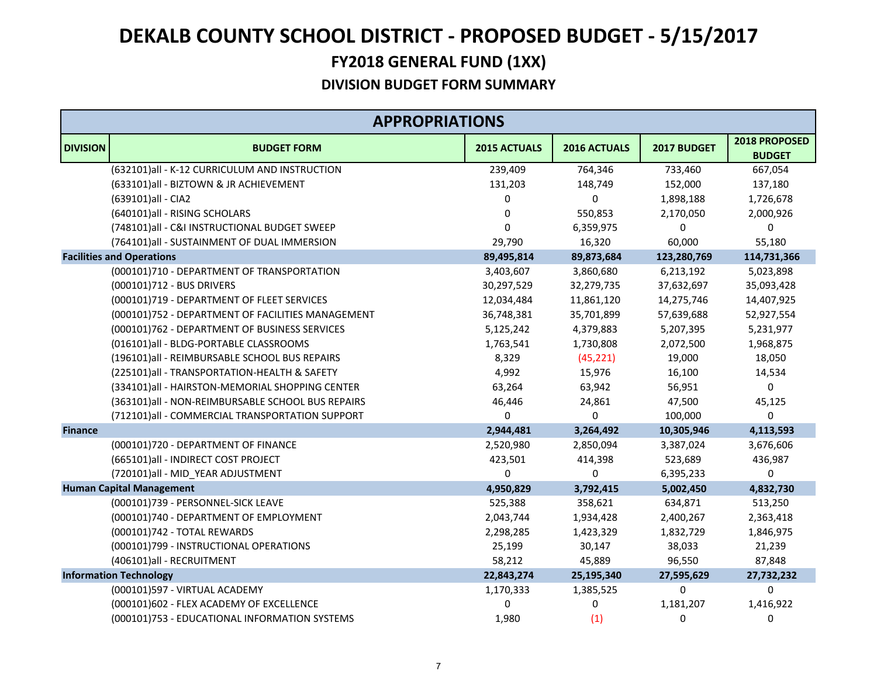# DEKALB COUNTY SCHOOL DISTRICT - PROPOSED BUDGET - 5/15/2017

## FY2018 GENERAL FUND (1XX)

### DIVISION BUDGET FORM SUMMARY

| APPROPRIATIONS | | | | | |
|---|---|---|---|---|---|
| **DIVISION** | **BUDGET FORM** | **2015 ACTUALS** | **2016 ACTUALS** | **2017 BUDGET** | **2018 PROPOSED BUDGET** |
| | (632101)all - K-12 CURRICULUM AND INSTRUCTION | 239,409 | 764,346 | 733,460 | 667,054 |
| | (633101)all - BIZTOWN & JR ACHIEVEMENT | 131,203 | 148,749 | 152,000 | 137,180 |
| | (639101)all - CIA2 | 0 | 0 | 1,898,188 | 1,726,678 |
| | (640101)all - RISING SCHOLARS | 0 | 550,853 | 2,170,050 | 2,000,926 |
| | (748101)all - C&I INSTRUCTIONAL BUDGET SWEEP | 0 | 6,359,975 | 0 | 0 |
| | (764101)all - SUSTAINMENT OF DUAL IMMERSION | 29,790 | 16,320 | 60,000 | 55,180 |
| **Facilities and Operations** | | **89,495,814** | **89,873,684** | **123,280,769** | **114,731,366** |
| | (000101)710 - DEPARTMENT OF TRANSPORTATION | 3,403,607 | 3,860,680 | 6,213,192 | 5,023,898 |
| | (000101)712 - BUS DRIVERS | 30,297,529 | 32,279,735 | 37,632,697 | 35,093,428 |
| | (000101)719 - DEPARTMENT OF FLEET SERVICES | 12,034,484 | 11,861,120 | 14,275,746 | 14,407,925 |
| | (000101)752 - DEPARTMENT OF FACILITIES MANAGEMENT | 36,748,381 | 35,701,899 | 57,639,688 | 52,927,554 |
| | (000101)762 - DEPARTMENT OF BUSINESS SERVICES | 5,125,242 | 4,379,883 | 5,207,395 | 5,231,977 |
| | (016101)all - BLDG-PORTABLE CLASSROOMS | 1,763,541 | 1,730,808 | 2,072,500 | 1,968,875 |
| | (196101)all - REIMBURSABLE SCHOOL BUS REPAIRS | 8,329 | (45,221) | 19,000 | 18,050 |
| | (225101)all - TRANSPORTATION-HEALTH & SAFETY | 4,992 | 15,976 | 16,100 | 14,534 |
| | (334101)all - HAIRSTON-MEMORIAL SHOPPING CENTER | 63,264 | 63,942 | 56,951 | 0 |
| | (363101)all - NON-REIMBURSABLE SCHOOL BUS REPAIRS | 46,446 | 24,861 | 47,500 | 45,125 |
| | (712101)all - COMMERCIAL TRANSPORTATION SUPPORT | 0 | 0 | 100,000 | 0 |
| **Finance** | | **2,944,481** | **3,264,492** | **10,305,946** | **4,113,593** |
| | (000101)720 - DEPARTMENT OF FINANCE | 2,520,980 | 2,850,094 | 3,387,024 | 3,676,606 |
| | (665101)all - INDIRECT COST PROJECT | 423,501 | 414,398 | 523,689 | 436,987 |
| | (720101)all - MID_YEAR ADJUSTMENT | 0 | 0 | 6,395,233 | 0 |
| **Human Capital Management** | | **4,950,829** | **3,792,415** | **5,002,450** | **4,832,730** |
| | (000101)739 - PERSONNEL-SICK LEAVE | 525,388 | 358,621 | 634,871 | 513,250 |
| | (000101)740 - DEPARTMENT OF EMPLOYMENT | 2,043,744 | 1,934,428 | 2,400,267 | 2,363,418 |
| | (000101)742 - TOTAL REWARDS | 2,298,285 | 1,423,329 | 1,832,729 | 1,846,975 |
| | (000101)799 - INSTRUCTIONAL OPERATIONS | 25,199 | 30,147 | 38,033 | 21,239 |
| | (406101)all - RECRUITMENT | 58,212 | 45,889 | 96,550 | 87,848 |
| **Information Technology** | | **22,843,274** | **25,195,340** | **27,595,629** | **27,732,232** |
| | (000101)597 - VIRTUAL ACADEMY | 1,170,333 | 1,385,525 | 0 | 0 |
| | (000101)602 - FLEX ACADEMY OF EXCELLENCE | 0 | 0 | 1,181,207 | 1,416,922 |
| | (000101)753 - EDUCATIONAL INFORMATION SYSTEMS | 1,980 | (1) | 0 | 0 |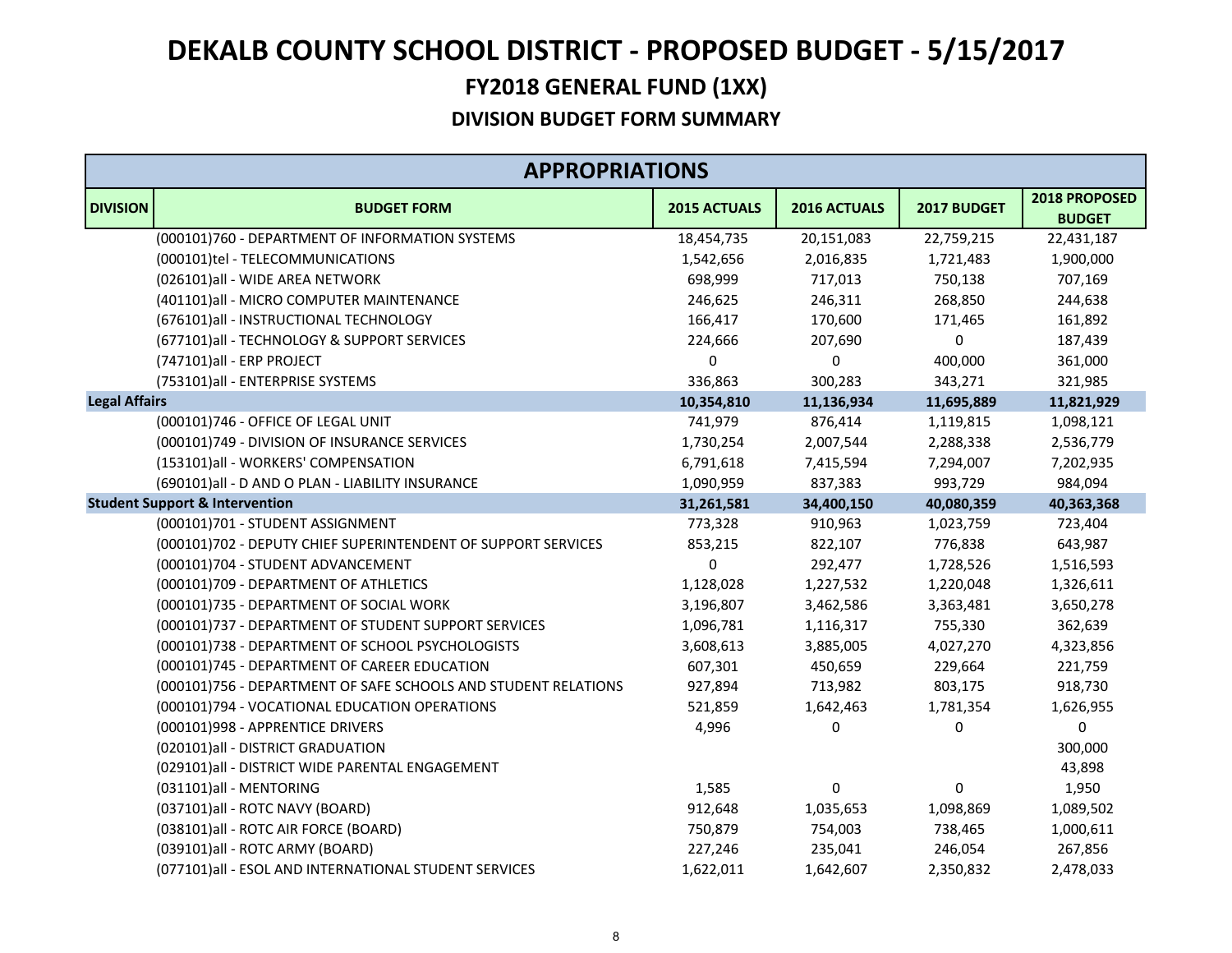# DEKALB COUNTY SCHOOL DISTRICT - PROPOSED BUDGET - 5/15/2017

## FY2018 GENERAL FUND (1XX)

### DIVISION BUDGET FORM SUMMARY

| APPROPRIATIONS | | | | | |
|---|---|---|---|---|---|
| **DIVISION** | **BUDGET FORM** | **2015 ACTUALS** | **2016 ACTUALS** | **2017 BUDGET** | **2018 PROPOSED BUDGET** |
| | (000101)760 - DEPARTMENT OF INFORMATION SYSTEMS | 18,454,735 | 20,151,083 | 22,759,215 | 22,431,187 |
| | (000101)tel - TELECOMMUNICATIONS | 1,542,656 | 2,016,835 | 1,721,483 | 1,900,000 |
| | (026101)all - WIDE AREA NETWORK | 698,999 | 717,013 | 750,138 | 707,169 |
| | (401101)all - MICRO COMPUTER MAINTENANCE | 246,625 | 246,311 | 268,850 | 244,638 |
| | (676101)all - INSTRUCTIONAL TECHNOLOGY | 166,417 | 170,600 | 171,465 | 161,892 |
| | (677101)all - TECHNOLOGY & SUPPORT SERVICES | 224,666 | 207,690 | 0 | 187,439 |
| | (747101)all - ERP PROJECT | 0 | 0 | 400,000 | 361,000 |
| | (753101)all - ENTERPRISE SYSTEMS | 336,863 | 300,283 | 343,271 | 321,985 |
| **Legal Affairs** | | **10,354,810** | **11,136,934** | **11,695,889** | **11,821,929** |
| | (000101)746 - OFFICE OF LEGAL UNIT | 741,979 | 876,414 | 1,119,815 | 1,098,121 |
| | (000101)749 - DIVISION OF INSURANCE SERVICES | 1,730,254 | 2,007,544 | 2,288,338 | 2,536,779 |
| | (153101)all - WORKERS' COMPENSATION | 6,791,618 | 7,415,594 | 7,294,007 | 7,202,935 |
| | (690101)all - D AND O PLAN - LIABILITY INSURANCE | 1,090,959 | 837,383 | 993,729 | 984,094 |
| **Student Support & Intervention** | | **31,261,581** | **34,400,150** | **40,080,359** | **40,363,368** |
| | (000101)701 - STUDENT ASSIGNMENT | 773,328 | 910,963 | 1,023,759 | 723,404 |
| | (000101)702 - DEPUTY CHIEF SUPERINTENDENT OF SUPPORT SERVICES | 853,215 | 822,107 | 776,838 | 643,987 |
| | (000101)704 - STUDENT ADVANCEMENT | 0 | 292,477 | 1,728,526 | 1,516,593 |
| | (000101)709 - DEPARTMENT OF ATHLETICS | 1,128,028 | 1,227,532 | 1,220,048 | 1,326,611 |
| | (000101)735 - DEPARTMENT OF SOCIAL WORK | 3,196,807 | 3,462,586 | 3,363,481 | 3,650,278 |
| | (000101)737 - DEPARTMENT OF STUDENT SUPPORT SERVICES | 1,096,781 | 1,116,317 | 755,330 | 362,639 |
| | (000101)738 - DEPARTMENT OF SCHOOL PSYCHOLOGISTS | 3,608,613 | 3,885,005 | 4,027,270 | 4,323,856 |
| | (000101)745 - DEPARTMENT OF CAREER EDUCATION | 607,301 | 450,659 | 229,664 | 221,759 |
| | (000101)756 - DEPARTMENT OF SAFE SCHOOLS AND STUDENT RELATIONS | 927,894 | 713,982 | 803,175 | 918,730 |
| | (000101)794 - VOCATIONAL EDUCATION OPERATIONS | 521,859 | 1,642,463 | 1,781,354 | 1,626,955 |
| | (000101)998 - APPRENTICE DRIVERS | 4,996 | 0 | 0 | 0 |
| | (020101)all - DISTRICT GRADUATION | | | | 300,000 |
| | (029101)all - DISTRICT WIDE PARENTAL ENGAGEMENT | | | | 43,898 |
| | (031101)all - MENTORING | 1,585 | 0 | 0 | 1,950 |
| | (037101)all - ROTC NAVY (BOARD) | 912,648 | 1,035,653 | 1,098,869 | 1,089,502 |
| | (038101)all - ROTC AIR FORCE (BOARD) | 750,879 | 754,003 | 738,465 | 1,000,611 |
| | (039101)all - ROTC ARMY (BOARD) | 227,246 | 235,041 | 246,054 | 267,856 |
| | (077101)all - ESOL AND INTERNATIONAL STUDENT SERVICES | 1,622,011 | 1,642,607 | 2,350,832 | 2,478,033 |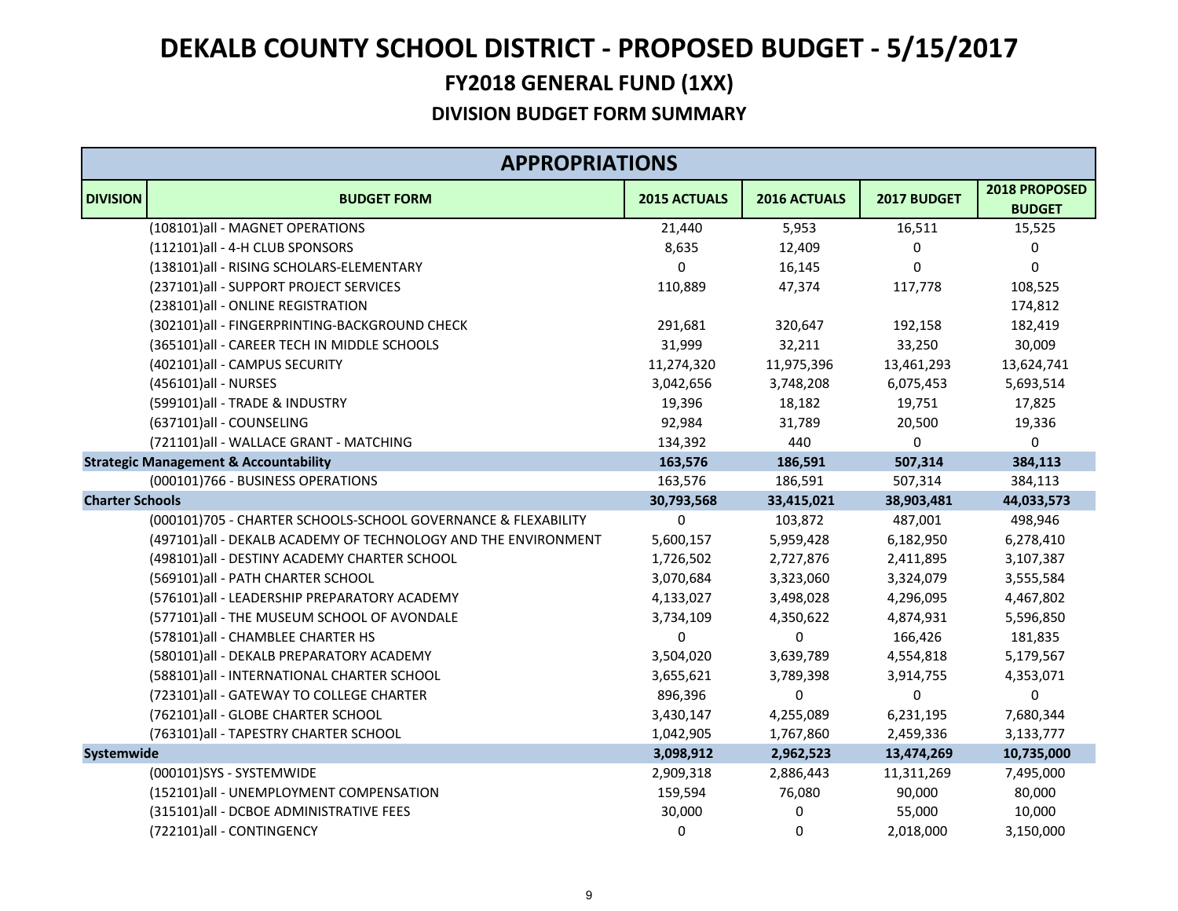# DEKALB COUNTY SCHOOL DISTRICT - PROPOSED BUDGET - 5/15/2017

## FY2018 GENERAL FUND (1XX)

### DIVISION BUDGET FORM SUMMARY

| APPROPRIATIONS | | | | | |
|---|---|---|---|---|---|
| DIVISION | BUDGET FORM | 2015 ACTUALS | 2016 ACTUALS | 2017 BUDGET | 2018 PROPOSED BUDGET |
| | (108101)all - MAGNET OPERATIONS | 21,440 | 5,953 | 16,511 | 15,525 |
| | (112101)all - 4-H CLUB SPONSORS | 8,635 | 12,409 | 0 | 0 |
| | (138101)all - RISING SCHOLARS-ELEMENTARY | 0 | 16,145 | 0 | 0 |
| | (237101)all - SUPPORT PROJECT SERVICES | 110,889 | 47,374 | 117,778 | 108,525 |
| | (238101)all - ONLINE REGISTRATION | | | | 174,812 |
| | (302101)all - FINGERPRINTING-BACKGROUND CHECK | 291,681 | 320,647 | 192,158 | 182,419 |
| | (365101)all - CAREER TECH IN MIDDLE SCHOOLS | 31,999 | 32,211 | 33,250 | 30,009 |
| | (402101)all - CAMPUS SECURITY | 11,274,320 | 11,975,396 | 13,461,293 | 13,624,741 |
| | (456101)all - NURSES | 3,042,656 | 3,748,208 | 6,075,453 | 5,693,514 |
| | (599101)all - TRADE & INDUSTRY | 19,396 | 18,182 | 19,751 | 17,825 |
| | (637101)all - COUNSELING | 92,984 | 31,789 | 20,500 | 19,336 |
| | (721101)all - WALLACE GRANT - MATCHING | 134,392 | 440 | 0 | 0 |
| **Strategic Management & Accountability** | | **163,576** | **186,591** | **507,314** | **384,113** |
| | (000101)766 - BUSINESS OPERATIONS | 163,576 | 186,591 | 507,314 | 384,113 |
| **Charter Schools** | | **30,793,568** | **33,415,021** | **38,903,481** | **44,033,573** |
| | (000101)705 - CHARTER SCHOOLS-SCHOOL GOVERNANCE & FLEXABILITY | 0 | 103,872 | 487,001 | 498,946 |
| | (497101)all - DEKALB ACADEMY OF TECHNOLOGY AND THE ENVIRONMENT | 5,600,157 | 5,959,428 | 6,182,950 | 6,278,410 |
| | (498101)all - DESTINY ACADEMY CHARTER SCHOOL | 1,726,502 | 2,727,876 | 2,411,895 | 3,107,387 |
| | (569101)all - PATH CHARTER SCHOOL | 3,070,684 | 3,323,060 | 3,324,079 | 3,555,584 |
| | (576101)all - LEADERSHIP PREPARATORY ACADEMY | 4,133,027 | 3,498,028 | 4,296,095 | 4,467,802 |
| | (577101)all - THE MUSEUM SCHOOL OF AVONDALE | 3,734,109 | 4,350,622 | 4,874,931 | 5,596,850 |
| | (578101)all - CHAMBLEE CHARTER HS | 0 | 0 | 166,426 | 181,835 |
| | (580101)all - DEKALB PREPARATORY ACADEMY | 3,504,020 | 3,639,789 | 4,554,818 | 5,179,567 |
| | (588101)all - INTERNATIONAL CHARTER SCHOOL | 3,655,621 | 3,789,398 | 3,914,755 | 4,353,071 |
| | (723101)all - GATEWAY TO COLLEGE CHARTER | 896,396 | 0 | 0 | 0 |
| | (762101)all - GLOBE CHARTER SCHOOL | 3,430,147 | 4,255,089 | 6,231,195 | 7,680,344 |
| | (763101)all - TAPESTRY CHARTER SCHOOL | 1,042,905 | 1,767,860 | 2,459,336 | 3,133,777 |
| **Systemwide** | | **3,098,912** | **2,962,523** | **13,474,269** | **10,735,000** |
| | (000101)SYS - SYSTEMWIDE | 2,909,318 | 2,886,443 | 11,311,269 | 7,495,000 |
| | (152101)all - UNEMPLOYMENT COMPENSATION | 159,594 | 76,080 | 90,000 | 80,000 |
| | (315101)all - DCBOE ADMINISTRATIVE FEES | 30,000 | 0 | 55,000 | 10,000 |
| | (722101)all - CONTINGENCY | 0 | 0 | 2,018,000 | 3,150,000 |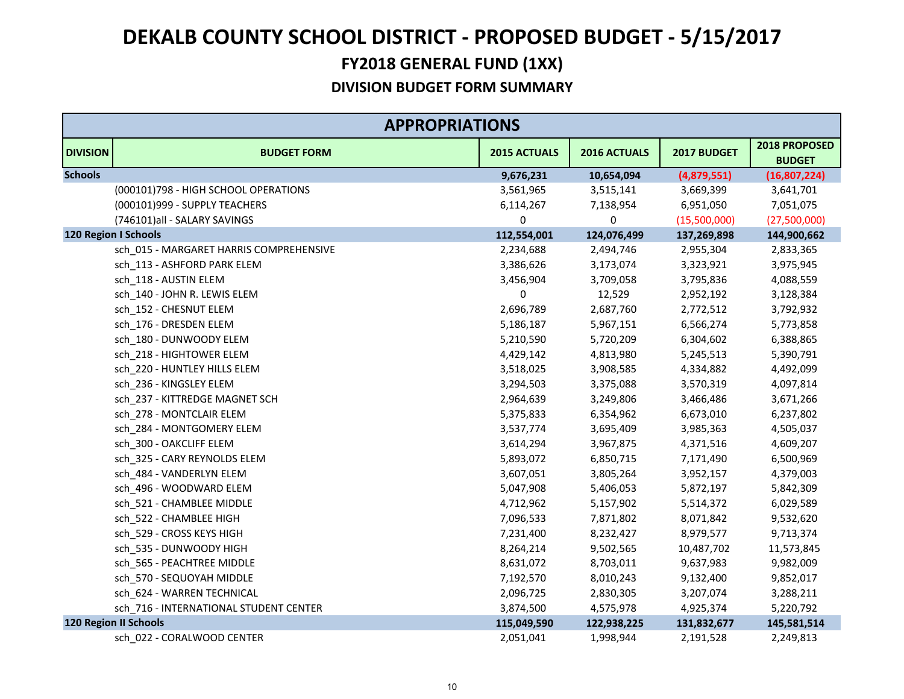# DEKALB COUNTY SCHOOL DISTRICT - PROPOSED BUDGET - 5/15/2017

## FY2018 GENERAL FUND (1XX)

### DIVISION BUDGET FORM SUMMARY

| APPROPRIATIONS | | | | | |
|---|---|---|---|---|---|
| **DIVISION** | **BUDGET FORM** | **2015 ACTUALS** | **2016 ACTUALS** | **2017 BUDGET** | **2018 PROPOSED BUDGET** |
| **Schools** | | **9,676,231** | **10,654,094** | **(4,879,551)** | **(16,807,224)** |
| | (000101)798 - HIGH SCHOOL OPERATIONS | 3,561,965 | 3,515,141 | 3,669,399 | 3,641,701 |
| | (000101)999 - SUPPLY TEACHERS | 6,114,267 | 7,138,954 | 6,951,050 | 7,051,075 |
| | (746101)all - SALARY SAVINGS | 0 | 0 | (15,500,000) | (27,500,000) |
| **120 Region I Schools** | | **112,554,001** | **124,076,499** | **137,269,898** | **144,900,662** |
| | sch_015 - MARGARET HARRIS COMPREHENSIVE | 2,234,688 | 2,494,746 | 2,955,304 | 2,833,365 |
| | sch_113 - ASHFORD PARK ELEM | 3,386,626 | 3,173,074 | 3,323,921 | 3,975,945 |
| | sch_118 - AUSTIN ELEM | 3,456,904 | 3,709,058 | 3,795,836 | 4,088,559 |
| | sch_140 - JOHN R. LEWIS ELEM | 0 | 12,529 | 2,952,192 | 3,128,384 |
| | sch_152 - CHESNUT ELEM | 2,696,789 | 2,687,760 | 2,772,512 | 3,792,932 |
| | sch_176 - DRESDEN ELEM | 5,186,187 | 5,967,151 | 6,566,274 | 5,773,858 |
| | sch_180 - DUNWOODY ELEM | 5,210,590 | 5,720,209 | 6,304,602 | 6,388,865 |
| | sch_218 - HIGHTOWER ELEM | 4,429,142 | 4,813,980 | 5,245,513 | 5,390,791 |
| | sch_220 - HUNTLEY HILLS ELEM | 3,518,025 | 3,908,585 | 4,334,882 | 4,492,099 |
| | sch_236 - KINGSLEY ELEM | 3,294,503 | 3,375,088 | 3,570,319 | 4,097,814 |
| | sch_237 - KITTREDGE MAGNET SCH | 2,964,639 | 3,249,806 | 3,466,486 | 3,671,266 |
| | sch_278 - MONTCLAIR ELEM | 5,375,833 | 6,354,962 | 6,673,010 | 6,237,802 |
| | sch_284 - MONTGOMERY ELEM | 3,537,774 | 3,695,409 | 3,985,363 | 4,505,037 |
| | sch_300 - OAKCLIFF ELEM | 3,614,294 | 3,967,875 | 4,371,516 | 4,609,207 |
| | sch_325 - CARY REYNOLDS ELEM | 5,893,072 | 6,850,715 | 7,171,490 | 6,500,969 |
| | sch_484 - VANDERLYN ELEM | 3,607,051 | 3,805,264 | 3,952,157 | 4,379,003 |
| | sch_496 - WOODWARD ELEM | 5,047,908 | 5,406,053 | 5,872,197 | 5,842,309 |
| | sch_521 - CHAMBLEE MIDDLE | 4,712,962 | 5,157,902 | 5,514,372 | 6,029,589 |
| | sch_522 - CHAMBLEE HIGH | 7,096,533 | 7,871,802 | 8,071,842 | 9,532,620 |
| | sch_529 - CROSS KEYS HIGH | 7,231,400 | 8,232,427 | 8,979,577 | 9,713,374 |
| | sch_535 - DUNWOODY HIGH | 8,264,214 | 9,502,565 | 10,487,702 | 11,573,845 |
| | sch_565 - PEACHTREE MIDDLE | 8,631,072 | 8,703,011 | 9,637,983 | 9,982,009 |
| | sch_570 - SEQUOYAH MIDDLE | 7,192,570 | 8,010,243 | 9,132,400 | 9,852,017 |
| | sch_624 - WARREN TECHNICAL | 2,096,725 | 2,830,305 | 3,207,074 | 3,288,211 |
| | sch_716 - INTERNATIONAL STUDENT CENTER | 3,874,500 | 4,575,978 | 4,925,374 | 5,220,792 |
| **120 Region II Schools** | | **115,049,590** | **122,938,225** | **131,832,677** | **145,581,514** |
| | sch_022 - CORALWOOD CENTER | 2,051,041 | 1,998,944 | 2,191,528 | 2,249,813 |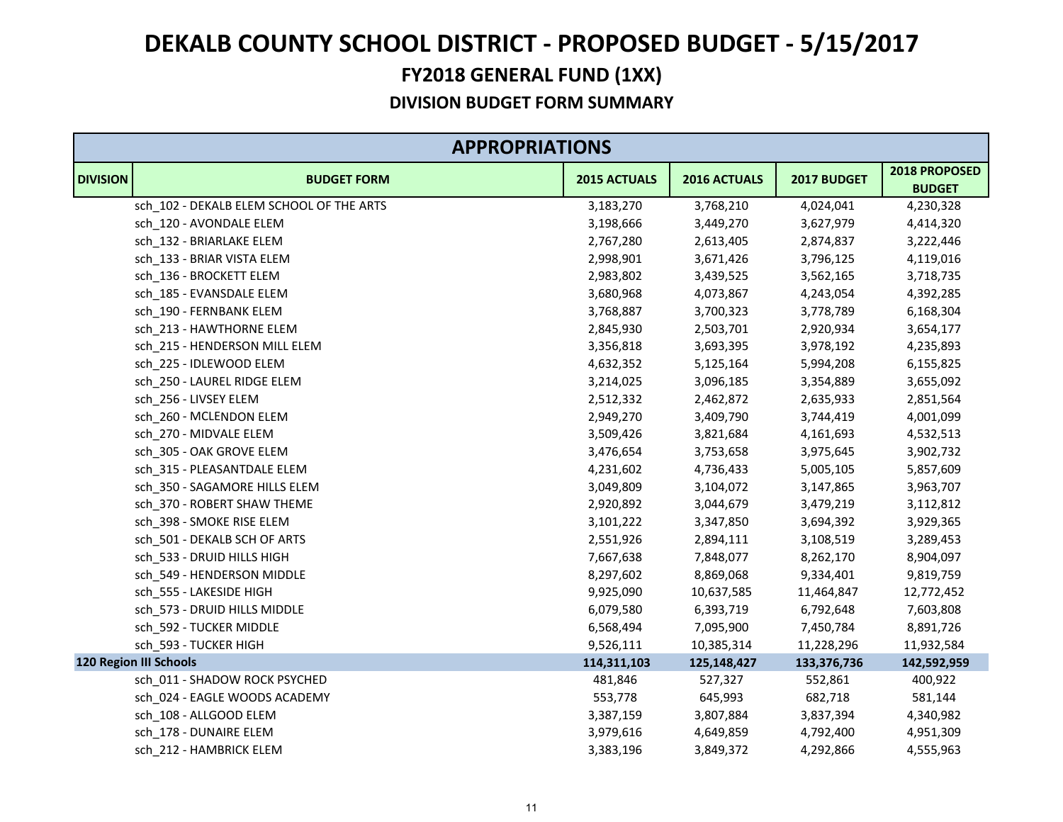# DEKALB COUNTY SCHOOL DISTRICT - PROPOSED BUDGET - 5/15/2017

## FY2018 GENERAL FUND (1XX)

### DIVISION BUDGET FORM SUMMARY

| APPROPRIATIONS | | | | | |
|---|---|---|---|---|---|
| **DIVISION** | **BUDGET FORM** | **2015 ACTUALS** | **2016 ACTUALS** | **2017 BUDGET** | **2018 PROPOSED BUDGET** |
| | sch_102 - DEKALB ELEM SCHOOL OF THE ARTS | 3,183,270 | 3,768,210 | 4,024,041 | 4,230,328 |
| | sch_120 - AVONDALE ELEM | 3,198,666 | 3,449,270 | 3,627,979 | 4,414,320 |
| | sch_132 - BRIARLAKE ELEM | 2,767,280 | 2,613,405 | 2,874,837 | 3,222,446 |
| | sch_133 - BRIAR VISTA ELEM | 2,998,901 | 3,671,426 | 3,796,125 | 4,119,016 |
| | sch_136 - BROCKETT ELEM | 2,983,802 | 3,439,525 | 3,562,165 | 3,718,735 |
| | sch_185 - EVANSDALE ELEM | 3,680,968 | 4,073,867 | 4,243,054 | 4,392,285 |
| | sch_190 - FERNBANK ELEM | 3,768,887 | 3,700,323 | 3,778,789 | 6,168,304 |
| | sch_213 - HAWTHORNE ELEM | 2,845,930 | 2,503,701 | 2,920,934 | 3,654,177 |
| | sch_215 - HENDERSON MILL ELEM | 3,356,818 | 3,693,395 | 3,978,192 | 4,235,893 |
| | sch_225 - IDLEWOOD ELEM | 4,632,352 | 5,125,164 | 5,994,208 | 6,155,825 |
| | sch_250 - LAUREL RIDGE ELEM | 3,214,025 | 3,096,185 | 3,354,889 | 3,655,092 |
| | sch_256 - LIVSEY ELEM | 2,512,332 | 2,462,872 | 2,635,933 | 2,851,564 |
| | sch_260 - MCLENDON ELEM | 2,949,270 | 3,409,790 | 3,744,419 | 4,001,099 |
| | sch_270 - MIDVALE ELEM | 3,509,426 | 3,821,684 | 4,161,693 | 4,532,513 |
| | sch_305 - OAK GROVE ELEM | 3,476,654 | 3,753,658 | 3,975,645 | 3,902,732 |
| | sch_315 - PLEASANTDALE ELEM | 4,231,602 | 4,736,433 | 5,005,105 | 5,857,609 |
| | sch_350 - SAGAMORE HILLS ELEM | 3,049,809 | 3,104,072 | 3,147,865 | 3,963,707 |
| | sch_370 - ROBERT SHAW THEME | 2,920,892 | 3,044,679 | 3,479,219 | 3,112,812 |
| | sch_398 - SMOKE RISE ELEM | 3,101,222 | 3,347,850 | 3,694,392 | 3,929,365 |
| | sch_501 - DEKALB SCH OF ARTS | 2,551,926 | 2,894,111 | 3,108,519 | 3,289,453 |
| | sch_533 - DRUID HILLS HIGH | 7,667,638 | 7,848,077 | 8,262,170 | 8,904,097 |
| | sch_549 - HENDERSON MIDDLE | 8,297,602 | 8,869,068 | 9,334,401 | 9,819,759 |
| | sch_555 - LAKESIDE HIGH | 9,925,090 | 10,637,585 | 11,464,847 | 12,772,452 |
| | sch_573 - DRUID HILLS MIDDLE | 6,079,580 | 6,393,719 | 6,792,648 | 7,603,808 |
| | sch_592 - TUCKER MIDDLE | 6,568,494 | 7,095,900 | 7,450,784 | 8,891,726 |
| | sch_593 - TUCKER HIGH | 9,526,111 | 10,385,314 | 11,228,296 | 11,932,584 |
| **120 Region III Schools** | | **114,311,103** | **125,148,427** | **133,376,736** | **142,592,959** |
| | sch_011 - SHADOW ROCK PSYCHED | 481,846 | 527,327 | 552,861 | 400,922 |
| | sch_024 - EAGLE WOODS ACADEMY | 553,778 | 645,993 | 682,718 | 581,144 |
| | sch_108 - ALLGOOD ELEM | 3,387,159 | 3,807,884 | 3,837,394 | 4,340,982 |
| | sch_178 - DUNAIRE ELEM | 3,979,616 | 4,649,859 | 4,792,400 | 4,951,309 |
| | sch_212 - HAMBRICK ELEM | 3,383,196 | 3,849,372 | 4,292,866 | 4,555,963 |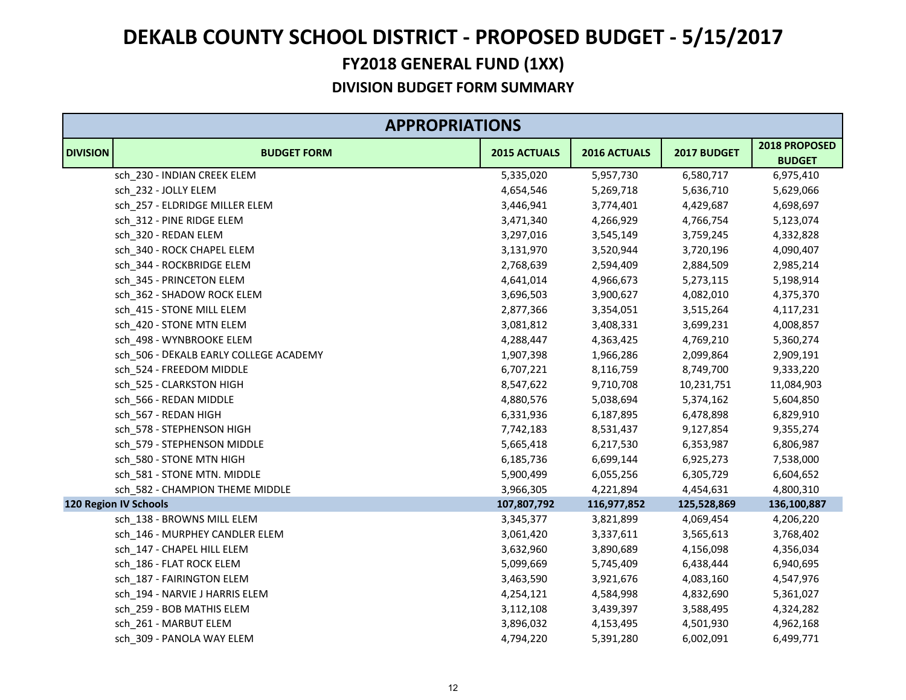# DEKALB COUNTY SCHOOL DISTRICT - PROPOSED BUDGET - 5/15/2017

## FY2018 GENERAL FUND (1XX)

### DIVISION BUDGET FORM SUMMARY

| APPROPRIATIONS | | | | | |
|---|---|---|---|---|---|
| **DIVISION** | **BUDGET FORM** | **2015 ACTUALS** | **2016 ACTUALS** | **2017 BUDGET** | **2018 PROPOSED BUDGET** |
| | sch_230 - INDIAN CREEK ELEM | 5,335,020 | 5,957,730 | 6,580,717 | 6,975,410 |
| | sch_232 - JOLLY ELEM | 4,654,546 | 5,269,718 | 5,636,710 | 5,629,066 |
| | sch_257 - ELDRIDGE MILLER ELEM | 3,446,941 | 3,774,401 | 4,429,687 | 4,698,697 |
| | sch_312 - PINE RIDGE ELEM | 3,471,340 | 4,266,929 | 4,766,754 | 5,123,074 |
| | sch_320 - REDAN ELEM | 3,297,016 | 3,545,149 | 3,759,245 | 4,332,828 |
| | sch_340 - ROCK CHAPEL ELEM | 3,131,970 | 3,520,944 | 3,720,196 | 4,090,407 |
| | sch_344 - ROCKBRIDGE ELEM | 2,768,639 | 2,594,409 | 2,884,509 | 2,985,214 |
| | sch_345 - PRINCETON ELEM | 4,641,014 | 4,966,673 | 5,273,115 | 5,198,914 |
| | sch_362 - SHADOW ROCK ELEM | 3,696,503 | 3,900,627 | 4,082,010 | 4,375,370 |
| | sch_415 - STONE MILL ELEM | 2,877,366 | 3,354,051 | 3,515,264 | 4,117,231 |
| | sch_420 - STONE MTN ELEM | 3,081,812 | 3,408,331 | 3,699,231 | 4,008,857 |
| | sch_498 - WYNBROOKE ELEM | 4,288,447 | 4,363,425 | 4,769,210 | 5,360,274 |
| | sch_506 - DEKALB EARLY COLLEGE ACADEMY | 1,907,398 | 1,966,286 | 2,099,864 | 2,909,191 |
| | sch_524 - FREEDOM MIDDLE | 6,707,221 | 8,116,759 | 8,749,700 | 9,333,220 |
| | sch_525 - CLARKSTON HIGH | 8,547,622 | 9,710,708 | 10,231,751 | 11,084,903 |
| | sch_566 - REDAN MIDDLE | 4,880,576 | 5,038,694 | 5,374,162 | 5,604,850 |
| | sch_567 - REDAN HIGH | 6,331,936 | 6,187,895 | 6,478,898 | 6,829,910 |
| | sch_578 - STEPHENSON HIGH | 7,742,183 | 8,531,437 | 9,127,854 | 9,355,274 |
| | sch_579 - STEPHENSON MIDDLE | 5,665,418 | 6,217,530 | 6,353,987 | 6,806,987 |
| | sch_580 - STONE MTN HIGH | 6,185,736 | 6,699,144 | 6,925,273 | 7,538,000 |
| | sch_581 - STONE MTN. MIDDLE | 5,900,499 | 6,055,256 | 6,305,729 | 6,604,652 |
| | sch_582 - CHAMPION THEME MIDDLE | 3,966,305 | 4,221,894 | 4,454,631 | 4,800,310 |
| **120 Region IV Schools** | | **107,807,792** | **116,977,852** | **125,528,869** | **136,100,887** |
| | sch_138 - BROWNS MILL ELEM | 3,345,377 | 3,821,899 | 4,069,454 | 4,206,220 |
| | sch_146 - MURPHEY CANDLER ELEM | 3,061,420 | 3,337,611 | 3,565,613 | 3,768,402 |
| | sch_147 - CHAPEL HILL ELEM | 3,632,960 | 3,890,689 | 4,156,098 | 4,356,034 |
| | sch_186 - FLAT ROCK ELEM | 5,099,669 | 5,745,409 | 6,438,444 | 6,940,695 |
| | sch_187 - FAIRINGTON ELEM | 3,463,590 | 3,921,676 | 4,083,160 | 4,547,976 |
| | sch_194 - NARVIE J HARRIS ELEM | 4,254,121 | 4,584,998 | 4,832,690 | 5,361,027 |
| | sch_259 - BOB MATHIS ELEM | 3,112,108 | 3,439,397 | 3,588,495 | 4,324,282 |
| | sch_261 - MARBUT ELEM | 3,896,032 | 4,153,495 | 4,501,930 | 4,962,168 |
| | sch_309 - PANOLA WAY ELEM | 4,794,220 | 5,391,280 | 6,002,091 | 6,499,771 |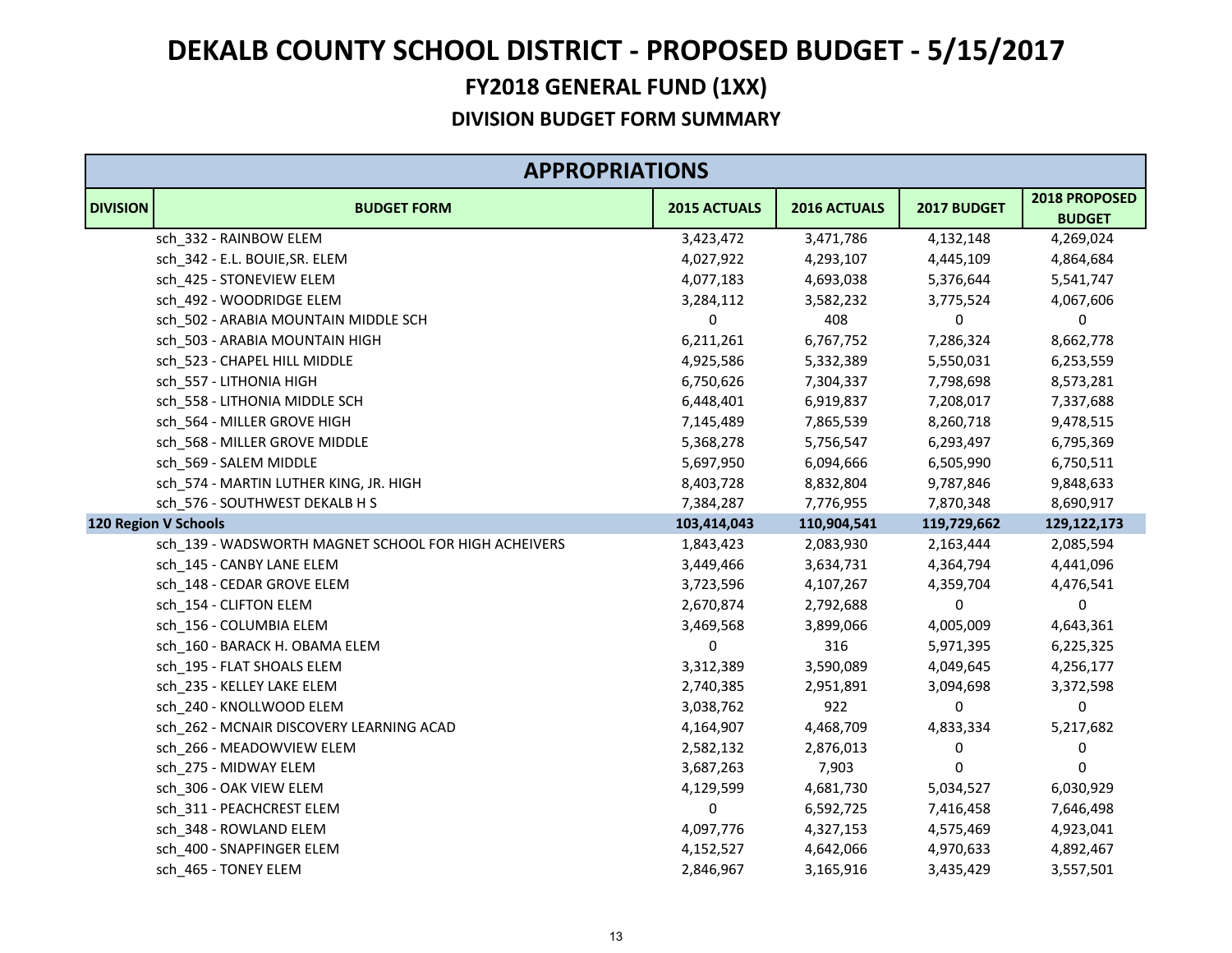# DEKALB COUNTY SCHOOL DISTRICT - PROPOSED BUDGET - 5/15/2017

## FY2018 GENERAL FUND (1XX)

### DIVISION BUDGET FORM SUMMARY

| APPROPRIATIONS | | | | | |
|---|---|---|---|---|---|
| **DIVISION** | **BUDGET FORM** | **2015 ACTUALS** | **2016 ACTUALS** | **2017 BUDGET** | **2018 PROPOSED BUDGET** |
| | sch_332 - RAINBOW ELEM | 3,423,472 | 3,471,786 | 4,132,148 | 4,269,024 |
| | sch_342 - E.L. BOUIE,SR. ELEM | 4,027,922 | 4,293,107 | 4,445,109 | 4,864,684 |
| | sch_425 - STONEVIEW ELEM | 4,077,183 | 4,693,038 | 5,376,644 | 5,541,747 |
| | sch_492 - WOODRIDGE ELEM | 3,284,112 | 3,582,232 | 3,775,524 | 4,067,606 |
| | sch_502 - ARABIA MOUNTAIN MIDDLE SCH | 0 | 408 | 0 | 0 |
| | sch_503 - ARABIA MOUNTAIN HIGH | 6,211,261 | 6,767,752 | 7,286,324 | 8,662,778 |
| | sch_523 - CHAPEL HILL MIDDLE | 4,925,586 | 5,332,389 | 5,550,031 | 6,253,559 |
| | sch_557 - LITHONIA HIGH | 6,750,626 | 7,304,337 | 7,798,698 | 8,573,281 |
| | sch_558 - LITHONIA MIDDLE SCH | 6,448,401 | 6,919,837 | 7,208,017 | 7,337,688 |
| | sch_564 - MILLER GROVE HIGH | 7,145,489 | 7,865,539 | 8,260,718 | 9,478,515 |
| | sch_568 - MILLER GROVE MIDDLE | 5,368,278 | 5,756,547 | 6,293,497 | 6,795,369 |
| | sch_569 - SALEM MIDDLE | 5,697,950 | 6,094,666 | 6,505,990 | 6,750,511 |
| | sch_574 - MARTIN LUTHER KING, JR. HIGH | 8,403,728 | 8,832,804 | 9,787,846 | 9,848,633 |
| | sch_576 - SOUTHWEST DEKALB H S | 7,384,287 | 7,776,955 | 7,870,348 | 8,690,917 |
| **120 Region V Schools** | | **103,414,043** | **110,904,541** | **119,729,662** | **129,122,173** |
| | sch_139 - WADSWORTH MAGNET SCHOOL FOR HIGH ACHEIVERS | 1,843,423 | 2,083,930 | 2,163,444 | 2,085,594 |
| | sch_145 - CANBY LANE ELEM | 3,449,466 | 3,634,731 | 4,364,794 | 4,441,096 |
| | sch_148 - CEDAR GROVE ELEM | 3,723,596 | 4,107,267 | 4,359,704 | 4,476,541 |
| | sch_154 - CLIFTON ELEM | 2,670,874 | 2,792,688 | 0 | 0 |
| | sch_156 - COLUMBIA ELEM | 3,469,568 | 3,899,066 | 4,005,009 | 4,643,361 |
| | sch_160 - BARACK H. OBAMA ELEM | 0 | 316 | 5,971,395 | 6,225,325 |
| | sch_195 - FLAT SHOALS ELEM | 3,312,389 | 3,590,089 | 4,049,645 | 4,256,177 |
| | sch_235 - KELLEY LAKE ELEM | 2,740,385 | 2,951,891 | 3,094,698 | 3,372,598 |
| | sch_240 - KNOLLWOOD ELEM | 3,038,762 | 922 | 0 | 0 |
| | sch_262 - MCNAIR DISCOVERY LEARNING ACAD | 4,164,907 | 4,468,709 | 4,833,334 | 5,217,682 |
| | sch_266 - MEADOWVIEW ELEM | 2,582,132 | 2,876,013 | 0 | 0 |
| | sch_275 - MIDWAY ELEM | 3,687,263 | 7,903 | 0 | 0 |
| | sch_306 - OAK VIEW ELEM | 4,129,599 | 4,681,730 | 5,034,527 | 6,030,929 |
| | sch_311 - PEACHCREST ELEM | 0 | 6,592,725 | 7,416,458 | 7,646,498 |
| | sch_348 - ROWLAND ELEM | 4,097,776 | 4,327,153 | 4,575,469 | 4,923,041 |
| | sch_400 - SNAPFINGER ELEM | 4,152,527 | 4,642,066 | 4,970,633 | 4,892,467 |
| | sch_465 - TONEY ELEM | 2,846,967 | 3,165,916 | 3,435,429 | 3,557,501 |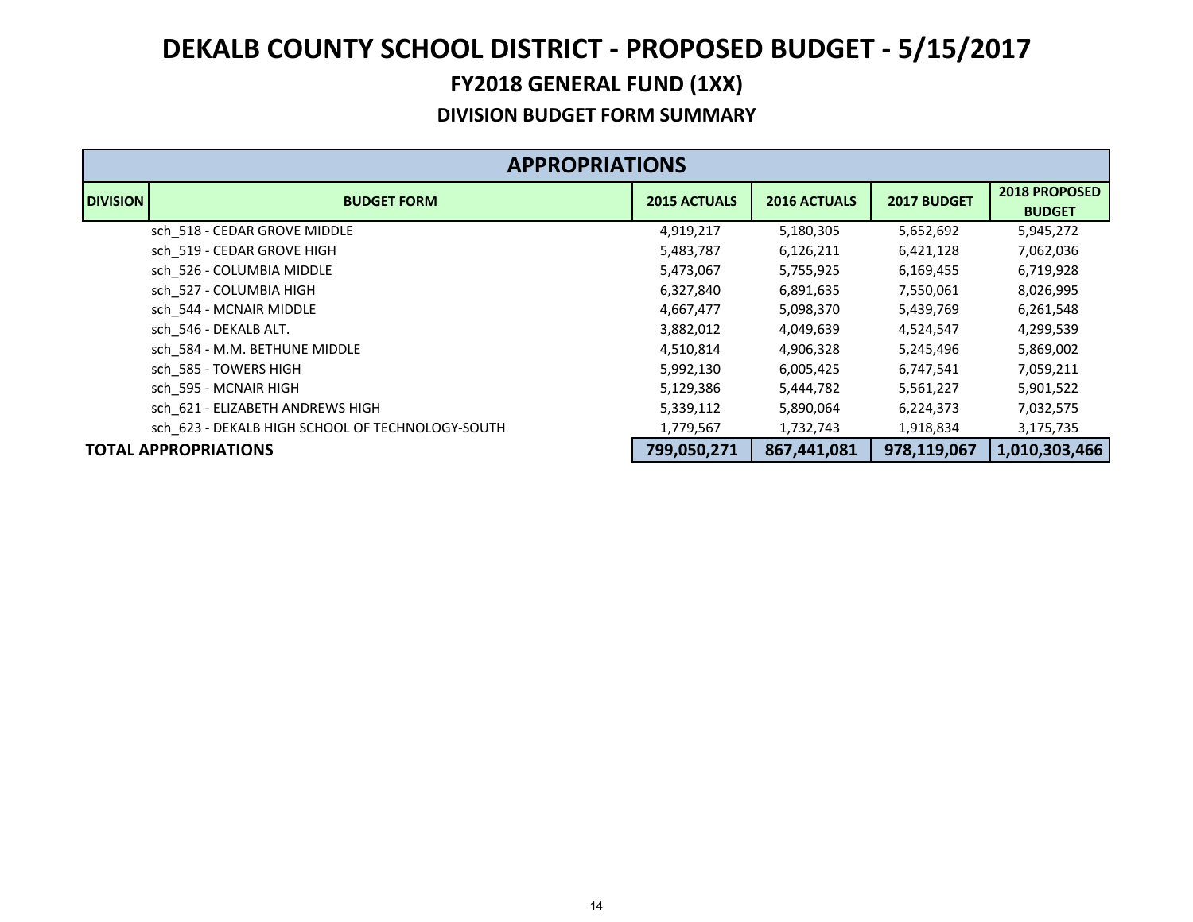# DEKALB COUNTY SCHOOL DISTRICT - PROPOSED BUDGET - 5/15/2017

## FY2018 GENERAL FUND (1XX)

### DIVISION BUDGET FORM SUMMARY

| APPROPRIATIONS | | | | | |
|---|---|---|---|---|---|
| **DIVISION** | **BUDGET FORM** | **2015 ACTUALS** | **2016 ACTUALS** | **2017 BUDGET** | **2018 PROPOSED BUDGET** |
| | sch_518 - CEDAR GROVE MIDDLE | 4,919,217 | 5,180,305 | 5,652,692 | 5,945,272 |
| | sch_519 - CEDAR GROVE HIGH | 5,483,787 | 6,126,211 | 6,421,128 | 7,062,036 |
| | sch_526 - COLUMBIA MIDDLE | 5,473,067 | 5,755,925 | 6,169,455 | 6,719,928 |
| | sch_527 - COLUMBIA HIGH | 6,327,840 | 6,891,635 | 7,550,061 | 8,026,995 |
| | sch_544 - MCNAIR MIDDLE | 4,667,477 | 5,098,370 | 5,439,769 | 6,261,548 |
| | sch_546 - DEKALB ALT. | 3,882,012 | 4,049,639 | 4,524,547 | 4,299,539 |
| | sch_584 - M.M. BETHUNE MIDDLE | 4,510,814 | 4,906,328 | 5,245,496 | 5,869,002 |
| | sch_585 - TOWERS HIGH | 5,992,130 | 6,005,425 | 6,747,541 | 7,059,211 |
| | sch_595 - MCNAIR HIGH | 5,129,386 | 5,444,782 | 5,561,227 | 5,901,522 |
| | sch_621 - ELIZABETH ANDREWS HIGH | 5,339,112 | 5,890,064 | 6,224,373 | 7,032,575 |
| | sch_623 - DEKALB HIGH SCHOOL OF TECHNOLOGY-SOUTH | 1,779,567 | 1,732,743 | 1,918,834 | 3,175,735 |
| **TOTAL APPROPRIATIONS** | | **799,050,271** | **867,441,081** | **978,119,067** | **1,010,303,466** |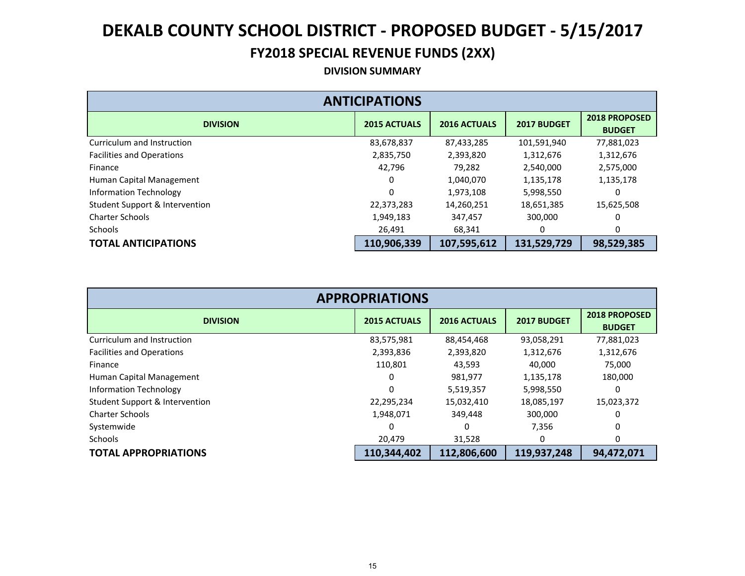# DEKALB COUNTY SCHOOL DISTRICT - PROPOSED BUDGET - 5/15/2017

## FY2018 SPECIAL REVENUE FUNDS (2XX)

### DIVISION SUMMARY

| ANTICIPATIONS | | | | |
|---|---|---|---|---|
| **DIVISION** | **2015 ACTUALS** | **2016 ACTUALS** | **2017 BUDGET** | **2018 PROPOSED BUDGET** |
| Curriculum and Instruction | 83,678,837 | 87,433,285 | 101,591,940 | 77,881,023 |
| Facilities and Operations | 2,835,750 | 2,393,820 | 1,312,676 | 1,312,676 |
| Finance | 42,796 | 79,282 | 2,540,000 | 2,575,000 |
| Human Capital Management | 0 | 1,040,070 | 1,135,178 | 1,135,178 |
| Information Technology | 0 | 1,973,108 | 5,998,550 | 0 |
| Student Support & Intervention | 22,373,283 | 14,260,251 | 18,651,385 | 15,625,508 |
| Charter Schools | 1,949,183 | 347,457 | 300,000 | 0 |
| Schools | 26,491 | 68,341 | 0 | 0 |
| **TOTAL ANTICIPATIONS** | **110,906,339** | **107,595,612** | **131,529,729** | **98,529,385** |

| APPROPRIATIONS | | | | |
|---|---|---|---|---|
| **DIVISION** | **2015 ACTUALS** | **2016 ACTUALS** | **2017 BUDGET** | **2018 PROPOSED BUDGET** |
| Curriculum and Instruction | 83,575,981 | 88,454,468 | 93,058,291 | 77,881,023 |
| Facilities and Operations | 2,393,836 | 2,393,820 | 1,312,676 | 1,312,676 |
| Finance | 110,801 | 43,593 | 40,000 | 75,000 |
| Human Capital Management | 0 | 981,977 | 1,135,178 | 180,000 |
| Information Technology | 0 | 5,519,357 | 5,998,550 | 0 |
| Student Support & Intervention | 22,295,234 | 15,032,410 | 18,085,197 | 15,023,372 |
| Charter Schools | 1,948,071 | 349,448 | 300,000 | 0 |
| Systemwide | 0 | 0 | 7,356 | 0 |
| Schools | 20,479 | 31,528 | 0 | 0 |
| **TOTAL APPROPRIATIONS** | **110,344,402** | **112,806,600** | **119,937,248** | **94,472,071** |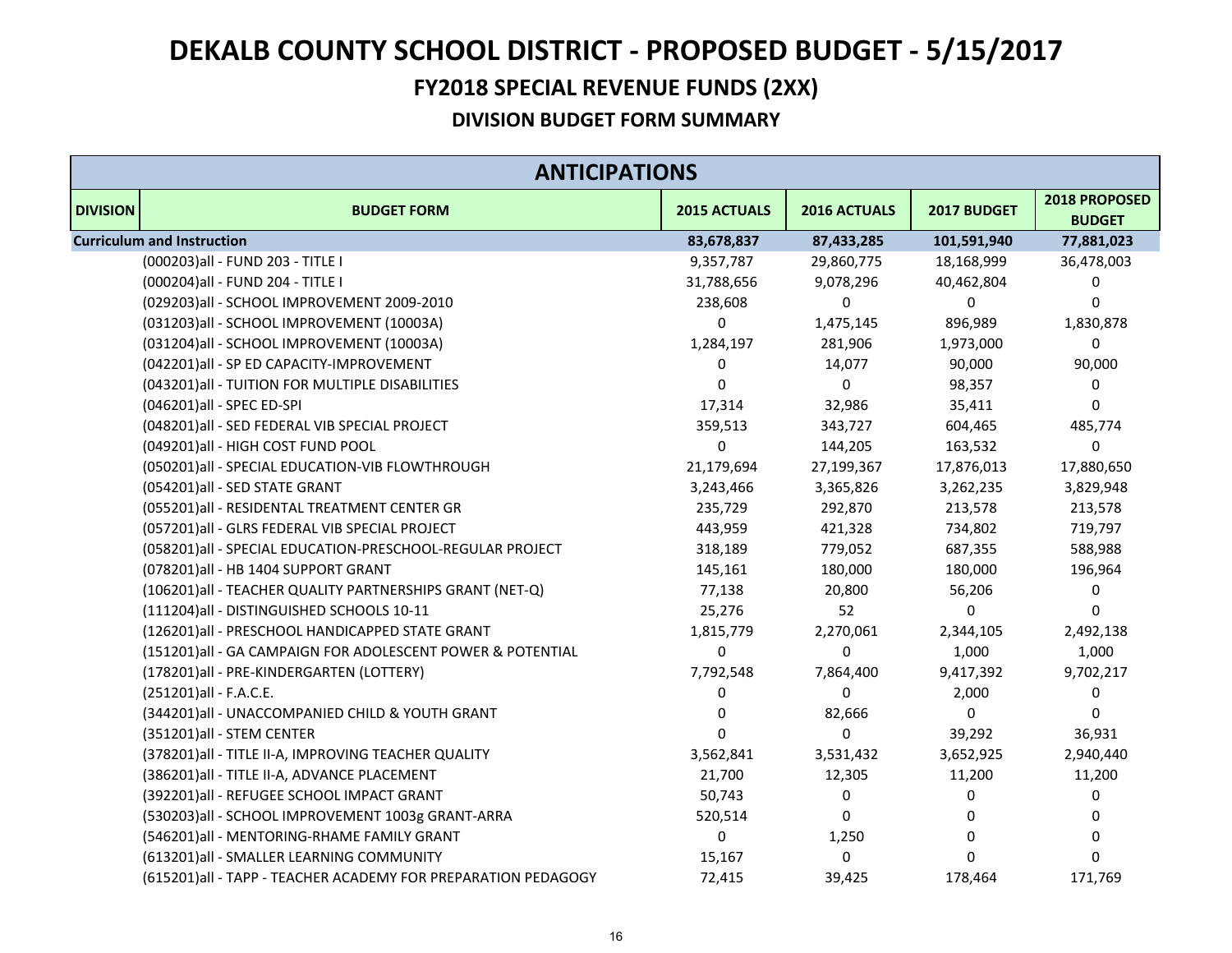# DEKALB COUNTY SCHOOL DISTRICT - PROPOSED BUDGET - 5/15/2017

## FY2018 SPECIAL REVENUE FUNDS (2XX)

### DIVISION BUDGET FORM SUMMARY

| ANTICIPATIONS | | | | | |
|---|---|---|---|---|---|
| **DIVISION** | **BUDGET FORM** | **2015 ACTUALS** | **2016 ACTUALS** | **2017 BUDGET** | **2018 PROPOSED BUDGET** |
| **Curriculum and Instruction** | | **83,678,837** | **87,433,285** | **101,591,940** | **77,881,023** |
| | (000203)all - FUND 203 - TITLE I | 9,357,787 | 29,860,775 | 18,168,999 | 36,478,003 |
| | (000204)all - FUND 204 - TITLE I | 31,788,656 | 9,078,296 | 40,462,804 | 0 |
| | (029203)all - SCHOOL IMPROVEMENT 2009-2010 | 238,608 | 0 | 0 | 0 |
| | (031203)all - SCHOOL IMPROVEMENT (10003A) | 0 | 1,475,145 | 896,989 | 1,830,878 |
| | (031204)all - SCHOOL IMPROVEMENT (10003A) | 1,284,197 | 281,906 | 1,973,000 | 0 |
| | (042201)all - SP ED CAPACITY-IMPROVEMENT | 0 | 14,077 | 90,000 | 90,000 |
| | (043201)all - TUITION FOR MULTIPLE DISABILITIES | 0 | 0 | 98,357 | 0 |
| | (046201)all - SPEC ED-SPI | 17,314 | 32,986 | 35,411 | 0 |
| | (048201)all - SED FEDERAL VIB SPECIAL PROJECT | 359,513 | 343,727 | 604,465 | 485,774 |
| | (049201)all - HIGH COST FUND POOL | 0 | 144,205 | 163,532 | 0 |
| | (050201)all - SPECIAL EDUCATION-VIB FLOWTHROUGH | 21,179,694 | 27,199,367 | 17,876,013 | 17,880,650 |
| | (054201)all - SED STATE GRANT | 3,243,466 | 3,365,826 | 3,262,235 | 3,829,948 |
| | (055201)all - RESIDENTAL TREATMENT CENTER GR | 235,729 | 292,870 | 213,578 | 213,578 |
| | (057201)all - GLRS FEDERAL VIB SPECIAL PROJECT | 443,959 | 421,328 | 734,802 | 719,797 |
| | (058201)all - SPECIAL EDUCATION-PRESCHOOL-REGULAR PROJECT | 318,189 | 779,052 | 687,355 | 588,988 |
| | (078201)all - HB 1404 SUPPORT GRANT | 145,161 | 180,000 | 180,000 | 196,964 |
| | (106201)all - TEACHER QUALITY PARTNERSHIPS GRANT (NET-Q) | 77,138 | 20,800 | 56,206 | 0 |
| | (111204)all - DISTINGUISHED SCHOOLS 10-11 | 25,276 | 52 | 0 | 0 |
| | (126201)all - PRESCHOOL HANDICAPPED STATE GRANT | 1,815,779 | 2,270,061 | 2,344,105 | 2,492,138 |
| | (151201)all - GA CAMPAIGN FOR ADOLESCENT POWER & POTENTIAL | 0 | 0 | 1,000 | 1,000 |
| | (178201)all - PRE-KINDERGARTEN (LOTTERY) | 7,792,548 | 7,864,400 | 9,417,392 | 9,702,217 |
| | (251201)all - F.A.C.E. | 0 | 0 | 2,000 | 0 |
| | (344201)all - UNACCOMPANIED CHILD & YOUTH GRANT | 0 | 82,666 | 0 | 0 |
| | (351201)all - STEM CENTER | 0 | 0 | 39,292 | 36,931 |
| | (378201)all - TITLE II-A, IMPROVING TEACHER QUALITY | 3,562,841 | 3,531,432 | 3,652,925 | 2,940,440 |
| | (386201)all - TITLE II-A, ADVANCE PLACEMENT | 21,700 | 12,305 | 11,200 | 11,200 |
| | (392201)all - REFUGEE SCHOOL IMPACT GRANT | 50,743 | 0 | 0 | 0 |
| | (530203)all - SCHOOL IMPROVEMENT 1003g GRANT-ARRA | 520,514 | 0 | 0 | 0 |
| | (546201)all - MENTORING-RHAME FAMILY GRANT | 0 | 1,250 | 0 | 0 |
| | (613201)all - SMALLER LEARNING COMMUNITY | 15,167 | 0 | 0 | 0 |
| | (615201)all - TAPP - TEACHER ACADEMY FOR PREPARATION PEDAGOGY | 72,415 | 39,425 | 178,464 | 171,769 |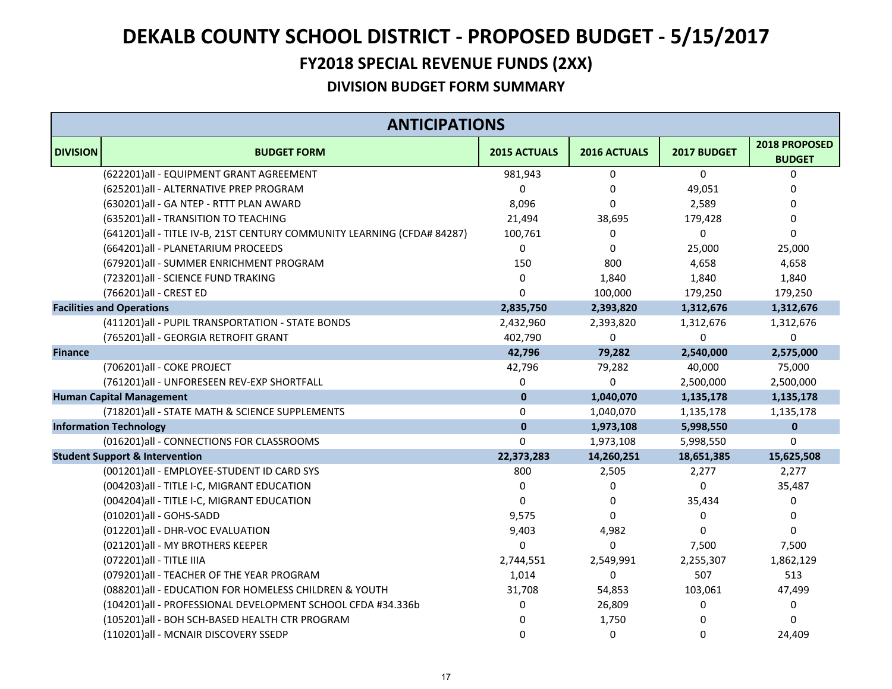# DEKALB COUNTY SCHOOL DISTRICT - PROPOSED BUDGET - 5/15/2017

## FY2018 SPECIAL REVENUE FUNDS (2XX)

### DIVISION BUDGET FORM SUMMARY

| ANTICIPATIONS | | | | | |
|---|---|---|---|---|---|
| **DIVISION** | **BUDGET FORM** | **2015 ACTUALS** | **2016 ACTUALS** | **2017 BUDGET** | **2018 PROPOSED BUDGET** |
| | (622201)all - EQUIPMENT GRANT AGREEMENT | 981,943 | 0 | 0 | 0 |
| | (625201)all - ALTERNATIVE PREP PROGRAM | 0 | 0 | 49,051 | 0 |
| | (630201)all - GA NTEP - RTTT PLAN AWARD | 8,096 | 0 | 2,589 | 0 |
| | (635201)all - TRANSITION TO TEACHING | 21,494 | 38,695 | 179,428 | 0 |
| | (641201)all - TITLE IV-B, 21ST CENTURY COMMUNITY LEARNING (CFDA# 84287) | 100,761 | 0 | 0 | 0 |
| | (664201)all - PLANETARIUM PROCEEDS | 0 | 0 | 25,000 | 25,000 |
| | (679201)all - SUMMER ENRICHMENT PROGRAM | 150 | 800 | 4,658 | 4,658 |
| | (723201)all - SCIENCE FUND TRAKING | 0 | 1,840 | 1,840 | 1,840 |
| | (766201)all - CREST ED | 0 | 100,000 | 179,250 | 179,250 |
| **Facilities and Operations** | | **2,835,750** | **2,393,820** | **1,312,676** | **1,312,676** |
| | (411201)all - PUPIL TRANSPORTATION - STATE BONDS | 2,432,960 | 2,393,820 | 1,312,676 | 1,312,676 |
| | (765201)all - GEORGIA RETROFIT GRANT | 402,790 | 0 | 0 | 0 |
| **Finance** | | **42,796** | **79,282** | **2,540,000** | **2,575,000** |
| | (706201)all - COKE PROJECT | 42,796 | 79,282 | 40,000 | 75,000 |
| | (761201)all - UNFORESEEN REV-EXP SHORTFALL | 0 | 0 | 2,500,000 | 2,500,000 |
| **Human Capital Management** | | **0** | **1,040,070** | **1,135,178** | **1,135,178** |
| | (718201)all - STATE MATH & SCIENCE SUPPLEMENTS | 0 | 1,040,070 | 1,135,178 | 1,135,178 |
| **Information Technology** | | **0** | **1,973,108** | **5,998,550** | **0** |
| | (016201)all - CONNECTIONS FOR CLASSROOMS | 0 | 1,973,108 | 5,998,550 | 0 |
| **Student Support & Intervention** | | **22,373,283** | **14,260,251** | **18,651,385** | **15,625,508** |
| | (001201)all - EMPLOYEE-STUDENT ID CARD SYS | 800 | 2,505 | 2,277 | 2,277 |
| | (004203)all - TITLE I-C, MIGRANT EDUCATION | 0 | 0 | 0 | 35,487 |
| | (004204)all - TITLE I-C, MIGRANT EDUCATION | 0 | 0 | 35,434 | 0 |
| | (010201)all - GOHS-SADD | 9,575 | 0 | 0 | 0 |
| | (012201)all - DHR-VOC EVALUATION | 9,403 | 4,982 | 0 | 0 |
| | (021201)all - MY BROTHERS KEEPER | 0 | 0 | 7,500 | 7,500 |
| | (072201)all - TITLE IIIA | 2,744,551 | 2,549,991 | 2,255,307 | 1,862,129 |
| | (079201)all - TEACHER OF THE YEAR PROGRAM | 1,014 | 0 | 507 | 513 |
| | (088201)all - EDUCATION FOR HOMELESS CHILDREN & YOUTH | 31,708 | 54,853 | 103,061 | 47,499 |
| | (104201)all - PROFESSIONAL DEVELOPMENT SCHOOL CFDA #34.336b | 0 | 26,809 | 0 | 0 |
| | (105201)all - BOH SCH-BASED HEALTH CTR PROGRAM | 0 | 1,750 | 0 | 0 |
| | (110201)all - MCNAIR DISCOVERY SSEDP | 0 | 0 | 0 | 24,409 |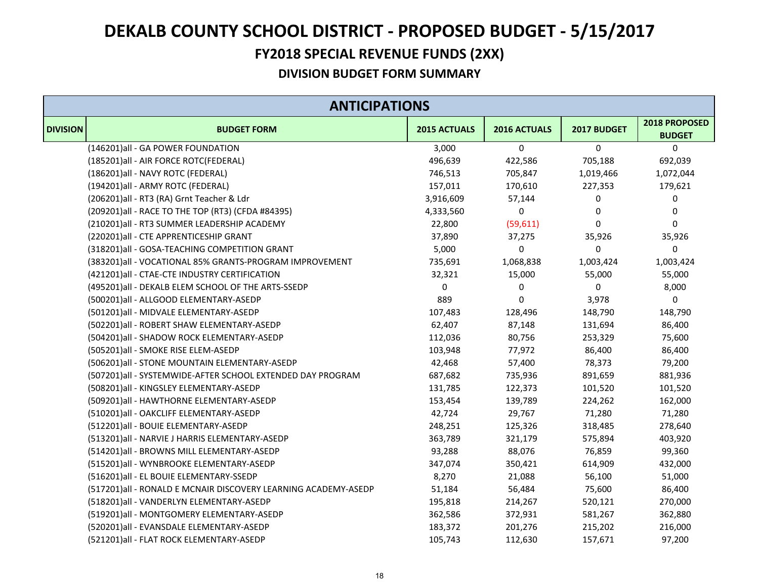# DEKALB COUNTY SCHOOL DISTRICT - PROPOSED BUDGET - 5/15/2017

## FY2018 SPECIAL REVENUE FUNDS (2XX)

### DIVISION BUDGET FORM SUMMARY

| ANTICIPATIONS | | | | | |
|---|---|---|---|---|---|
| **DIVISION** | **BUDGET FORM** | **2015 ACTUALS** | **2016 ACTUALS** | **2017 BUDGET** | **2018 PROPOSED BUDGET** |
| | (146201)all - GA POWER FOUNDATION | 3,000 | 0 | 0 | 0 |
| | (185201)all - AIR FORCE ROTC(FEDERAL) | 496,639 | 422,586 | 705,188 | 692,039 |
| | (186201)all - NAVY ROTC (FEDERAL) | 746,513 | 705,847 | 1,019,466 | 1,072,044 |
| | (194201)all - ARMY ROTC (FEDERAL) | 157,011 | 170,610 | 227,353 | 179,621 |
| | (206201)all - RT3 (RA) Grnt Teacher & Ldr | 3,916,609 | 57,144 | 0 | 0 |
| | (209201)all - RACE TO THE TOP (RT3) (CFDA #84395) | 4,333,560 | 0 | 0 | 0 |
| | (210201)all - RT3 SUMMER LEADERSHIP ACADEMY | 22,800 | (59,611) | 0 | 0 |
| | (220201)all - CTE APPRENTICESHIP GRANT | 37,890 | 37,275 | 35,926 | 35,926 |
| | (318201)all - GOSA-TEACHING COMPETITION GRANT | 5,000 | 0 | 0 | 0 |
| | (383201)all - VOCATIONAL 85% GRANTS-PROGRAM IMPROVEMENT | 735,691 | 1,068,838 | 1,003,424 | 1,003,424 |
| | (421201)all - CTAE-CTE INDUSTRY CERTIFICATION | 32,321 | 15,000 | 55,000 | 55,000 |
| | (495201)all - DEKALB ELEM SCHOOL OF THE ARTS-SSEDP | 0 | 0 | 0 | 8,000 |
| | (500201)all - ALLGOOD ELEMENTARY-ASEDP | 889 | 0 | 3,978 | 0 |
| | (501201)all - MIDVALE ELEMENTARY-ASEDP | 107,483 | 128,496 | 148,790 | 148,790 |
| | (502201)all - ROBERT SHAW ELEMENTARY-ASEDP | 62,407 | 87,148 | 131,694 | 86,400 |
| | (504201)all - SHADOW ROCK ELEMENTARY-ASEDP | 112,036 | 80,756 | 253,329 | 75,600 |
| | (505201)all - SMOKE RISE ELEM-ASEDP | 103,948 | 77,972 | 86,400 | 86,400 |
| | (506201)all - STONE MOUNTAIN ELEMENTARY-ASEDP | 42,468 | 57,400 | 78,373 | 79,200 |
| | (507201)all - SYSTEMWIDE-AFTER SCHOOL EXTENDED DAY PROGRAM | 687,682 | 735,936 | 891,659 | 881,936 |
| | (508201)all - KINGSLEY ELEMENTARY-ASEDP | 131,785 | 122,373 | 101,520 | 101,520 |
| | (509201)all - HAWTHORNE ELEMENTARY-ASEDP | 153,454 | 139,789 | 224,262 | 162,000 |
| | (510201)all - OAKCLIFF ELEMENTARY-ASEDP | 42,724 | 29,767 | 71,280 | 71,280 |
| | (512201)all - BOUIE ELEMENTARY-ASEDP | 248,251 | 125,326 | 318,485 | 278,640 |
| | (513201)all - NARVIE J HARRIS ELEMENTARY-ASEDP | 363,789 | 321,179 | 575,894 | 403,920 |
| | (514201)all - BROWNS MILL ELEMENTARY-ASEDP | 93,288 | 88,076 | 76,859 | 99,360 |
| | (515201)all - WYNBROOKE ELEMENTARY-ASEDP | 347,074 | 350,421 | 614,909 | 432,000 |
| | (516201)all - EL BOUIE ELEMENTARY-SSEDP | 8,270 | 21,088 | 56,100 | 51,000 |
| | (517201)all - RONALD E MCNAIR DISCOVERY LEARNING ACADEMY-ASEDP | 51,184 | 56,484 | 75,600 | 86,400 |
| | (518201)all - VANDERLYN ELEMENTARY-ASEDP | 195,818 | 214,267 | 520,121 | 270,000 |
| | (519201)all - MONTGOMERY ELEMENTARY-ASEDP | 362,586 | 372,931 | 581,267 | 362,880 |
| | (520201)all - EVANSDALE ELEMENTARY-ASEDP | 183,372 | 201,276 | 215,202 | 216,000 |
| | (521201)all - FLAT ROCK ELEMENTARY-ASEDP | 105,743 | 112,630 | 157,671 | 97,200 |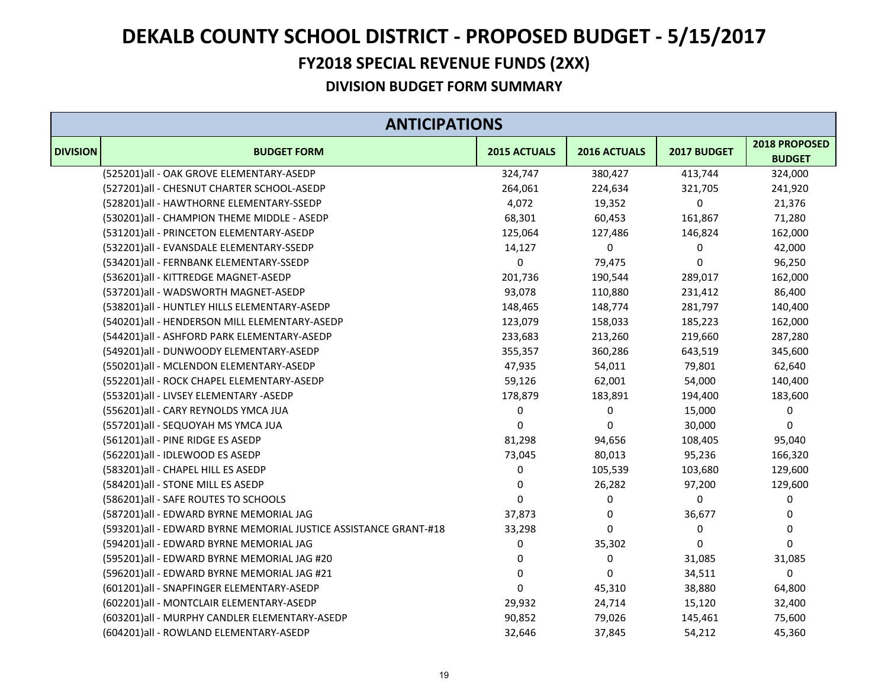# DEKALB COUNTY SCHOOL DISTRICT - PROPOSED BUDGET - 5/15/2017

## FY2018 SPECIAL REVENUE FUNDS (2XX)

### DIVISION BUDGET FORM SUMMARY

| ANTICIPATIONS | | | | | |
|---|---|---|---|---|---|
| **DIVISION** | **BUDGET FORM** | **2015 ACTUALS** | **2016 ACTUALS** | **2017 BUDGET** | **2018 PROPOSED BUDGET** |
| | (525201)all - OAK GROVE ELEMENTARY-ASEDP | 324,747 | 380,427 | 413,744 | 324,000 |
| | (527201)all - CHESNUT CHARTER SCHOOL-ASEDP | 264,061 | 224,634 | 321,705 | 241,920 |
| | (528201)all - HAWTHORNE ELEMENTARY-SSEDP | 4,072 | 19,352 | 0 | 21,376 |
| | (530201)all - CHAMPION THEME MIDDLE - ASEDP | 68,301 | 60,453 | 161,867 | 71,280 |
| | (531201)all - PRINCETON ELEMENTARY-ASEDP | 125,064 | 127,486 | 146,824 | 162,000 |
| | (532201)all - EVANSDALE ELEMENTARY-SSEDP | 14,127 | 0 | 0 | 42,000 |
| | (534201)all - FERNBANK ELEMENTARY-SSEDP | 0 | 79,475 | 0 | 96,250 |
| | (536201)all - KITTREDGE MAGNET-ASEDP | 201,736 | 190,544 | 289,017 | 162,000 |
| | (537201)all - WADSWORTH MAGNET-ASEDP | 93,078 | 110,880 | 231,412 | 86,400 |
| | (538201)all - HUNTLEY HILLS ELEMENTARY-ASEDP | 148,465 | 148,774 | 281,797 | 140,400 |
| | (540201)all - HENDERSON MILL ELEMENTARY-ASEDP | 123,079 | 158,033 | 185,223 | 162,000 |
| | (544201)all - ASHFORD PARK ELEMENTARY-ASEDP | 233,683 | 213,260 | 219,660 | 287,280 |
| | (549201)all - DUNWOODY ELEMENTARY-ASEDP | 355,357 | 360,286 | 643,519 | 345,600 |
| | (550201)all - MCLENDON ELEMENTARY-ASEDP | 47,935 | 54,011 | 79,801 | 62,640 |
| | (552201)all - ROCK CHAPEL ELEMENTARY-ASEDP | 59,126 | 62,001 | 54,000 | 140,400 |
| | (553201)all - LIVSEY ELEMENTARY -ASEDP | 178,879 | 183,891 | 194,400 | 183,600 |
| | (556201)all - CARY REYNOLDS YMCA JUA | 0 | 0 | 15,000 | 0 |
| | (557201)all - SEQUOYAH MS YMCA JUA | 0 | 0 | 30,000 | 0 |
| | (561201)all - PINE RIDGE ES ASEDP | 81,298 | 94,656 | 108,405 | 95,040 |
| | (562201)all - IDLEWOOD ES ASEDP | 73,045 | 80,013 | 95,236 | 166,320 |
| | (583201)all - CHAPEL HILL ES ASEDP | 0 | 105,539 | 103,680 | 129,600 |
| | (584201)all - STONE MILL ES ASEDP | 0 | 26,282 | 97,200 | 129,600 |
| | (586201)all - SAFE ROUTES TO SCHOOLS | 0 | 0 | 0 | 0 |
| | (587201)all - EDWARD BYRNE MEMORIAL JAG | 37,873 | 0 | 36,677 | 0 |
| | (593201)all - EDWARD BYRNE MEMORIAL JUSTICE ASSISTANCE GRANT-#18 | 33,298 | 0 | 0 | 0 |
| | (594201)all - EDWARD BYRNE MEMORIAL JAG | 0 | 35,302 | 0 | 0 |
| | (595201)all - EDWARD BYRNE MEMORIAL JAG #20 | 0 | 0 | 31,085 | 31,085 |
| | (596201)all - EDWARD BYRNE MEMORIAL JAG #21 | 0 | 0 | 34,511 | 0 |
| | (601201)all - SNAPFINGER ELEMENTARY-ASEDP | 0 | 45,310 | 38,880 | 64,800 |
| | (602201)all - MONTCLAIR ELEMENTARY-ASEDP | 29,932 | 24,714 | 15,120 | 32,400 |
| | (603201)all - MURPHY CANDLER ELEMENTARY-ASEDP | 90,852 | 79,026 | 145,461 | 75,600 |
| | (604201)all - ROWLAND ELEMENTARY-ASEDP | 32,646 | 37,845 | 54,212 | 45,360 |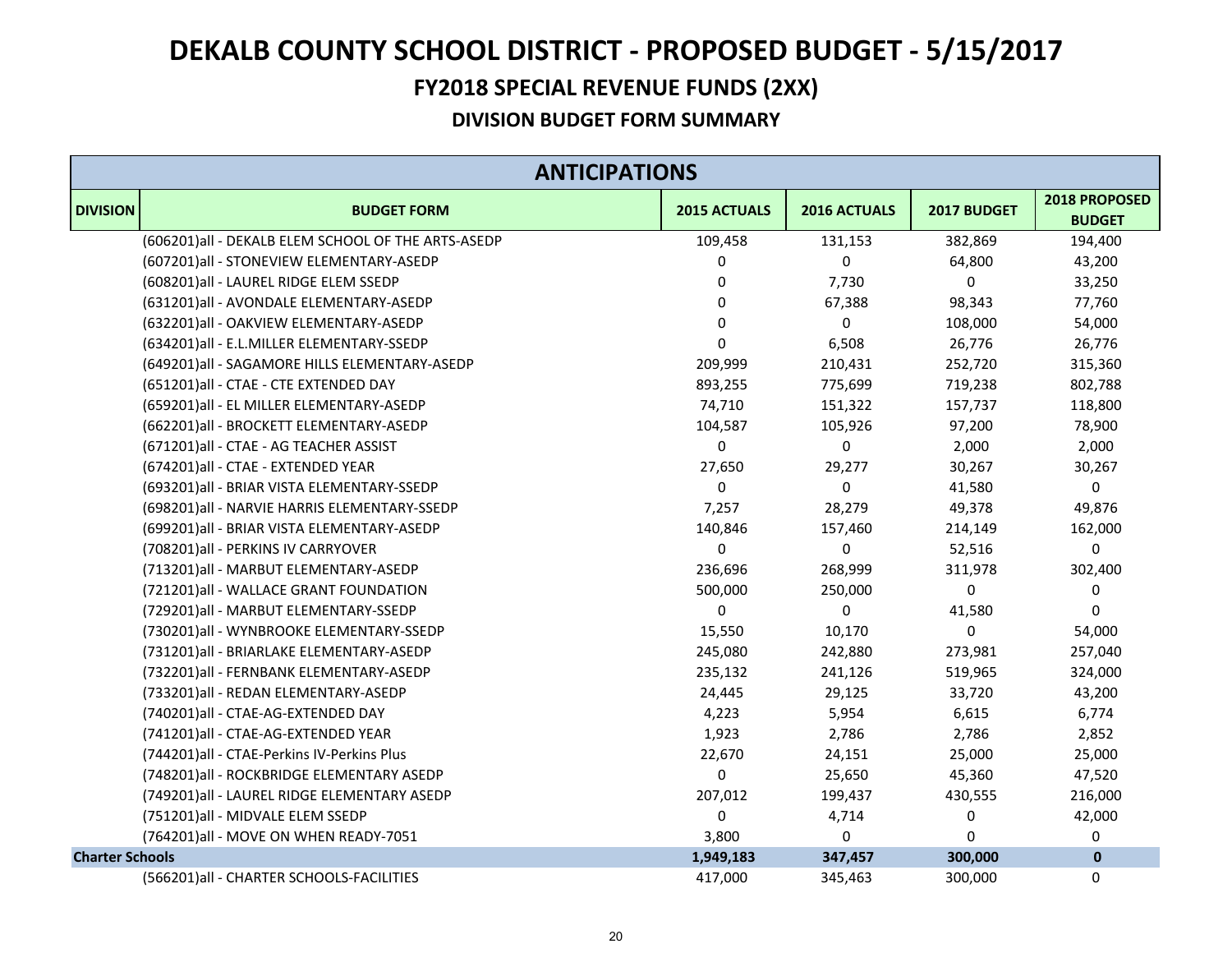# DEKALB COUNTY SCHOOL DISTRICT - PROPOSED BUDGET - 5/15/2017

## FY2018 SPECIAL REVENUE FUNDS (2XX)

### DIVISION BUDGET FORM SUMMARY

| ANTICIPATIONS | | | | | |
|---|---|---|---|---|---|
| **DIVISION** | **BUDGET FORM** | **2015 ACTUALS** | **2016 ACTUALS** | **2017 BUDGET** | **2018 PROPOSED BUDGET** |
| | (606201)all - DEKALB ELEM SCHOOL OF THE ARTS-ASEDP | 109,458 | 131,153 | 382,869 | 194,400 |
| | (607201)all - STONEVIEW ELEMENTARY-ASEDP | 0 | 0 | 64,800 | 43,200 |
| | (608201)all - LAUREL RIDGE ELEM SSEDP | 0 | 7,730 | 0 | 33,250 |
| | (631201)all - AVONDALE ELEMENTARY-ASEDP | 0 | 67,388 | 98,343 | 77,760 |
| | (632201)all - OAKVIEW ELEMENTARY-ASEDP | 0 | 0 | 108,000 | 54,000 |
| | (634201)all - E.L.MILLER ELEMENTARY-SSEDP | 0 | 6,508 | 26,776 | 26,776 |
| | (649201)all - SAGAMORE HILLS ELEMENTARY-ASEDP | 209,999 | 210,431 | 252,720 | 315,360 |
| | (651201)all - CTAE - CTE EXTENDED DAY | 893,255 | 775,699 | 719,238 | 802,788 |
| | (659201)all - EL MILLER ELEMENTARY-ASEDP | 74,710 | 151,322 | 157,737 | 118,800 |
| | (662201)all - BROCKETT ELEMENTARY-ASEDP | 104,587 | 105,926 | 97,200 | 78,900 |
| | (671201)all - CTAE - AG TEACHER ASSIST | 0 | 0 | 2,000 | 2,000 |
| | (674201)all - CTAE - EXTENDED YEAR | 27,650 | 29,277 | 30,267 | 30,267 |
| | (693201)all - BRIAR VISTA ELEMENTARY-SSEDP | 0 | 0 | 41,580 | 0 |
| | (698201)all - NARVIE HARRIS ELEMENTARY-SSEDP | 7,257 | 28,279 | 49,378 | 49,876 |
| | (699201)all - BRIAR VISTA ELEMENTARY-ASEDP | 140,846 | 157,460 | 214,149 | 162,000 |
| | (708201)all - PERKINS IV CARRYOVER | 0 | 0 | 52,516 | 0 |
| | (713201)all - MARBUT ELEMENTARY-ASEDP | 236,696 | 268,999 | 311,978 | 302,400 |
| | (721201)all - WALLACE GRANT FOUNDATION | 500,000 | 250,000 | 0 | 0 |
| | (729201)all - MARBUT ELEMENTARY-SSEDP | 0 | 0 | 41,580 | 0 |
| | (730201)all - WYNBROOKE ELEMENTARY-SSEDP | 15,550 | 10,170 | 0 | 54,000 |
| | (731201)all - BRIARLAKE ELEMENTARY-ASEDP | 245,080 | 242,880 | 273,981 | 257,040 |
| | (732201)all - FERNBANK ELEMENTARY-ASEDP | 235,132 | 241,126 | 519,965 | 324,000 |
| | (733201)all - REDAN ELEMENTARY-ASEDP | 24,445 | 29,125 | 33,720 | 43,200 |
| | (740201)all - CTAE-AG-EXTENDED DAY | 4,223 | 5,954 | 6,615 | 6,774 |
| | (741201)all - CTAE-AG-EXTENDED YEAR | 1,923 | 2,786 | 2,786 | 2,852 |
| | (744201)all - CTAE-Perkins IV-Perkins Plus | 22,670 | 24,151 | 25,000 | 25,000 |
| | (748201)all - ROCKBRIDGE ELEMENTARY ASEDP | 0 | 25,650 | 45,360 | 47,520 |
| | (749201)all - LAUREL RIDGE ELEMENTARY ASEDP | 207,012 | 199,437 | 430,555 | 216,000 |
| | (751201)all - MIDVALE ELEM SSEDP | 0 | 4,714 | 0 | 42,000 |
| | (764201)all - MOVE ON WHEN READY-7051 | 3,800 | 0 | 0 | 0 |
| **Charter Schools** | | **1,949,183** | **347,457** | **300,000** | **0** |
| | (566201)all - CHARTER SCHOOLS-FACILITIES | 417,000 | 345,463 | 300,000 | 0 |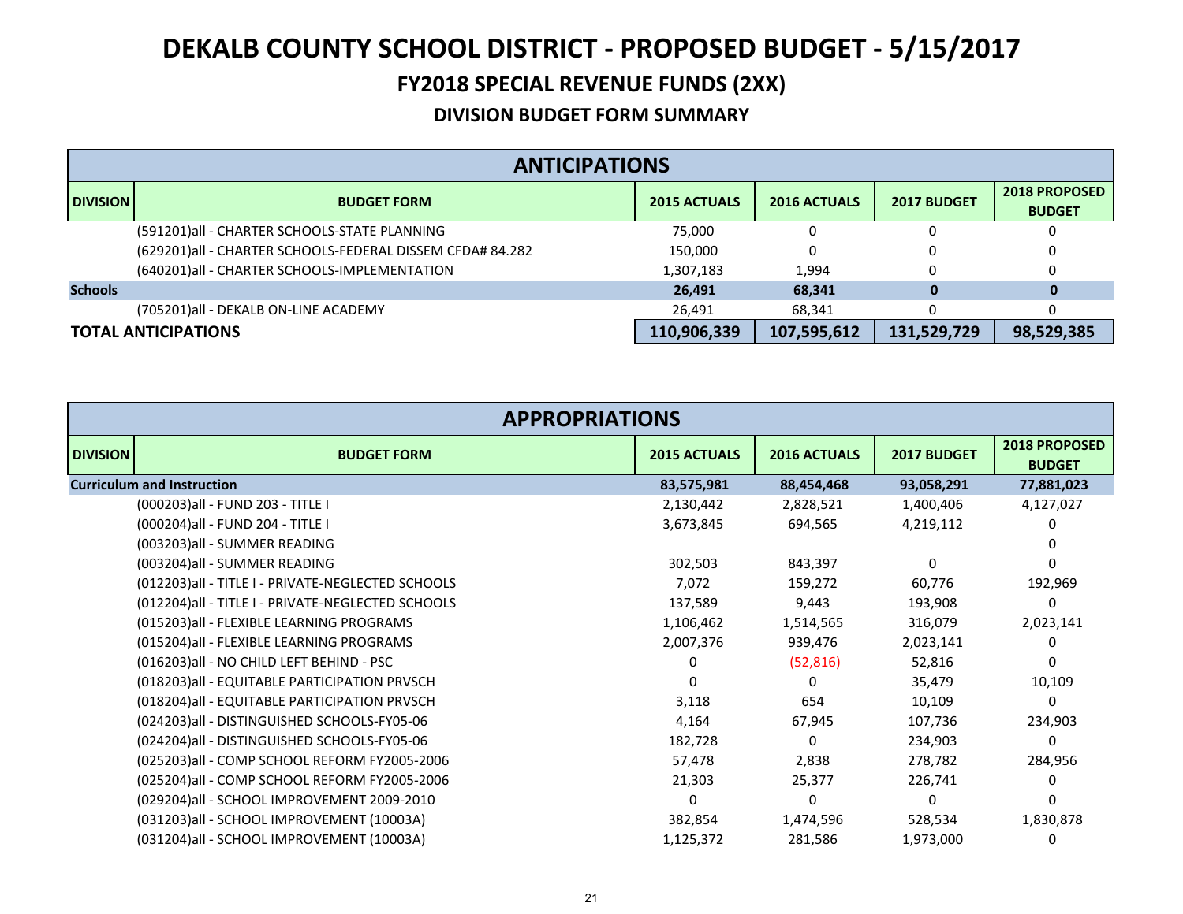# DEKALB COUNTY SCHOOL DISTRICT - PROPOSED BUDGET - 5/15/2017

## FY2018 SPECIAL REVENUE FUNDS (2XX)

### DIVISION BUDGET FORM SUMMARY

**ANTICIPATIONS**

| DIVISION | BUDGET FORM | 2015 ACTUALS | 2016 ACTUALS | 2017 BUDGET | 2018 PROPOSED BUDGET |
|---|---|---|---|---|---|
| | (591201)all - CHARTER SCHOOLS-STATE PLANNING | 75,000 | 0 | 0 | 0 |
| | (629201)all - CHARTER SCHOOLS-FEDERAL DISSEM CFDA# 84.282 | 150,000 | 0 | 0 | 0 |
| | (640201)all - CHARTER SCHOOLS-IMPLEMENTATION | 1,307,183 | 1,994 | 0 | 0 |
| **Schools** | | **26,491** | **68,341** | **0** | **0** |
| | (705201)all - DEKALB ON-LINE ACADEMY | 26,491 | 68,341 | 0 | 0 |
| **TOTAL ANTICIPATIONS** | | **110,906,339** | **107,595,612** | **131,529,729** | **98,529,385** |

**APPROPRIATIONS**

| DIVISION | BUDGET FORM | 2015 ACTUALS | 2016 ACTUALS | 2017 BUDGET | 2018 PROPOSED BUDGET |
|---|---|---|---|---|---|
| **Curriculum and Instruction** | | **83,575,981** | **88,454,468** | **93,058,291** | **77,881,023** |
| | (000203)all - FUND 203 - TITLE I | 2,130,442 | 2,828,521 | 1,400,406 | 4,127,027 |
| | (000204)all - FUND 204 - TITLE I | 3,673,845 | 694,565 | 4,219,112 | 0 |
| | (003203)all - SUMMER READING | | | | 0 |
| | (003204)all - SUMMER READING | 302,503 | 843,397 | 0 | 0 |
| | (012203)all - TITLE I - PRIVATE-NEGLECTED SCHOOLS | 7,072 | 159,272 | 60,776 | 192,969 |
| | (012204)all - TITLE I - PRIVATE-NEGLECTED SCHOOLS | 137,589 | 9,443 | 193,908 | 0 |
| | (015203)all - FLEXIBLE LEARNING PROGRAMS | 1,106,462 | 1,514,565 | 316,079 | 2,023,141 |
| | (015204)all - FLEXIBLE LEARNING PROGRAMS | 2,007,376 | 939,476 | 2,023,141 | 0 |
| | (016203)all - NO CHILD LEFT BEHIND - PSC | 0 | (52,816) | 52,816 | 0 |
| | (018203)all - EQUITABLE PARTICIPATION PRVSCH | 0 | 0 | 35,479 | 10,109 |
| | (018204)all - EQUITABLE PARTICIPATION PRVSCH | 3,118 | 654 | 10,109 | 0 |
| | (024203)all - DISTINGUISHED SCHOOLS-FY05-06 | 4,164 | 67,945 | 107,736 | 234,903 |
| | (024204)all - DISTINGUISHED SCHOOLS-FY05-06 | 182,728 | 0 | 234,903 | 0 |
| | (025203)all - COMP SCHOOL REFORM FY2005-2006 | 57,478 | 2,838 | 278,782 | 284,956 |
| | (025204)all - COMP SCHOOL REFORM FY2005-2006 | 21,303 | 25,377 | 226,741 | 0 |
| | (029204)all - SCHOOL IMPROVEMENT 2009-2010 | 0 | 0 | 0 | 0 |
| | (031203)all - SCHOOL IMPROVEMENT (10003A) | 382,854 | 1,474,596 | 528,534 | 1,830,878 |
| | (031204)all - SCHOOL IMPROVEMENT (10003A) | 1,125,372 | 281,586 | 1,973,000 | 0 |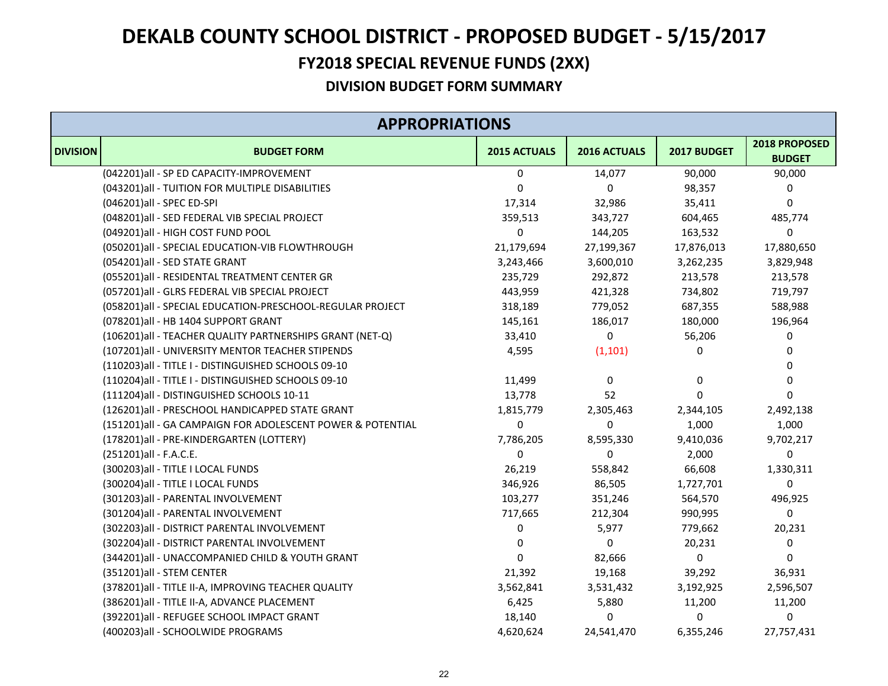# DEKALB COUNTY SCHOOL DISTRICT - PROPOSED BUDGET - 5/15/2017

## FY2018 SPECIAL REVENUE FUNDS (2XX)

### DIVISION BUDGET FORM SUMMARY

| APPROPRIATIONS | | | | | |
|---|---|---|---|---|---|
| **DIVISION** | **BUDGET FORM** | **2015 ACTUALS** | **2016 ACTUALS** | **2017 BUDGET** | **2018 PROPOSED BUDGET** |
| | (042201)all - SP ED CAPACITY-IMPROVEMENT | 0 | 14,077 | 90,000 | 90,000 |
| | (043201)all - TUITION FOR MULTIPLE DISABILITIES | 0 | 0 | 98,357 | 0 |
| | (046201)all - SPEC ED-SPI | 17,314 | 32,986 | 35,411 | 0 |
| | (048201)all - SED FEDERAL VIB SPECIAL PROJECT | 359,513 | 343,727 | 604,465 | 485,774 |
| | (049201)all - HIGH COST FUND POOL | 0 | 144,205 | 163,532 | 0 |
| | (050201)all - SPECIAL EDUCATION-VIB FLOWTHROUGH | 21,179,694 | 27,199,367 | 17,876,013 | 17,880,650 |
| | (054201)all - SED STATE GRANT | 3,243,466 | 3,600,010 | 3,262,235 | 3,829,948 |
| | (055201)all - RESIDENTAL TREATMENT CENTER GR | 235,729 | 292,872 | 213,578 | 213,578 |
| | (057201)all - GLRS FEDERAL VIB SPECIAL PROJECT | 443,959 | 421,328 | 734,802 | 719,797 |
| | (058201)all - SPECIAL EDUCATION-PRESCHOOL-REGULAR PROJECT | 318,189 | 779,052 | 687,355 | 588,988 |
| | (078201)all - HB 1404 SUPPORT GRANT | 145,161 | 186,017 | 180,000 | 196,964 |
| | (106201)all - TEACHER QUALITY PARTNERSHIPS GRANT (NET-Q) | 33,410 | 0 | 56,206 | 0 |
| | (107201)all - UNIVERSITY MENTOR TEACHER STIPENDS | 4,595 | (1,101) | 0 | 0 |
| | (110203)all - TITLE I - DISTINGUISHED SCHOOLS 09-10 | | | | 0 |
| | (110204)all - TITLE I - DISTINGUISHED SCHOOLS 09-10 | 11,499 | 0 | 0 | 0 |
| | (111204)all - DISTINGUISHED SCHOOLS 10-11 | 13,778 | 52 | 0 | 0 |
| | (126201)all - PRESCHOOL HANDICAPPED STATE GRANT | 1,815,779 | 2,305,463 | 2,344,105 | 2,492,138 |
| | (151201)all - GA CAMPAIGN FOR ADOLESCENT POWER & POTENTIAL | 0 | 0 | 1,000 | 1,000 |
| | (178201)all - PRE-KINDERGARTEN (LOTTERY) | 7,786,205 | 8,595,330 | 9,410,036 | 9,702,217 |
| | (251201)all - F.A.C.E. | 0 | 0 | 2,000 | 0 |
| | (300203)all - TITLE I LOCAL FUNDS | 26,219 | 558,842 | 66,608 | 1,330,311 |
| | (300204)all - TITLE I LOCAL FUNDS | 346,926 | 86,505 | 1,727,701 | 0 |
| | (301203)all - PARENTAL INVOLVEMENT | 103,277 | 351,246 | 564,570 | 496,925 |
| | (301204)all - PARENTAL INVOLVEMENT | 717,665 | 212,304 | 990,995 | 0 |
| | (302203)all - DISTRICT PARENTAL INVOLVEMENT | 0 | 5,977 | 779,662 | 20,231 |
| | (302204)all - DISTRICT PARENTAL INVOLVEMENT | 0 | 0 | 20,231 | 0 |
| | (344201)all - UNACCOMPANIED CHILD & YOUTH GRANT | 0 | 82,666 | 0 | 0 |
| | (351201)all - STEM CENTER | 21,392 | 19,168 | 39,292 | 36,931 |
| | (378201)all - TITLE II-A, IMPROVING TEACHER QUALITY | 3,562,841 | 3,531,432 | 3,192,925 | 2,596,507 |
| | (386201)all - TITLE II-A, ADVANCE PLACEMENT | 6,425 | 5,880 | 11,200 | 11,200 |
| | (392201)all - REFUGEE SCHOOL IMPACT GRANT | 18,140 | 0 | 0 | 0 |
| | (400203)all - SCHOOLWIDE PROGRAMS | 4,620,624 | 24,541,470 | 6,355,246 | 27,757,431 |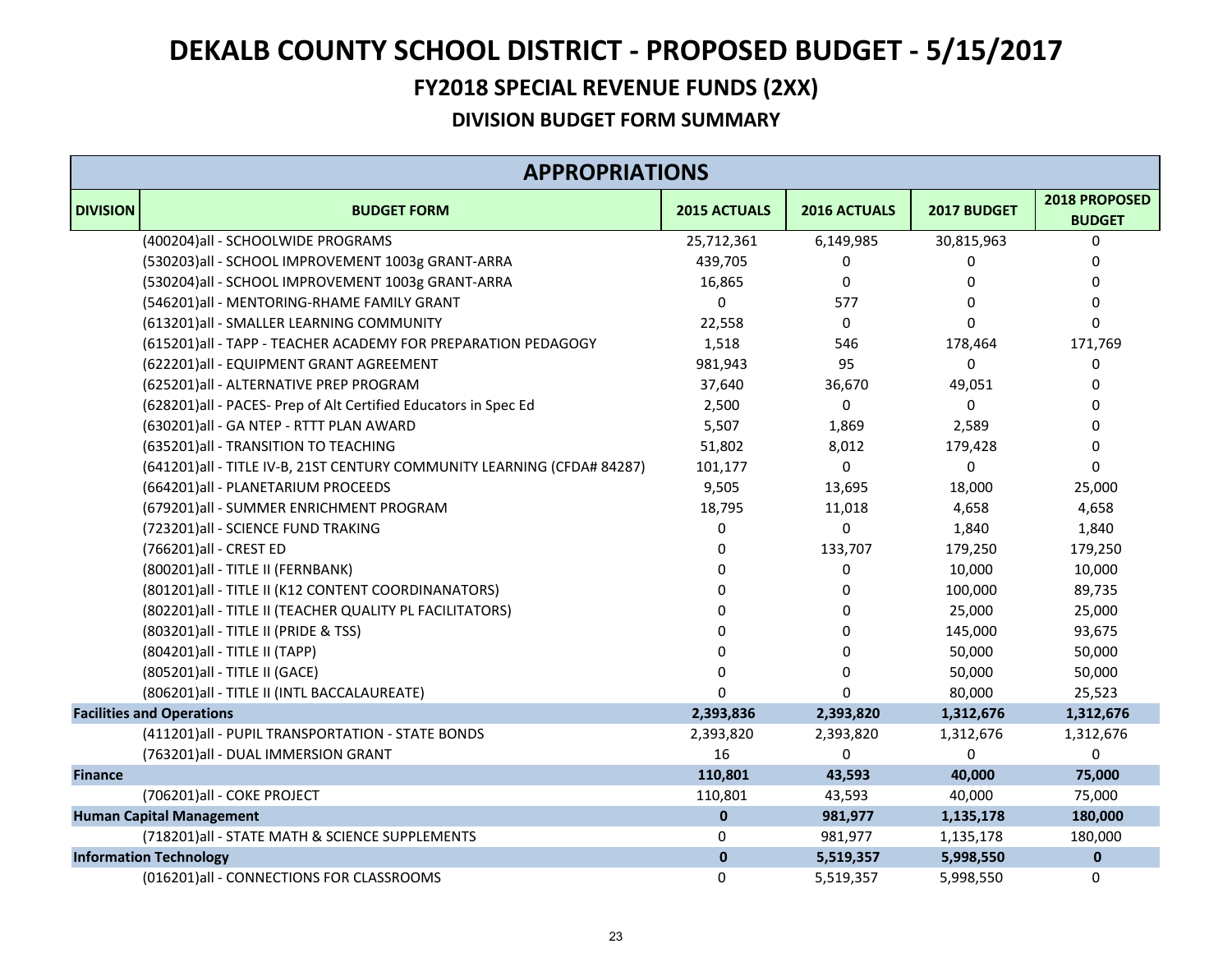# DEKALB COUNTY SCHOOL DISTRICT - PROPOSED BUDGET - 5/15/2017

## FY2018 SPECIAL REVENUE FUNDS (2XX)

### DIVISION BUDGET FORM SUMMARY

| APPROPRIATIONS | | | | | |
|---|---|---|---|---|---|
| **DIVISION** | **BUDGET FORM** | **2015 ACTUALS** | **2016 ACTUALS** | **2017 BUDGET** | **2018 PROPOSED BUDGET** |
| | (400204)all - SCHOOLWIDE PROGRAMS | 25,712,361 | 6,149,985 | 30,815,963 | 0 |
| | (530203)all - SCHOOL IMPROVEMENT 1003g GRANT-ARRA | 439,705 | 0 | 0 | 0 |
| | (530204)all - SCHOOL IMPROVEMENT 1003g GRANT-ARRA | 16,865 | 0 | 0 | 0 |
| | (546201)all - MENTORING-RHAME FAMILY GRANT | 0 | 577 | 0 | 0 |
| | (613201)all - SMALLER LEARNING COMMUNITY | 22,558 | 0 | 0 | 0 |
| | (615201)all - TAPP - TEACHER ACADEMY FOR PREPARATION PEDAGOGY | 1,518 | 546 | 178,464 | 171,769 |
| | (622201)all - EQUIPMENT GRANT AGREEMENT | 981,943 | 95 | 0 | 0 |
| | (625201)all - ALTERNATIVE PREP PROGRAM | 37,640 | 36,670 | 49,051 | 0 |
| | (628201)all - PACES- Prep of Alt Certified Educators in Spec Ed | 2,500 | 0 | 0 | 0 |
| | (630201)all - GA NTEP - RTTT PLAN AWARD | 5,507 | 1,869 | 2,589 | 0 |
| | (635201)all - TRANSITION TO TEACHING | 51,802 | 8,012 | 179,428 | 0 |
| | (641201)all - TITLE IV-B, 21ST CENTURY COMMUNITY LEARNING (CFDA# 84287) | 101,177 | 0 | 0 | 0 |
| | (664201)all - PLANETARIUM PROCEEDS | 9,505 | 13,695 | 18,000 | 25,000 |
| | (679201)all - SUMMER ENRICHMENT PROGRAM | 18,795 | 11,018 | 4,658 | 4,658 |
| | (723201)all - SCIENCE FUND TRAKING | 0 | 0 | 1,840 | 1,840 |
| | (766201)all - CREST ED | 0 | 133,707 | 179,250 | 179,250 |
| | (800201)all - TITLE II (FERNBANK) | 0 | 0 | 10,000 | 10,000 |
| | (801201)all - TITLE II (K12 CONTENT COORDINANATORS) | 0 | 0 | 100,000 | 89,735 |
| | (802201)all - TITLE II (TEACHER QUALITY PL FACILITATORS) | 0 | 0 | 25,000 | 25,000 |
| | (803201)all - TITLE II (PRIDE & TSS) | 0 | 0 | 145,000 | 93,675 |
| | (804201)all - TITLE II (TAPP) | 0 | 0 | 50,000 | 50,000 |
| | (805201)all - TITLE II (GACE) | 0 | 0 | 50,000 | 50,000 |
| | (806201)all - TITLE II (INTL BACCALAUREATE) | 0 | 0 | 80,000 | 25,523 |
| **Facilities and Operations** | | **2,393,836** | **2,393,820** | **1,312,676** | **1,312,676** |
| | (411201)all - PUPIL TRANSPORTATION - STATE BONDS | 2,393,820 | 2,393,820 | 1,312,676 | 1,312,676 |
| | (763201)all - DUAL IMMERSION GRANT | 16 | 0 | 0 | 0 |
| **Finance** | | **110,801** | **43,593** | **40,000** | **75,000** |
| | (706201)all - COKE PROJECT | 110,801 | 43,593 | 40,000 | 75,000 |
| **Human Capital Management** | | **0** | **981,977** | **1,135,178** | **180,000** |
| | (718201)all - STATE MATH & SCIENCE SUPPLEMENTS | 0 | 981,977 | 1,135,178 | 180,000 |
| **Information Technology** | | **0** | **5,519,357** | **5,998,550** | **0** |
| | (016201)all - CONNECTIONS FOR CLASSROOMS | 0 | 5,519,357 | 5,998,550 | 0 |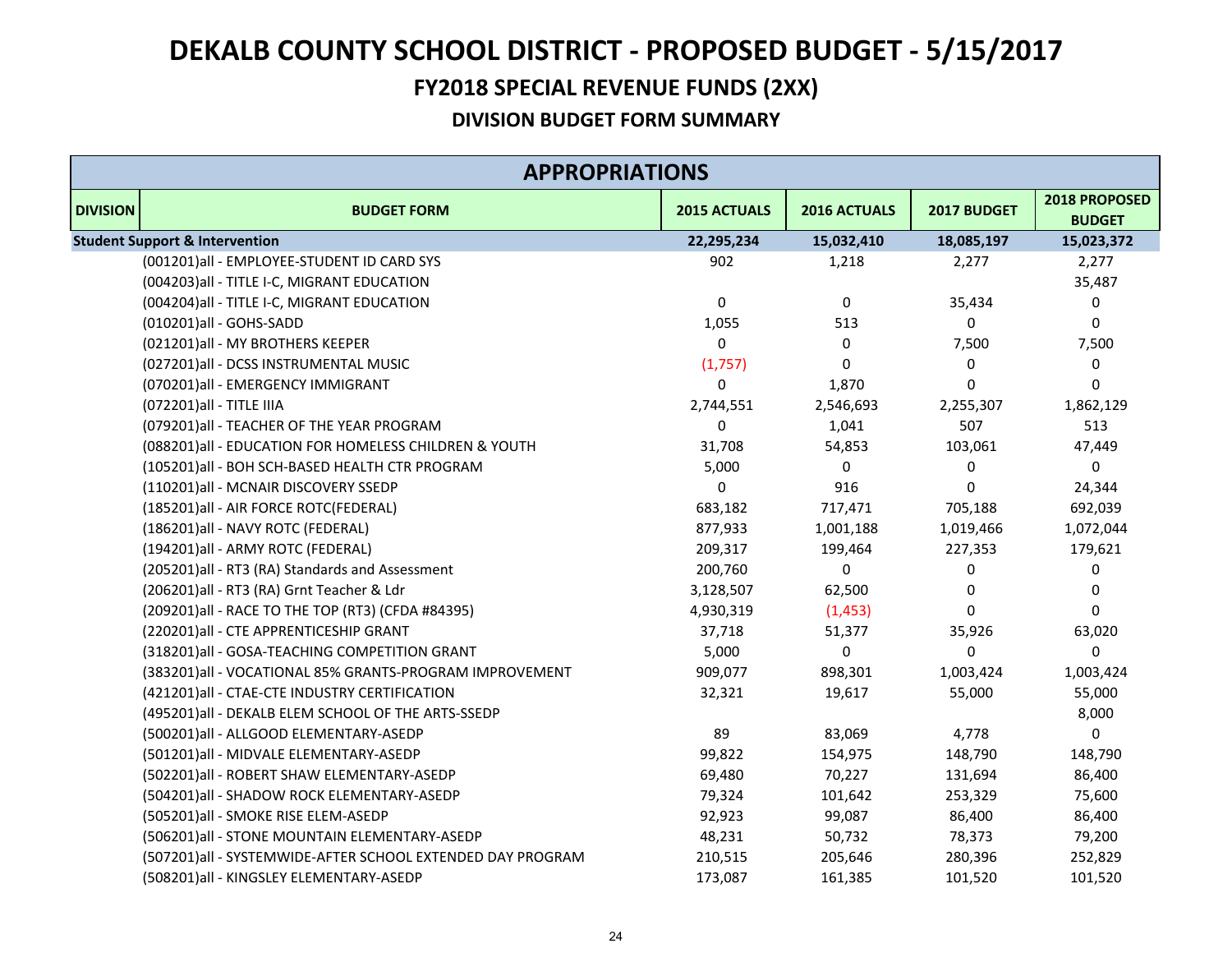# DEKALB COUNTY SCHOOL DISTRICT - PROPOSED BUDGET - 5/15/2017

## FY2018 SPECIAL REVENUE FUNDS (2XX)

### DIVISION BUDGET FORM SUMMARY

| APPROPRIATIONS | | | | | |
|---|---|---|---|---|---|
| **DIVISION** | **BUDGET FORM** | **2015 ACTUALS** | **2016 ACTUALS** | **2017 BUDGET** | **2018 PROPOSED BUDGET** |
| **Student Support & Intervention** | | **22,295,234** | **15,032,410** | **18,085,197** | **15,023,372** |
| | (001201)all - EMPLOYEE-STUDENT ID CARD SYS | 902 | 1,218 | 2,277 | 2,277 |
| | (004203)all - TITLE I-C, MIGRANT EDUCATION | | | | 35,487 |
| | (004204)all - TITLE I-C, MIGRANT EDUCATION | 0 | 0 | 35,434 | 0 |
| | (010201)all - GOHS-SADD | 1,055 | 513 | 0 | 0 |
| | (021201)all - MY BROTHERS KEEPER | 0 | 0 | 7,500 | 7,500 |
| | (027201)all - DCSS INSTRUMENTAL MUSIC | (1,757) | 0 | 0 | 0 |
| | (070201)all - EMERGENCY IMMIGRANT | 0 | 1,870 | 0 | 0 |
| | (072201)all - TITLE IIIA | 2,744,551 | 2,546,693 | 2,255,307 | 1,862,129 |
| | (079201)all - TEACHER OF THE YEAR PROGRAM | 0 | 1,041 | 507 | 513 |
| | (088201)all - EDUCATION FOR HOMELESS CHILDREN & YOUTH | 31,708 | 54,853 | 103,061 | 47,449 |
| | (105201)all - BOH SCH-BASED HEALTH CTR PROGRAM | 5,000 | 0 | 0 | 0 |
| | (110201)all - MCNAIR DISCOVERY SSEDP | 0 | 916 | 0 | 24,344 |
| | (185201)all - AIR FORCE ROTC(FEDERAL) | 683,182 | 717,471 | 705,188 | 692,039 |
| | (186201)all - NAVY ROTC (FEDERAL) | 877,933 | 1,001,188 | 1,019,466 | 1,072,044 |
| | (194201)all - ARMY ROTC (FEDERAL) | 209,317 | 199,464 | 227,353 | 179,621 |
| | (205201)all - RT3 (RA) Standards and Assessment | 200,760 | 0 | 0 | 0 |
| | (206201)all - RT3 (RA) Grnt Teacher & Ldr | 3,128,507 | 62,500 | 0 | 0 |
| | (209201)all - RACE TO THE TOP (RT3) (CFDA #84395) | 4,930,319 | (1,453) | 0 | 0 |
| | (220201)all - CTE APPRENTICESHIP GRANT | 37,718 | 51,377 | 35,926 | 63,020 |
| | (318201)all - GOSA-TEACHING COMPETITION GRANT | 5,000 | 0 | 0 | 0 |
| | (383201)all - VOCATIONAL 85% GRANTS-PROGRAM IMPROVEMENT | 909,077 | 898,301 | 1,003,424 | 1,003,424 |
| | (421201)all - CTAE-CTE INDUSTRY CERTIFICATION | 32,321 | 19,617 | 55,000 | 55,000 |
| | (495201)all - DEKALB ELEM SCHOOL OF THE ARTS-SSEDP | | | | 8,000 |
| | (500201)all - ALLGOOD ELEMENTARY-ASEDP | 89 | 83,069 | 4,778 | 0 |
| | (501201)all - MIDVALE ELEMENTARY-ASEDP | 99,822 | 154,975 | 148,790 | 148,790 |
| | (502201)all - ROBERT SHAW ELEMENTARY-ASEDP | 69,480 | 70,227 | 131,694 | 86,400 |
| | (504201)all - SHADOW ROCK ELEMENTARY-ASEDP | 79,324 | 101,642 | 253,329 | 75,600 |
| | (505201)all - SMOKE RISE ELEM-ASEDP | 92,923 | 99,087 | 86,400 | 86,400 |
| | (506201)all - STONE MOUNTAIN ELEMENTARY-ASEDP | 48,231 | 50,732 | 78,373 | 79,200 |
| | (507201)all - SYSTEMWIDE-AFTER SCHOOL EXTENDED DAY PROGRAM | 210,515 | 205,646 | 280,396 | 252,829 |
| | (508201)all - KINGSLEY ELEMENTARY-ASEDP | 173,087 | 161,385 | 101,520 | 101,520 |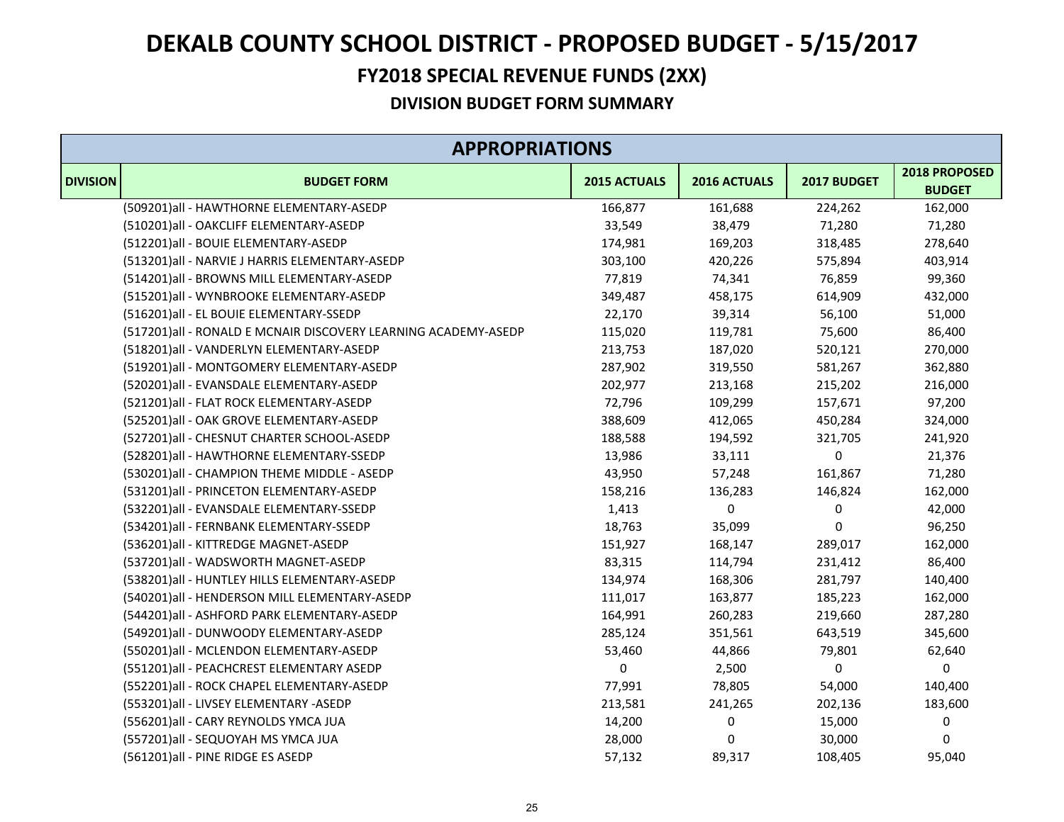# DEKALB COUNTY SCHOOL DISTRICT - PROPOSED BUDGET - 5/15/2017

## FY2018 SPECIAL REVENUE FUNDS (2XX)

### DIVISION BUDGET FORM SUMMARY

| APPROPRIATIONS | | | | | |
|---|---|---|---|---|---|
| **DIVISION** | **BUDGET FORM** | **2015 ACTUALS** | **2016 ACTUALS** | **2017 BUDGET** | **2018 PROPOSED BUDGET** |
| | (509201)all - HAWTHORNE ELEMENTARY-ASEDP | 166,877 | 161,688 | 224,262 | 162,000 |
| | (510201)all - OAKCLIFF ELEMENTARY-ASEDP | 33,549 | 38,479 | 71,280 | 71,280 |
| | (512201)all - BOUIE ELEMENTARY-ASEDP | 174,981 | 169,203 | 318,485 | 278,640 |
| | (513201)all - NARVIE J HARRIS ELEMENTARY-ASEDP | 303,100 | 420,226 | 575,894 | 403,914 |
| | (514201)all - BROWNS MILL ELEMENTARY-ASEDP | 77,819 | 74,341 | 76,859 | 99,360 |
| | (515201)all - WYNBROOKE ELEMENTARY-ASEDP | 349,487 | 458,175 | 614,909 | 432,000 |
| | (516201)all - EL BOUIE ELEMENTARY-SSEDP | 22,170 | 39,314 | 56,100 | 51,000 |
| | (517201)all - RONALD E MCNAIR DISCOVERY LEARNING ACADEMY-ASEDP | 115,020 | 119,781 | 75,600 | 86,400 |
| | (518201)all - VANDERLYN ELEMENTARY-ASEDP | 213,753 | 187,020 | 520,121 | 270,000 |
| | (519201)all - MONTGOMERY ELEMENTARY-ASEDP | 287,902 | 319,550 | 581,267 | 362,880 |
| | (520201)all - EVANSDALE ELEMENTARY-ASEDP | 202,977 | 213,168 | 215,202 | 216,000 |
| | (521201)all - FLAT ROCK ELEMENTARY-ASEDP | 72,796 | 109,299 | 157,671 | 97,200 |
| | (525201)all - OAK GROVE ELEMENTARY-ASEDP | 388,609 | 412,065 | 450,284 | 324,000 |
| | (527201)all - CHESNUT CHARTER SCHOOL-ASEDP | 188,588 | 194,592 | 321,705 | 241,920 |
| | (528201)all - HAWTHORNE ELEMENTARY-SSEDP | 13,986 | 33,111 | 0 | 21,376 |
| | (530201)all - CHAMPION THEME MIDDLE - ASEDP | 43,950 | 57,248 | 161,867 | 71,280 |
| | (531201)all - PRINCETON ELEMENTARY-ASEDP | 158,216 | 136,283 | 146,824 | 162,000 |
| | (532201)all - EVANSDALE ELEMENTARY-SSEDP | 1,413 | 0 | 0 | 42,000 |
| | (534201)all - FERNBANK ELEMENTARY-SSEDP | 18,763 | 35,099 | 0 | 96,250 |
| | (536201)all - KITTREDGE MAGNET-ASEDP | 151,927 | 168,147 | 289,017 | 162,000 |
| | (537201)all - WADSWORTH MAGNET-ASEDP | 83,315 | 114,794 | 231,412 | 86,400 |
| | (538201)all - HUNTLEY HILLS ELEMENTARY-ASEDP | 134,974 | 168,306 | 281,797 | 140,400 |
| | (540201)all - HENDERSON MILL ELEMENTARY-ASEDP | 111,017 | 163,877 | 185,223 | 162,000 |
| | (544201)all - ASHFORD PARK ELEMENTARY-ASEDP | 164,991 | 260,283 | 219,660 | 287,280 |
| | (549201)all - DUNWOODY ELEMENTARY-ASEDP | 285,124 | 351,561 | 643,519 | 345,600 |
| | (550201)all - MCLENDON ELEMENTARY-ASEDP | 53,460 | 44,866 | 79,801 | 62,640 |
| | (551201)all - PEACHCREST ELEMENTARY ASEDP | 0 | 2,500 | 0 | 0 |
| | (552201)all - ROCK CHAPEL ELEMENTARY-ASEDP | 77,991 | 78,805 | 54,000 | 140,400 |
| | (553201)all - LIVSEY ELEMENTARY -ASEDP | 213,581 | 241,265 | 202,136 | 183,600 |
| | (556201)all - CARY REYNOLDS YMCA JUA | 14,200 | 0 | 15,000 | 0 |
| | (557201)all - SEQUOYAH MS YMCA JUA | 28,000 | 0 | 30,000 | 0 |
| | (561201)all - PINE RIDGE ES ASEDP | 57,132 | 89,317 | 108,405 | 95,040 |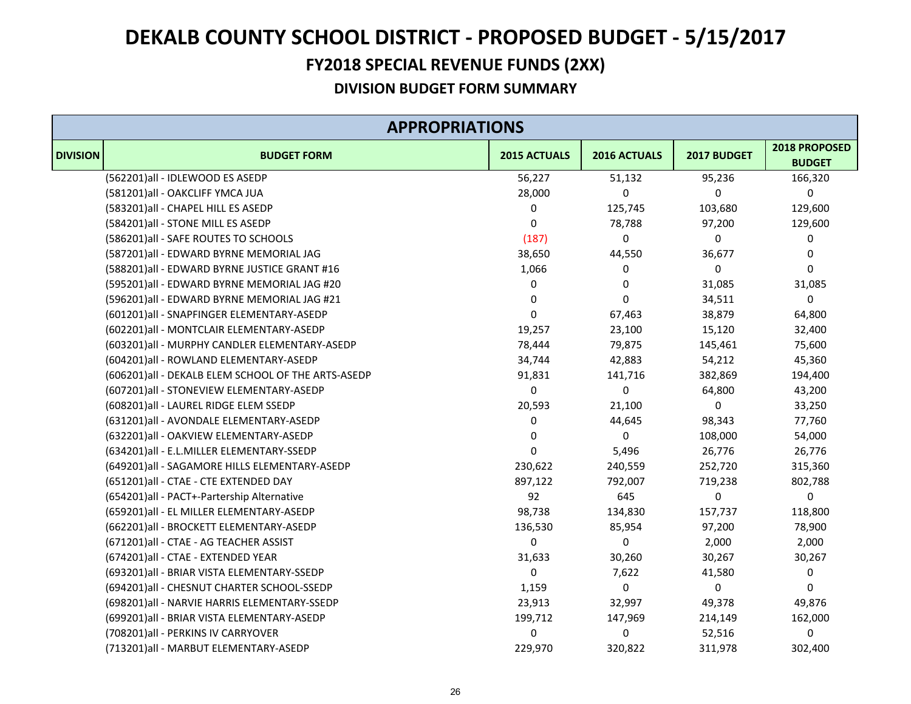# DEKALB COUNTY SCHOOL DISTRICT - PROPOSED BUDGET - 5/15/2017

## FY2018 SPECIAL REVENUE FUNDS (2XX)

### DIVISION BUDGET FORM SUMMARY

| APPROPRIATIONS | | | | | |
|---|---|---|---|---|---|
| **DIVISION** | **BUDGET FORM** | **2015 ACTUALS** | **2016 ACTUALS** | **2017 BUDGET** | **2018 PROPOSED BUDGET** |
| | (562201)all - IDLEWOOD ES ASEDP | 56,227 | 51,132 | 95,236 | 166,320 |
| | (581201)all - OAKCLIFF YMCA JUA | 28,000 | 0 | 0 | 0 |
| | (583201)all - CHAPEL HILL ES ASEDP | 0 | 125,745 | 103,680 | 129,600 |
| | (584201)all - STONE MILL ES ASEDP | 0 | 78,788 | 97,200 | 129,600 |
| | (586201)all - SAFE ROUTES TO SCHOOLS | (187) | 0 | 0 | 0 |
| | (587201)all - EDWARD BYRNE MEMORIAL JAG | 38,650 | 44,550 | 36,677 | 0 |
| | (588201)all - EDWARD BYRNE JUSTICE GRANT #16 | 1,066 | 0 | 0 | 0 |
| | (595201)all - EDWARD BYRNE MEMORIAL JAG #20 | 0 | 0 | 31,085 | 31,085 |
| | (596201)all - EDWARD BYRNE MEMORIAL JAG #21 | 0 | 0 | 34,511 | 0 |
| | (601201)all - SNAPFINGER ELEMENTARY-ASEDP | 0 | 67,463 | 38,879 | 64,800 |
| | (602201)all - MONTCLAIR ELEMENTARY-ASEDP | 19,257 | 23,100 | 15,120 | 32,400 |
| | (603201)all - MURPHY CANDLER ELEMENTARY-ASEDP | 78,444 | 79,875 | 145,461 | 75,600 |
| | (604201)all - ROWLAND ELEMENTARY-ASEDP | 34,744 | 42,883 | 54,212 | 45,360 |
| | (606201)all - DEKALB ELEM SCHOOL OF THE ARTS-ASEDP | 91,831 | 141,716 | 382,869 | 194,400 |
| | (607201)all - STONEVIEW ELEMENTARY-ASEDP | 0 | 0 | 64,800 | 43,200 |
| | (608201)all - LAUREL RIDGE ELEM SSEDP | 20,593 | 21,100 | 0 | 33,250 |
| | (631201)all - AVONDALE ELEMENTARY-ASEDP | 0 | 44,645 | 98,343 | 77,760 |
| | (632201)all - OAKVIEW ELEMENTARY-ASEDP | 0 | 0 | 108,000 | 54,000 |
| | (634201)all - E.L.MILLER ELEMENTARY-SSEDP | 0 | 5,496 | 26,776 | 26,776 |
| | (649201)all - SAGAMORE HILLS ELEMENTARY-ASEDP | 230,622 | 240,559 | 252,720 | 315,360 |
| | (651201)all - CTAE - CTE EXTENDED DAY | 897,122 | 792,007 | 719,238 | 802,788 |
| | (654201)all - PACT+-Partership Alternative | 92 | 645 | 0 | 0 |
| | (659201)all - EL MILLER ELEMENTARY-ASEDP | 98,738 | 134,830 | 157,737 | 118,800 |
| | (662201)all - BROCKETT ELEMENTARY-ASEDP | 136,530 | 85,954 | 97,200 | 78,900 |
| | (671201)all - CTAE - AG TEACHER ASSIST | 0 | 0 | 2,000 | 2,000 |
| | (674201)all - CTAE - EXTENDED YEAR | 31,633 | 30,260 | 30,267 | 30,267 |
| | (693201)all - BRIAR VISTA ELEMENTARY-SSEDP | 0 | 7,622 | 41,580 | 0 |
| | (694201)all - CHESNUT CHARTER SCHOOL-SSEDP | 1,159 | 0 | 0 | 0 |
| | (698201)all - NARVIE HARRIS ELEMENTARY-SSEDP | 23,913 | 32,997 | 49,378 | 49,876 |
| | (699201)all - BRIAR VISTA ELEMENTARY-ASEDP | 199,712 | 147,969 | 214,149 | 162,000 |
| | (708201)all - PERKINS IV CARRYOVER | 0 | 0 | 52,516 | 0 |
| | (713201)all - MARBUT ELEMENTARY-ASEDP | 229,970 | 320,822 | 311,978 | 302,400 |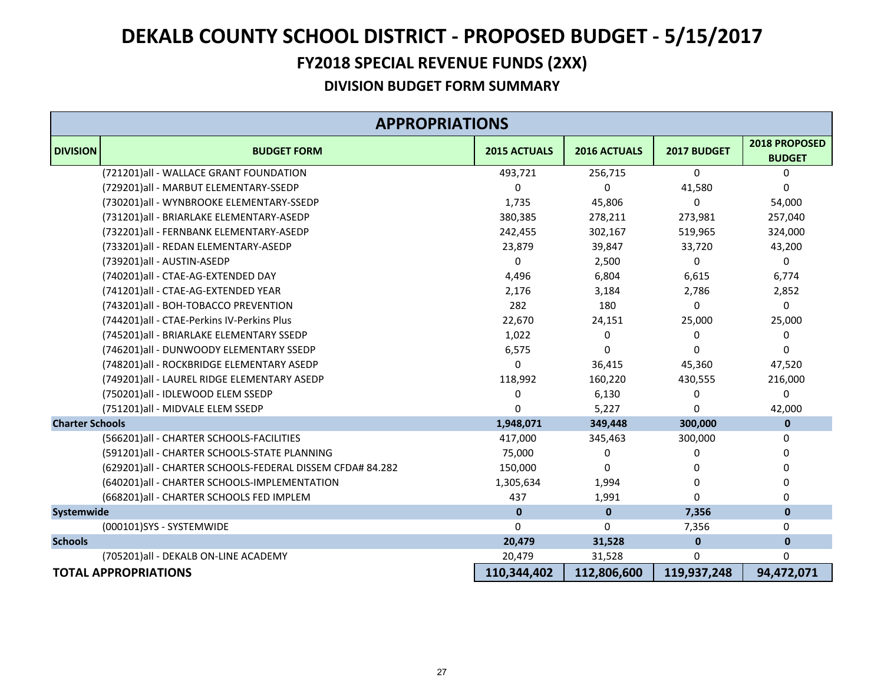# DEKALB COUNTY SCHOOL DISTRICT - PROPOSED BUDGET - 5/15/2017

## FY2018 SPECIAL REVENUE FUNDS (2XX)

### DIVISION BUDGET FORM SUMMARY

| APPROPRIATIONS | | | | | |
|---|---|---|---|---|---|
| **DIVISION** | **BUDGET FORM** | **2015 ACTUALS** | **2016 ACTUALS** | **2017 BUDGET** | **2018 PROPOSED BUDGET** |
| | (721201)all - WALLACE GRANT FOUNDATION | 493,721 | 256,715 | 0 | 0 |
| | (729201)all - MARBUT ELEMENTARY-SSEDP | 0 | 0 | 41,580 | 0 |
| | (730201)all - WYNBROOKE ELEMENTARY-SSEDP | 1,735 | 45,806 | 0 | 54,000 |
| | (731201)all - BRIARLAKE ELEMENTARY-ASEDP | 380,385 | 278,211 | 273,981 | 257,040 |
| | (732201)all - FERNBANK ELEMENTARY-ASEDP | 242,455 | 302,167 | 519,965 | 324,000 |
| | (733201)all - REDAN ELEMENTARY-ASEDP | 23,879 | 39,847 | 33,720 | 43,200 |
| | (739201)all - AUSTIN-ASEDP | 0 | 2,500 | 0 | 0 |
| | (740201)all - CTAE-AG-EXTENDED DAY | 4,496 | 6,804 | 6,615 | 6,774 |
| | (741201)all - CTAE-AG-EXTENDED YEAR | 2,176 | 3,184 | 2,786 | 2,852 |
| | (743201)all - BOH-TOBACCO PREVENTION | 282 | 180 | 0 | 0 |
| | (744201)all - CTAE-Perkins IV-Perkins Plus | 22,670 | 24,151 | 25,000 | 25,000 |
| | (745201)all - BRIARLAKE ELEMENTARY SSEDP | 1,022 | 0 | 0 | 0 |
| | (746201)all - DUNWOODY ELEMENTARY SSEDP | 6,575 | 0 | 0 | 0 |
| | (748201)all - ROCKBRIDGE ELEMENTARY ASEDP | 0 | 36,415 | 45,360 | 47,520 |
| | (749201)all - LAUREL RIDGE ELEMENTARY ASEDP | 118,992 | 160,220 | 430,555 | 216,000 |
| | (750201)all - IDLEWOOD ELEM SSEDP | 0 | 6,130 | 0 | 0 |
| | (751201)all - MIDVALE ELEM SSEDP | 0 | 5,227 | 0 | 42,000 |
| **Charter Schools** | | **1,948,071** | **349,448** | **300,000** | **0** |
| | (566201)all - CHARTER SCHOOLS-FACILITIES | 417,000 | 345,463 | 300,000 | 0 |
| | (591201)all - CHARTER SCHOOLS-STATE PLANNING | 75,000 | 0 | 0 | 0 |
| | (629201)all - CHARTER SCHOOLS-FEDERAL DISSEM CFDA# 84.282 | 150,000 | 0 | 0 | 0 |
| | (640201)all - CHARTER SCHOOLS-IMPLEMENTATION | 1,305,634 | 1,994 | 0 | 0 |
| | (668201)all - CHARTER SCHOOLS FED IMPLEM | 437 | 1,991 | 0 | 0 |
| **Systemwide** | | **0** | **0** | **7,356** | **0** |
| | (000101)SYS - SYSTEMWIDE | 0 | 0 | 7,356 | 0 |
| **Schools** | | **20,479** | **31,528** | **0** | **0** |
| | (705201)all - DEKALB ON-LINE ACADEMY | 20,479 | 31,528 | 0 | 0 |
| **TOTAL APPROPRIATIONS** | | **110,344,402** | **112,806,600** | **119,937,248** | **94,472,071** |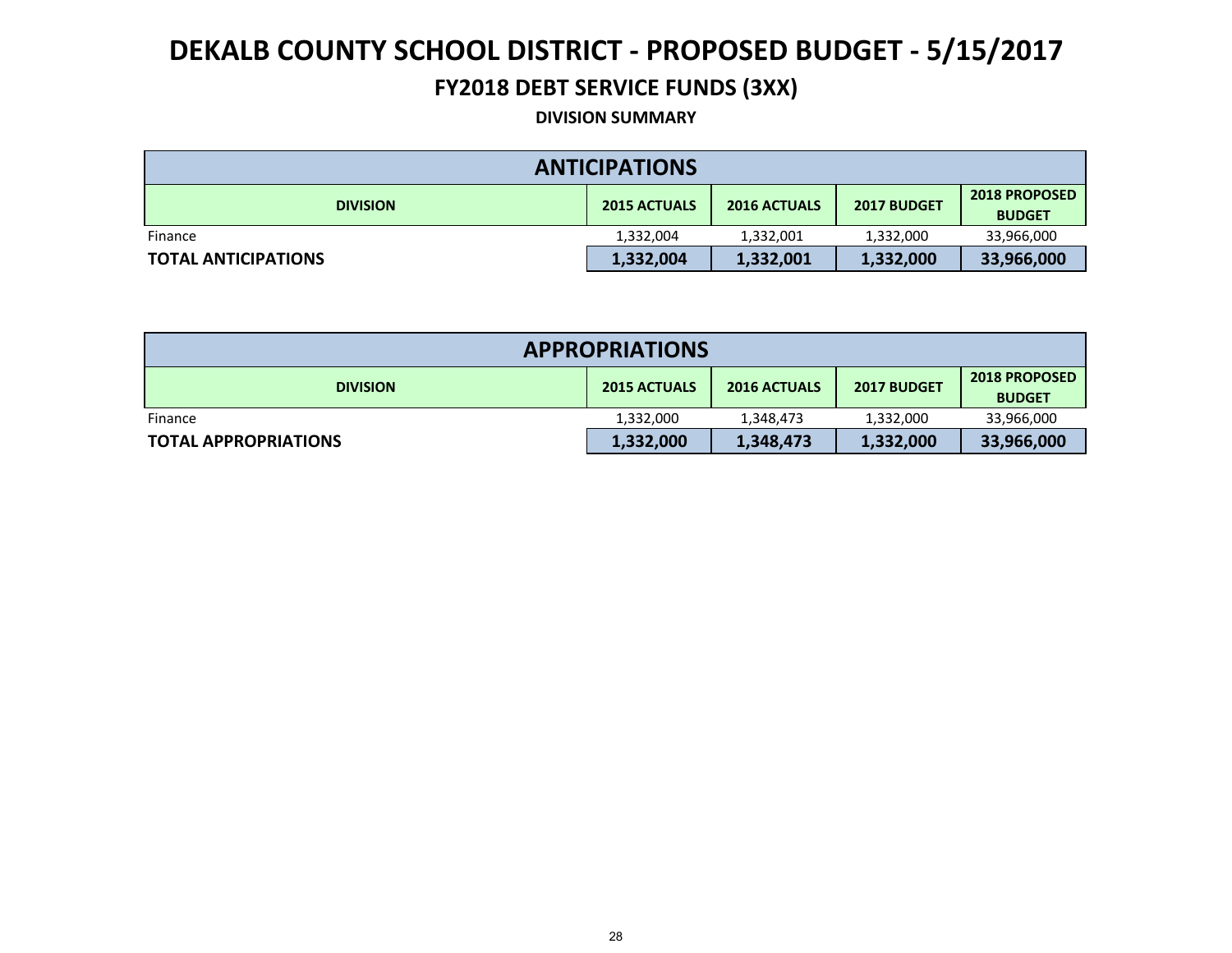# DEKALB COUNTY SCHOOL DISTRICT - PROPOSED BUDGET - 5/15/2017

## FY2018 DEBT SERVICE FUNDS (3XX)

### DIVISION SUMMARY

| ANTICIPATIONS | | | | |
|---|---|---|---|---|
| **DIVISION** | **2015 ACTUALS** | **2016 ACTUALS** | **2017 BUDGET** | **2018 PROPOSED BUDGET** |
| Finance | 1,332,004 | 1,332,001 | 1,332,000 | 33,966,000 |
| **TOTAL ANTICIPATIONS** | **1,332,004** | **1,332,001** | **1,332,000** | **33,966,000** |

| APPROPRIATIONS | | | | |
|---|---|---|---|---|
| **DIVISION** | **2015 ACTUALS** | **2016 ACTUALS** | **2017 BUDGET** | **2018 PROPOSED BUDGET** |
| Finance | 1,332,000 | 1,348,473 | 1,332,000 | 33,966,000 |
| **TOTAL APPROPRIATIONS** | **1,332,000** | **1,348,473** | **1,332,000** | **33,966,000** |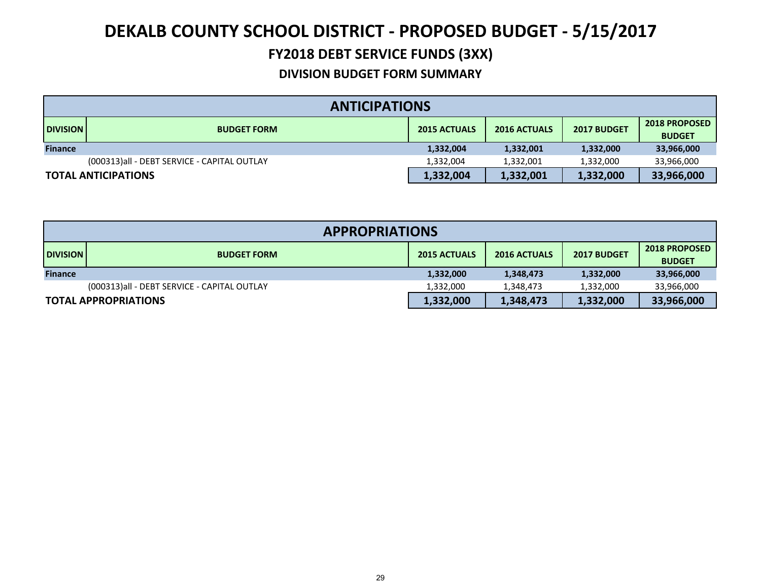# DEKALB COUNTY SCHOOL DISTRICT - PROPOSED BUDGET - 5/15/2017

## FY2018 DEBT SERVICE FUNDS (3XX)

### DIVISION BUDGET FORM SUMMARY

| ANTICIPATIONS | | | | | |
|---|---|---|---|---|---|
| **DIVISION** | **BUDGET FORM** | **2015 ACTUALS** | **2016 ACTUALS** | **2017 BUDGET** | **2018 PROPOSED BUDGET** |
| **Finance** | | **1,332,004** | **1,332,001** | **1,332,000** | **33,966,000** |
| | (000313)all - DEBT SERVICE - CAPITAL OUTLAY | 1,332,004 | 1,332,001 | 1,332,000 | 33,966,000 |
| **TOTAL ANTICIPATIONS** | | **1,332,004** | **1,332,001** | **1,332,000** | **33,966,000** |

| APPROPRIATIONS | | | | | |
|---|---|---|---|---|---|
| **DIVISION** | **BUDGET FORM** | **2015 ACTUALS** | **2016 ACTUALS** | **2017 BUDGET** | **2018 PROPOSED BUDGET** |
| **Finance** | | **1,332,000** | **1,348,473** | **1,332,000** | **33,966,000** |
| | (000313)all - DEBT SERVICE - CAPITAL OUTLAY | 1,332,000 | 1,348,473 | 1,332,000 | 33,966,000 |
| **TOTAL APPROPRIATIONS** | | **1,332,000** | **1,348,473** | **1,332,000** | **33,966,000** |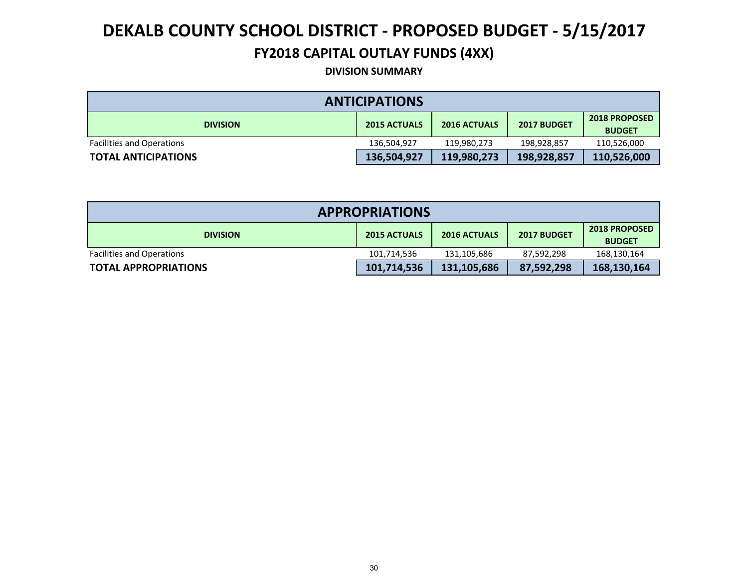# DEKALB COUNTY SCHOOL DISTRICT - PROPOSED BUDGET - 5/15/2017

## FY2018 CAPITAL OUTLAY FUNDS (4XX)

### DIVISION SUMMARY

| ANTICIPATIONS | | | | |
|---|---|---|---|---|
| **DIVISION** | **2015 ACTUALS** | **2016 ACTUALS** | **2017 BUDGET** | **2018 PROPOSED BUDGET** |
| Facilities and Operations | 136,504,927 | 119,980,273 | 198,928,857 | 110,526,000 |
| **TOTAL ANTICIPATIONS** | **136,504,927** | **119,980,273** | **198,928,857** | **110,526,000** |

| APPROPRIATIONS | | | | |
|---|---|---|---|---|
| **DIVISION** | **2015 ACTUALS** | **2016 ACTUALS** | **2017 BUDGET** | **2018 PROPOSED BUDGET** |
| Facilities and Operations | 101,714,536 | 131,105,686 | 87,592,298 | 168,130,164 |
| **TOTAL APPROPRIATIONS** | **101,714,536** | **131,105,686** | **87,592,298** | **168,130,164** |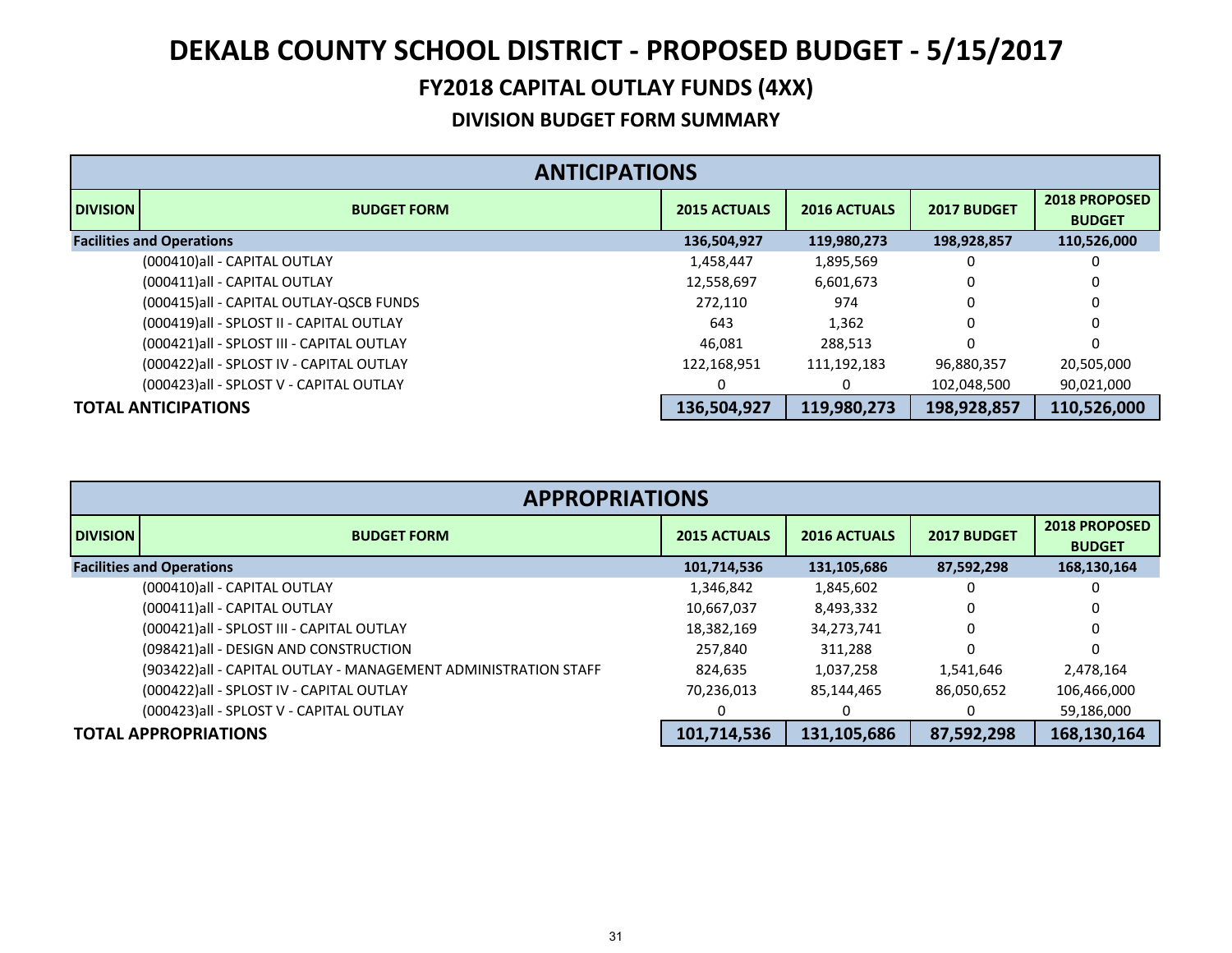# DEKALB COUNTY SCHOOL DISTRICT - PROPOSED BUDGET - 5/15/2017

## FY2018 CAPITAL OUTLAY FUNDS (4XX)

### DIVISION BUDGET FORM SUMMARY

| ANTICIPATIONS | | | | | |
|---|---|---|---|---|---|
| **DIVISION** | **BUDGET FORM** | **2015 ACTUALS** | **2016 ACTUALS** | **2017 BUDGET** | **2018 PROPOSED BUDGET** |
| **Facilities and Operations** | | **136,504,927** | **119,980,273** | **198,928,857** | **110,526,000** |
| | (000410)all - CAPITAL OUTLAY | 1,458,447 | 1,895,569 | 0 | 0 |
| | (000411)all - CAPITAL OUTLAY | 12,558,697 | 6,601,673 | 0 | 0 |
| | (000415)all - CAPITAL OUTLAY-QSCB FUNDS | 272,110 | 974 | 0 | 0 |
| | (000419)all - SPLOST II - CAPITAL OUTLAY | 643 | 1,362 | 0 | 0 |
| | (000421)all - SPLOST III - CAPITAL OUTLAY | 46,081 | 288,513 | 0 | 0 |
| | (000422)all - SPLOST IV - CAPITAL OUTLAY | 122,168,951 | 111,192,183 | 96,880,357 | 20,505,000 |
| | (000423)all - SPLOST V - CAPITAL OUTLAY | 0 | 0 | 102,048,500 | 90,021,000 |
| **TOTAL ANTICIPATIONS** | | **136,504,927** | **119,980,273** | **198,928,857** | **110,526,000** |

| APPROPRIATIONS | | | | | |
|---|---|---|---|---|---|
| **DIVISION** | **BUDGET FORM** | **2015 ACTUALS** | **2016 ACTUALS** | **2017 BUDGET** | **2018 PROPOSED BUDGET** |
| **Facilities and Operations** | | **101,714,536** | **131,105,686** | **87,592,298** | **168,130,164** |
| | (000410)all - CAPITAL OUTLAY | 1,346,842 | 1,845,602 | 0 | 0 |
| | (000411)all - CAPITAL OUTLAY | 10,667,037 | 8,493,332 | 0 | 0 |
| | (000421)all - SPLOST III - CAPITAL OUTLAY | 18,382,169 | 34,273,741 | 0 | 0 |
| | (098421)all - DESIGN AND CONSTRUCTION | 257,840 | 311,288 | 0 | 0 |
| | (903422)all - CAPITAL OUTLAY - MANAGEMENT ADMINISTRATION STAFF | 824,635 | 1,037,258 | 1,541,646 | 2,478,164 |
| | (000422)all - SPLOST IV - CAPITAL OUTLAY | 70,236,013 | 85,144,465 | 86,050,652 | 106,466,000 |
| | (000423)all - SPLOST V - CAPITAL OUTLAY | 0 | 0 | 0 | 59,186,000 |
| **TOTAL APPROPRIATIONS** | | **101,714,536** | **131,105,686** | **87,592,298** | **168,130,164** |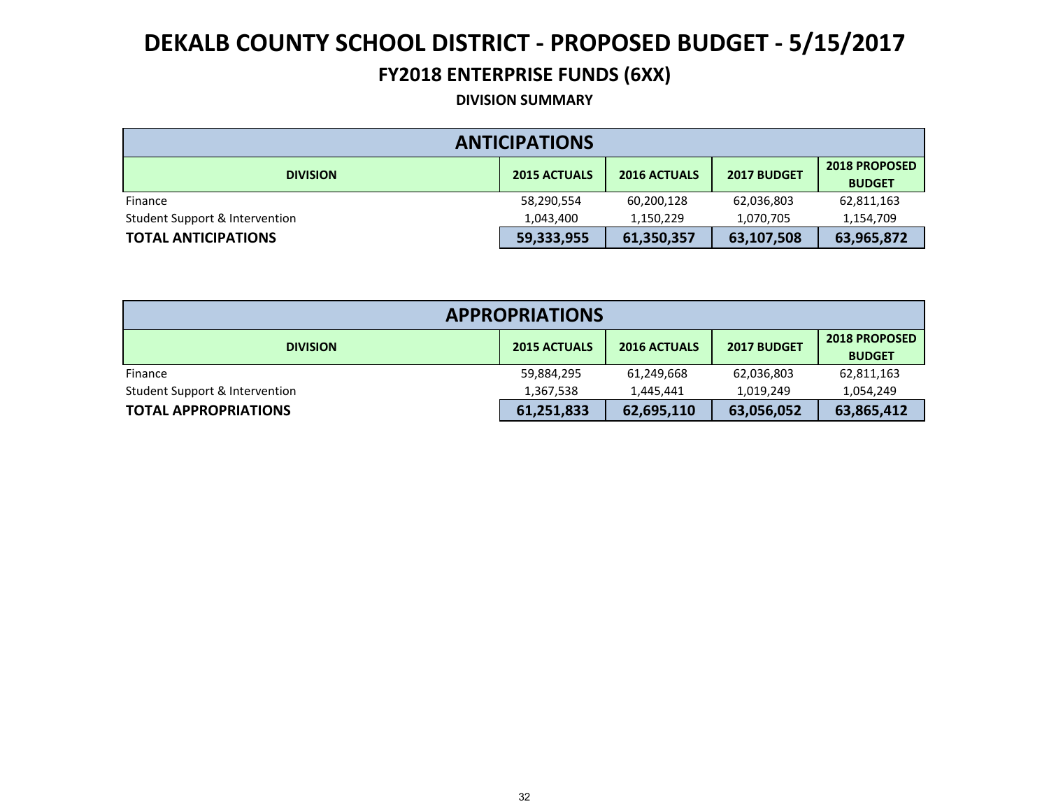# DEKALB COUNTY SCHOOL DISTRICT - PROPOSED BUDGET - 5/15/2017

## FY2018 ENTERPRISE FUNDS (6XX)

### DIVISION SUMMARY

| ANTICIPATIONS | | | | |
|---|---|---|---|---|
| **DIVISION** | **2015 ACTUALS** | **2016 ACTUALS** | **2017 BUDGET** | **2018 PROPOSED BUDGET** |
| Finance | 58,290,554 | 60,200,128 | 62,036,803 | 62,811,163 |
| Student Support & Intervention | 1,043,400 | 1,150,229 | 1,070,705 | 1,154,709 |
| **TOTAL ANTICIPATIONS** | **59,333,955** | **61,350,357** | **63,107,508** | **63,965,872** |

| APPROPRIATIONS | | | | |
|---|---|---|---|---|
| **DIVISION** | **2015 ACTUALS** | **2016 ACTUALS** | **2017 BUDGET** | **2018 PROPOSED BUDGET** |
| Finance | 59,884,295 | 61,249,668 | 62,036,803 | 62,811,163 |
| Student Support & Intervention | 1,367,538 | 1,445,441 | 1,019,249 | 1,054,249 |
| **TOTAL APPROPRIATIONS** | **61,251,833** | **62,695,110** | **63,056,052** | **63,865,412** |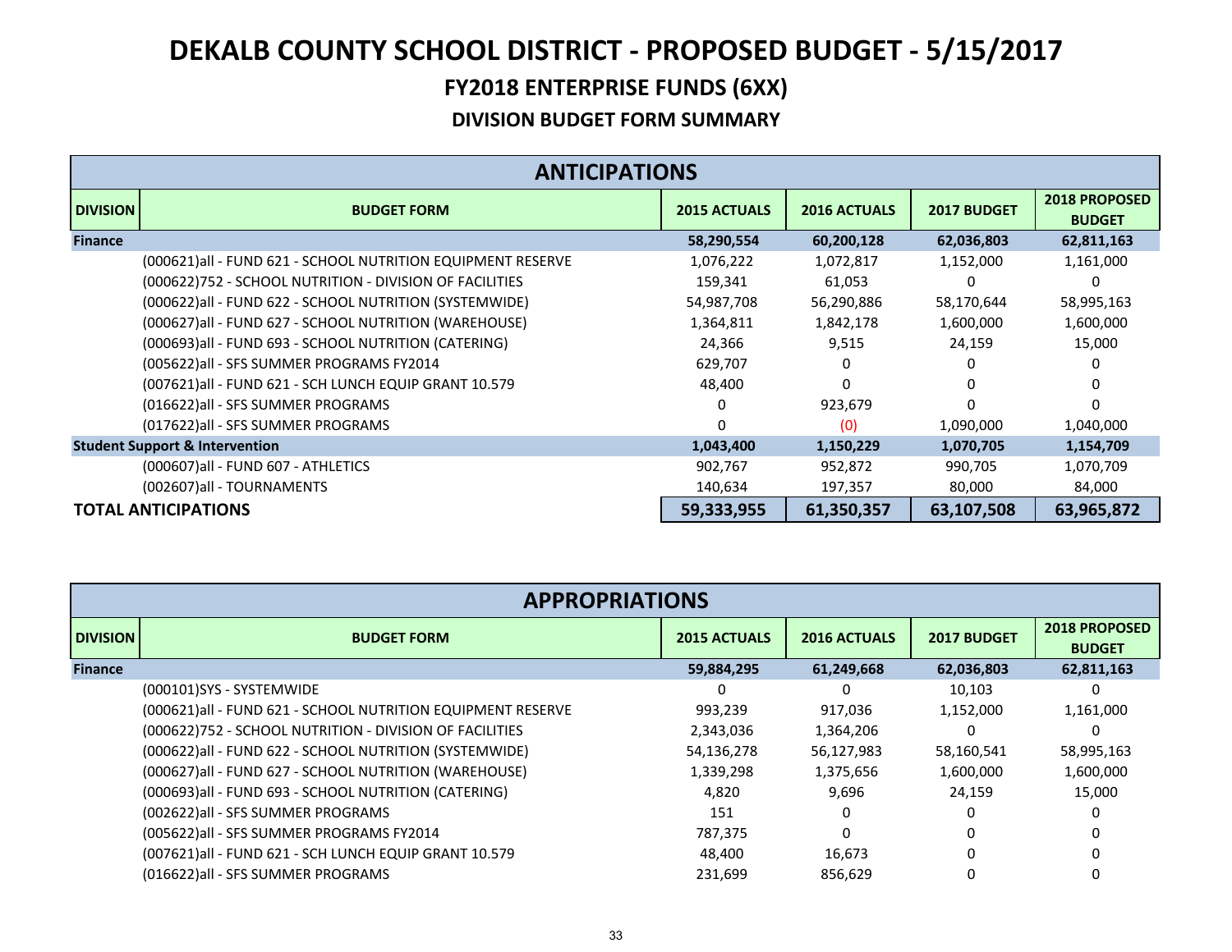# DEKALB COUNTY SCHOOL DISTRICT - PROPOSED BUDGET - 5/15/2017

## FY2018 ENTERPRISE FUNDS (6XX)

### DIVISION BUDGET FORM SUMMARY

| ANTICIPATIONS | | | | | |
|---|---|---|---|---|---|
| **DIVISION** | **BUDGET FORM** | **2015 ACTUALS** | **2016 ACTUALS** | **2017 BUDGET** | **2018 PROPOSED BUDGET** |
| **Finance** | | **58,290,554** | **60,200,128** | **62,036,803** | **62,811,163** |
| | (000621)all - FUND 621 - SCHOOL NUTRITION EQUIPMENT RESERVE | 1,076,222 | 1,072,817 | 1,152,000 | 1,161,000 |
| | (000622)752 - SCHOOL NUTRITION - DIVISION OF FACILITIES | 159,341 | 61,053 | 0 | 0 |
| | (000622)all - FUND 622 - SCHOOL NUTRITION (SYSTEMWIDE) | 54,987,708 | 56,290,886 | 58,170,644 | 58,995,163 |
| | (000627)all - FUND 627 - SCHOOL NUTRITION (WAREHOUSE) | 1,364,811 | 1,842,178 | 1,600,000 | 1,600,000 |
| | (000693)all - FUND 693 - SCHOOL NUTRITION (CATERING) | 24,366 | 9,515 | 24,159 | 15,000 |
| | (005622)all - SFS SUMMER PROGRAMS FY2014 | 629,707 | 0 | 0 | 0 |
| | (007621)all - FUND 621 - SCH LUNCH EQUIP GRANT 10.579 | 48,400 | 0 | 0 | 0 |
| | (016622)all - SFS SUMMER PROGRAMS | 0 | 923,679 | 0 | 0 |
| | (017622)all - SFS SUMMER PROGRAMS | 0 | (0) | 1,090,000 | 1,040,000 |
| **Student Support & Intervention** | | **1,043,400** | **1,150,229** | **1,070,705** | **1,154,709** |
| | (000607)all - FUND 607 - ATHLETICS | 902,767 | 952,872 | 990,705 | 1,070,709 |
| | (002607)all - TOURNAMENTS | 140,634 | 197,357 | 80,000 | 84,000 |
| **TOTAL ANTICIPATIONS** | | **59,333,955** | **61,350,357** | **63,107,508** | **63,965,872** |

| APPROPRIATIONS | | | | | |
|---|---|---|---|---|---|
| **DIVISION** | **BUDGET FORM** | **2015 ACTUALS** | **2016 ACTUALS** | **2017 BUDGET** | **2018 PROPOSED BUDGET** |
| **Finance** | | **59,884,295** | **61,249,668** | **62,036,803** | **62,811,163** |
| | (000101)SYS - SYSTEMWIDE | 0 | 0 | 10,103 | 0 |
| | (000621)all - FUND 621 - SCHOOL NUTRITION EQUIPMENT RESERVE | 993,239 | 917,036 | 1,152,000 | 1,161,000 |
| | (000622)752 - SCHOOL NUTRITION - DIVISION OF FACILITIES | 2,343,036 | 1,364,206 | 0 | 0 |
| | (000622)all - FUND 622 - SCHOOL NUTRITION (SYSTEMWIDE) | 54,136,278 | 56,127,983 | 58,160,541 | 58,995,163 |
| | (000627)all - FUND 627 - SCHOOL NUTRITION (WAREHOUSE) | 1,339,298 | 1,375,656 | 1,600,000 | 1,600,000 |
| | (000693)all - FUND 693 - SCHOOL NUTRITION (CATERING) | 4,820 | 9,696 | 24,159 | 15,000 |
| | (002622)all - SFS SUMMER PROGRAMS | 151 | 0 | 0 | 0 |
| | (005622)all - SFS SUMMER PROGRAMS FY2014 | 787,375 | 0 | 0 | 0 |
| | (007621)all - FUND 621 - SCH LUNCH EQUIP GRANT 10.579 | 48,400 | 16,673 | 0 | 0 |
| | (016622)all - SFS SUMMER PROGRAMS | 231,699 | 856,629 | 0 | 0 |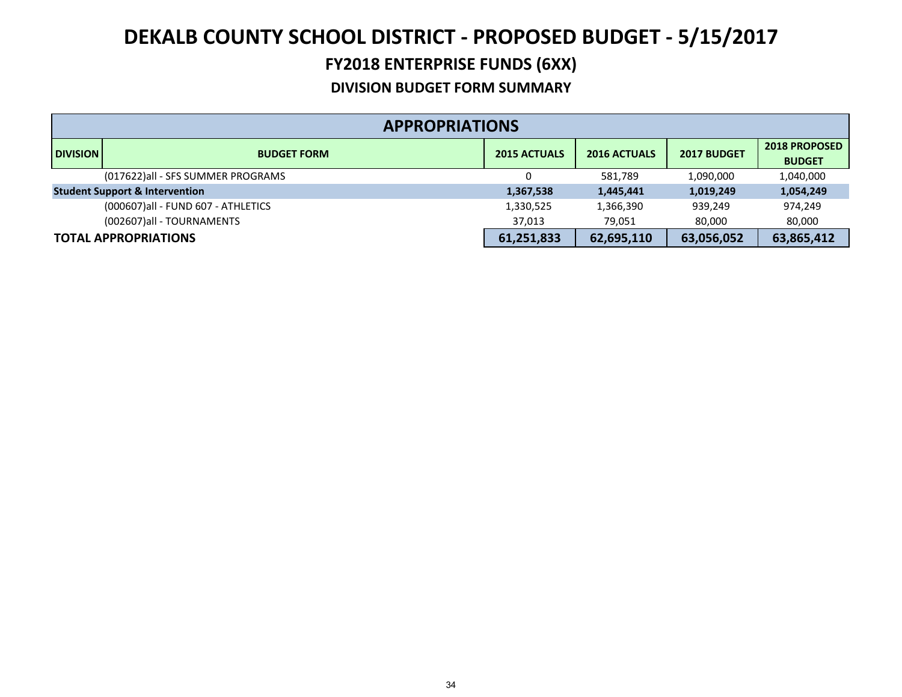# DEKALB COUNTY SCHOOL DISTRICT - PROPOSED BUDGET - 5/15/2017

## FY2018 ENTERPRISE FUNDS (6XX)

### DIVISION BUDGET FORM SUMMARY

| APPROPRIATIONS | | | | | |
|---|---|---|---|---|---|
| DIVISION | BUDGET FORM | 2015 ACTUALS | 2016 ACTUALS | 2017 BUDGET | 2018 PROPOSED BUDGET |
| | (017622)all - SFS SUMMER PROGRAMS | 0 | 581,789 | 1,090,000 | 1,040,000 |
| **Student Support & Intervention** | | **1,367,538** | **1,445,441** | **1,019,249** | **1,054,249** |
| | (000607)all - FUND 607 - ATHLETICS | 1,330,525 | 1,366,390 | 939,249 | 974,249 |
| | (002607)all - TOURNAMENTS | 37,013 | 79,051 | 80,000 | 80,000 |
| **TOTAL APPROPRIATIONS** | | **61,251,833** | **62,695,110** | **63,056,052** | **63,865,412** |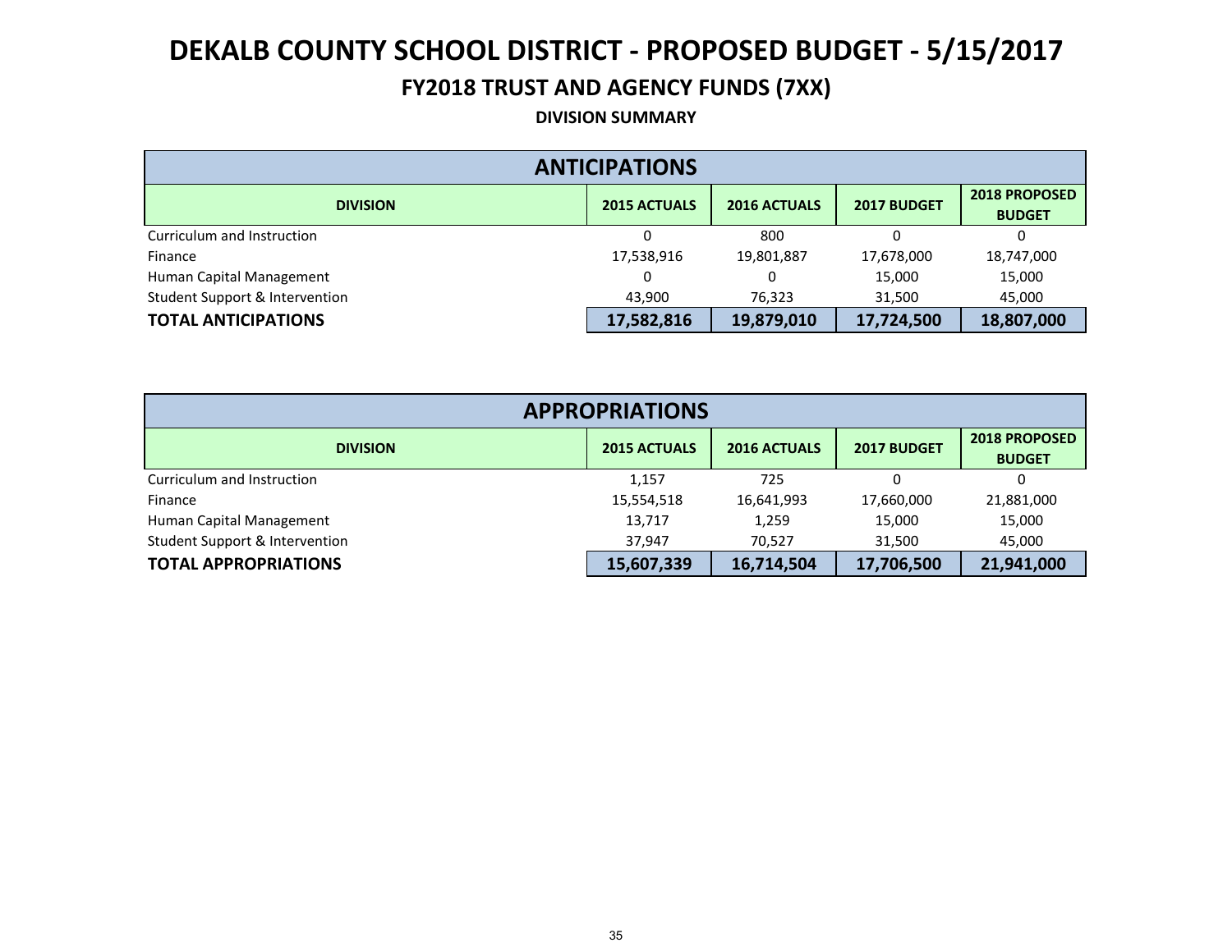# DEKALB COUNTY SCHOOL DISTRICT - PROPOSED BUDGET - 5/15/2017

## FY2018 TRUST AND AGENCY FUNDS (7XX)

### DIVISION SUMMARY

| ANTICIPATIONS | | | | |
|---|---|---|---|---|
| **DIVISION** | **2015 ACTUALS** | **2016 ACTUALS** | **2017 BUDGET** | **2018 PROPOSED BUDGET** |
| Curriculum and Instruction | 0 | 800 | 0 | 0 |
| Finance | 17,538,916 | 19,801,887 | 17,678,000 | 18,747,000 |
| Human Capital Management | 0 | 0 | 15,000 | 15,000 |
| Student Support & Intervention | 43,900 | 76,323 | 31,500 | 45,000 |
| **TOTAL ANTICIPATIONS** | **17,582,816** | **19,879,010** | **17,724,500** | **18,807,000** |

| APPROPRIATIONS | | | | |
|---|---|---|---|---|
| **DIVISION** | **2015 ACTUALS** | **2016 ACTUALS** | **2017 BUDGET** | **2018 PROPOSED BUDGET** |
| Curriculum and Instruction | 1,157 | 725 | 0 | 0 |
| Finance | 15,554,518 | 16,641,993 | 17,660,000 | 21,881,000 |
| Human Capital Management | 13,717 | 1,259 | 15,000 | 15,000 |
| Student Support & Intervention | 37,947 | 70,527 | 31,500 | 45,000 |
| **TOTAL APPROPRIATIONS** | **15,607,339** | **16,714,504** | **17,706,500** | **21,941,000** |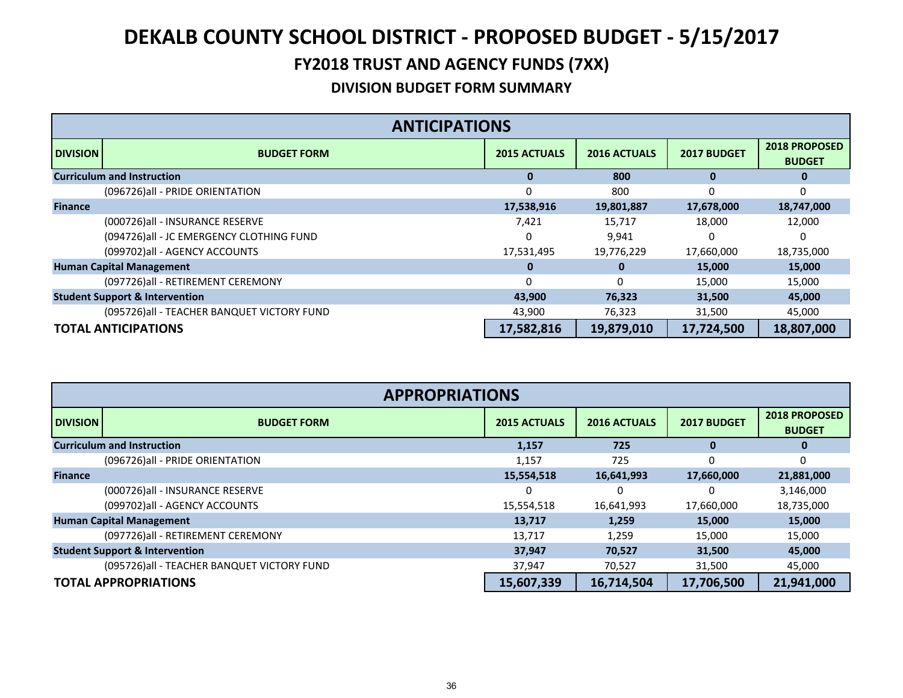# DEKALB COUNTY SCHOOL DISTRICT - PROPOSED BUDGET - 5/15/2017

## FY2018 TRUST AND AGENCY FUNDS (7XX)

### DIVISION BUDGET FORM SUMMARY

| ANTICIPATIONS | | | | | |
|---|---|---|---|---|---|
| **DIVISION** | **BUDGET FORM** | **2015 ACTUALS** | **2016 ACTUALS** | **2017 BUDGET** | **2018 PROPOSED BUDGET** |
| **Curriculum and Instruction** | | **0** | **800** | **0** | **0** |
| | (096726)all - PRIDE ORIENTATION | 0 | 800 | 0 | 0 |
| **Finance** | | **17,538,916** | **19,801,887** | **17,678,000** | **18,747,000** |
| | (000726)all - INSURANCE RESERVE | 7,421 | 15,717 | 18,000 | 12,000 |
| | (094726)all - JC EMERGENCY CLOTHING FUND | 0 | 9,941 | 0 | 0 |
| | (099702)all - AGENCY ACCOUNTS | 17,531,495 | 19,776,229 | 17,660,000 | 18,735,000 |
| **Human Capital Management** | | **0** | **0** | **15,000** | **15,000** |
| | (097726)all - RETIREMENT CEREMONY | 0 | 0 | 15,000 | 15,000 |
| **Student Support & Intervention** | | **43,900** | **76,323** | **31,500** | **45,000** |
| | (095726)all - TEACHER BANQUET VICTORY FUND | 43,900 | 76,323 | 31,500 | 45,000 |
| **TOTAL ANTICIPATIONS** | | **17,582,816** | **19,879,010** | **17,724,500** | **18,807,000** |

| APPROPRIATIONS | | | | | |
|---|---|---|---|---|---|
| **DIVISION** | **BUDGET FORM** | **2015 ACTUALS** | **2016 ACTUALS** | **2017 BUDGET** | **2018 PROPOSED BUDGET** |
| **Curriculum and Instruction** | | **1,157** | **725** | **0** | **0** |
| | (096726)all - PRIDE ORIENTATION | 1,157 | 725 | 0 | 0 |
| **Finance** | | **15,554,518** | **16,641,993** | **17,660,000** | **21,881,000** |
| | (000726)all - INSURANCE RESERVE | 0 | 0 | 0 | 3,146,000 |
| | (099702)all - AGENCY ACCOUNTS | 15,554,518 | 16,641,993 | 17,660,000 | 18,735,000 |
| **Human Capital Management** | | **13,717** | **1,259** | **15,000** | **15,000** |
| | (097726)all - RETIREMENT CEREMONY | 13,717 | 1,259 | 15,000 | 15,000 |
| **Student Support & Intervention** | | **37,947** | **70,527** | **31,500** | **45,000** |
| | (095726)all - TEACHER BANQUET VICTORY FUND | 37,947 | 70,527 | 31,500 | 45,000 |
| **TOTAL APPROPRIATIONS** | | **15,607,339** | **16,714,504** | **17,706,500** | **21,941,000** |